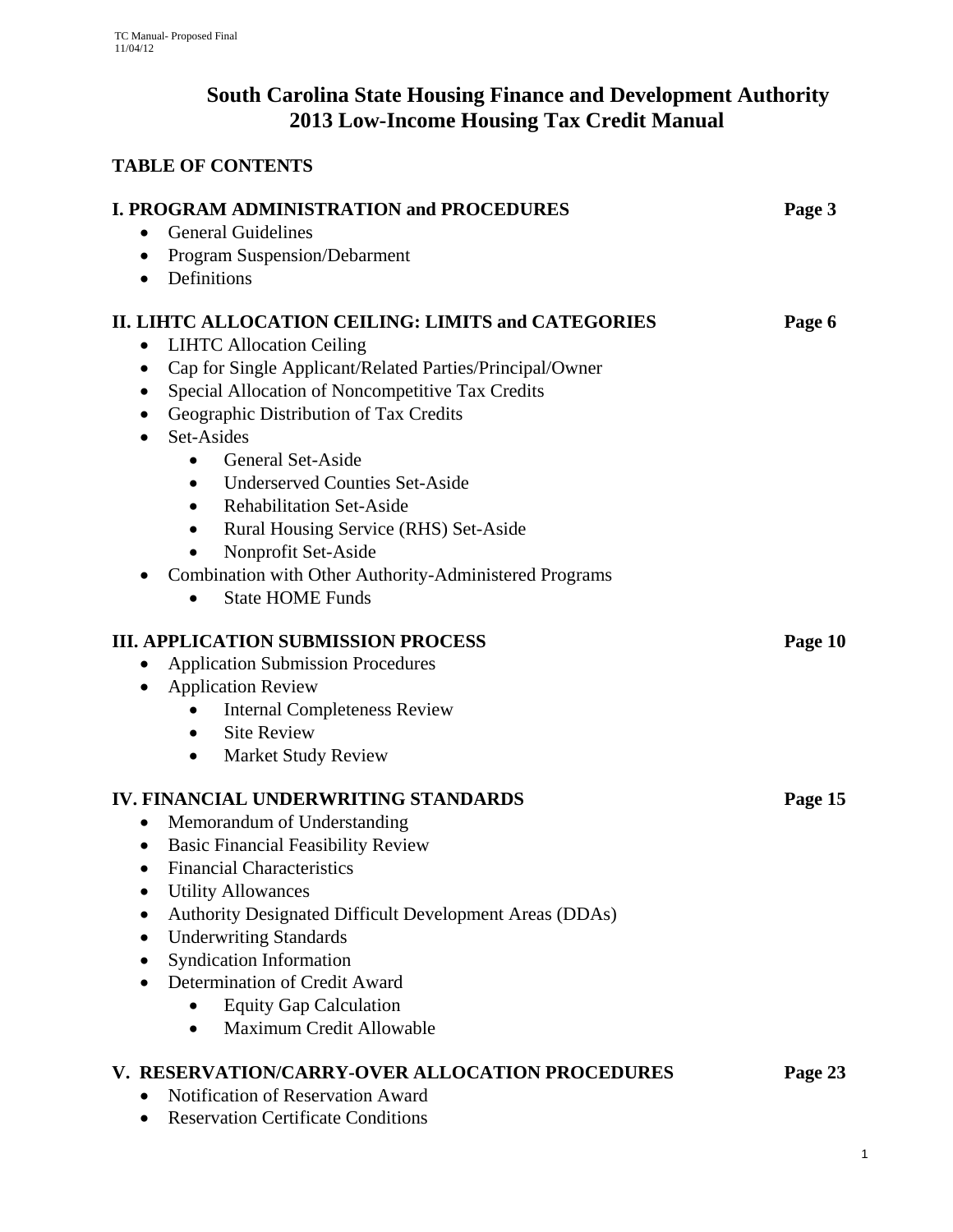# South Carolina State Housing Finance and Development Authority
# 2013 Low-Income Housing Tax Credit Manual

## TABLE OF CONTENTS

**I. PROGRAM ADMINISTRATION and PROCEDURES** — **Page 3**
- General Guidelines
- Program Suspension/Debarment
- Definitions

**II. LIHTC ALLOCATION CEILING: LIMITS and CATEGORIES** — **Page 6**
- LIHTC Allocation Ceiling
- Cap for Single Applicant/Related Parties/Principal/Owner
- Special Allocation of Noncompetitive Tax Credits
- Geographic Distribution of Tax Credits
- Set-Asides
  - General Set-Aside
  - Underserved Counties Set-Aside
  - Rehabilitation Set-Aside
  - Rural Housing Service (RHS) Set-Aside
  - Nonprofit Set-Aside
- Combination with Other Authority-Administered Programs
  - State HOME Funds

**III. APPLICATION SUBMISSION PROCESS** — **Page 10**
- Application Submission Procedures
- Application Review
  - Internal Completeness Review
  - Site Review
  - Market Study Review

**IV. FINANCIAL UNDERWRITING STANDARDS** — **Page 15**
- Memorandum of Understanding
- Basic Financial Feasibility Review
- Financial Characteristics
- Utility Allowances
- Authority Designated Difficult Development Areas (DDAs)
- Underwriting Standards
- Syndication Information
- Determination of Credit Award
  - Equity Gap Calculation
  - Maximum Credit Allowable

**V. RESERVATION/CARRY-OVER ALLOCATION PROCEDURES** — **Page 23**
- Notification of Reservation Award
- Reservation Certificate Conditions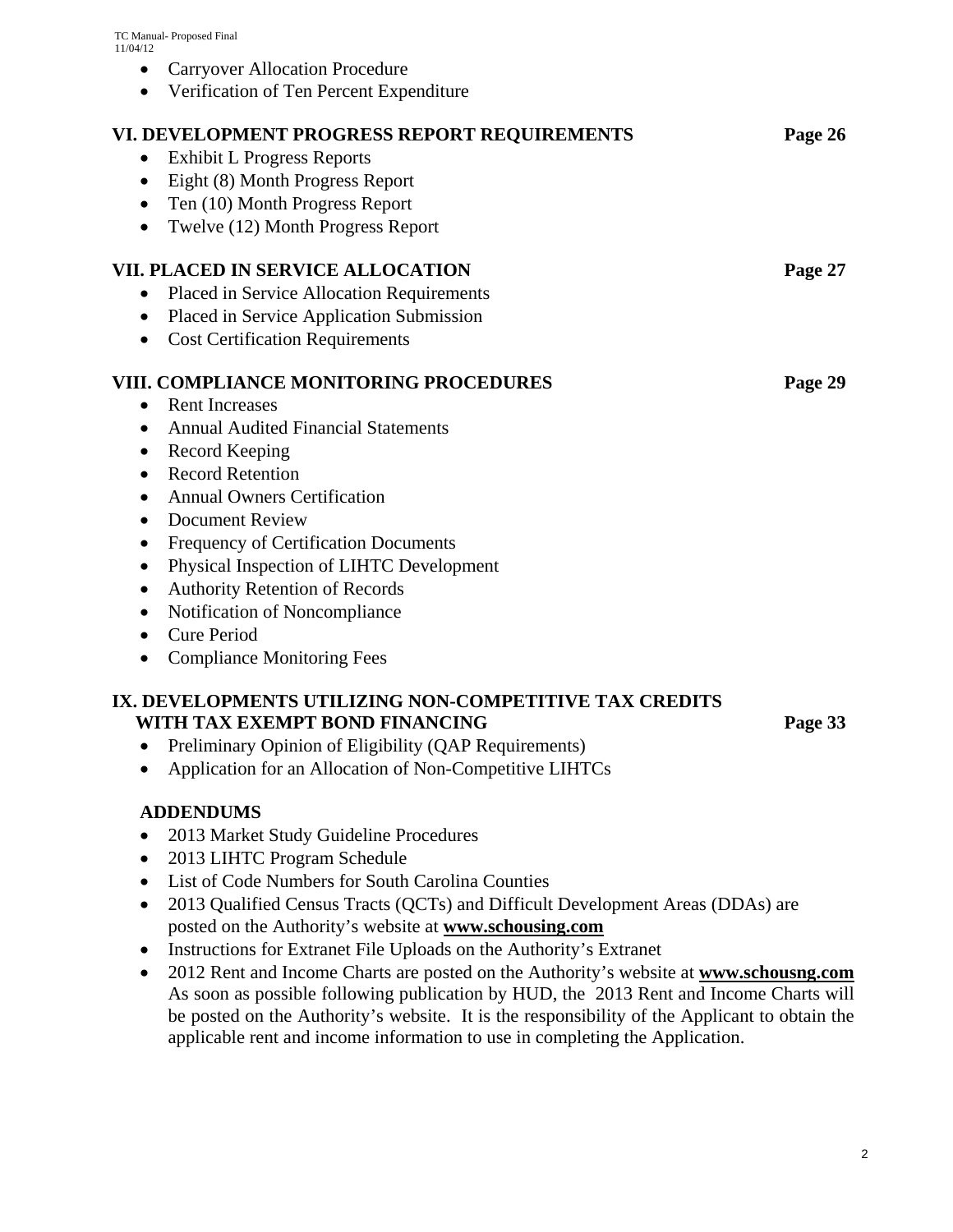- Carryover Allocation Procedure
- Verification of Ten Percent Expenditure

**VI. DEVELOPMENT PROGRESS REPORT REQUIREMENTS** **Page 26**

- Exhibit L Progress Reports
- Eight (8) Month Progress Report
- Ten (10) Month Progress Report
- Twelve (12) Month Progress Report

**VII. PLACED IN SERVICE ALLOCATION** **Page 27**

- Placed in Service Allocation Requirements
- Placed in Service Application Submission
- Cost Certification Requirements

**VIII. COMPLIANCE MONITORING PROCEDURES** **Page 29**

- Rent Increases
- Annual Audited Financial Statements
- Record Keeping
- Record Retention
- Annual Owners Certification
- Document Review
- Frequency of Certification Documents
- Physical Inspection of LIHTC Development
- Authority Retention of Records
- Notification of Noncompliance
- Cure Period
- Compliance Monitoring Fees

**IX. DEVELOPMENTS UTILIZING NON-COMPETITIVE TAX CREDITS WITH TAX EXEMPT BOND FINANCING** **Page 33**

- Preliminary Opinion of Eligibility (QAP Requirements)
- Application for an Allocation of Non-Competitive LIHTCs

**ADDENDUMS**

- 2013 Market Study Guideline Procedures
- 2013 LIHTC Program Schedule
- List of Code Numbers for South Carolina Counties
- 2013 Qualified Census Tracts (QCTs) and Difficult Development Areas (DDAs) are posted on the Authority's website at **www.schousing.com**
- Instructions for Extranet File Uploads on the Authority's Extranet
- 2012 Rent and Income Charts are posted on the Authority's website at **www.schousng.com** As soon as possible following publication by HUD, the 2013 Rent and Income Charts will be posted on the Authority's website. It is the responsibility of the Applicant to obtain the applicable rent and income information to use in completing the Application.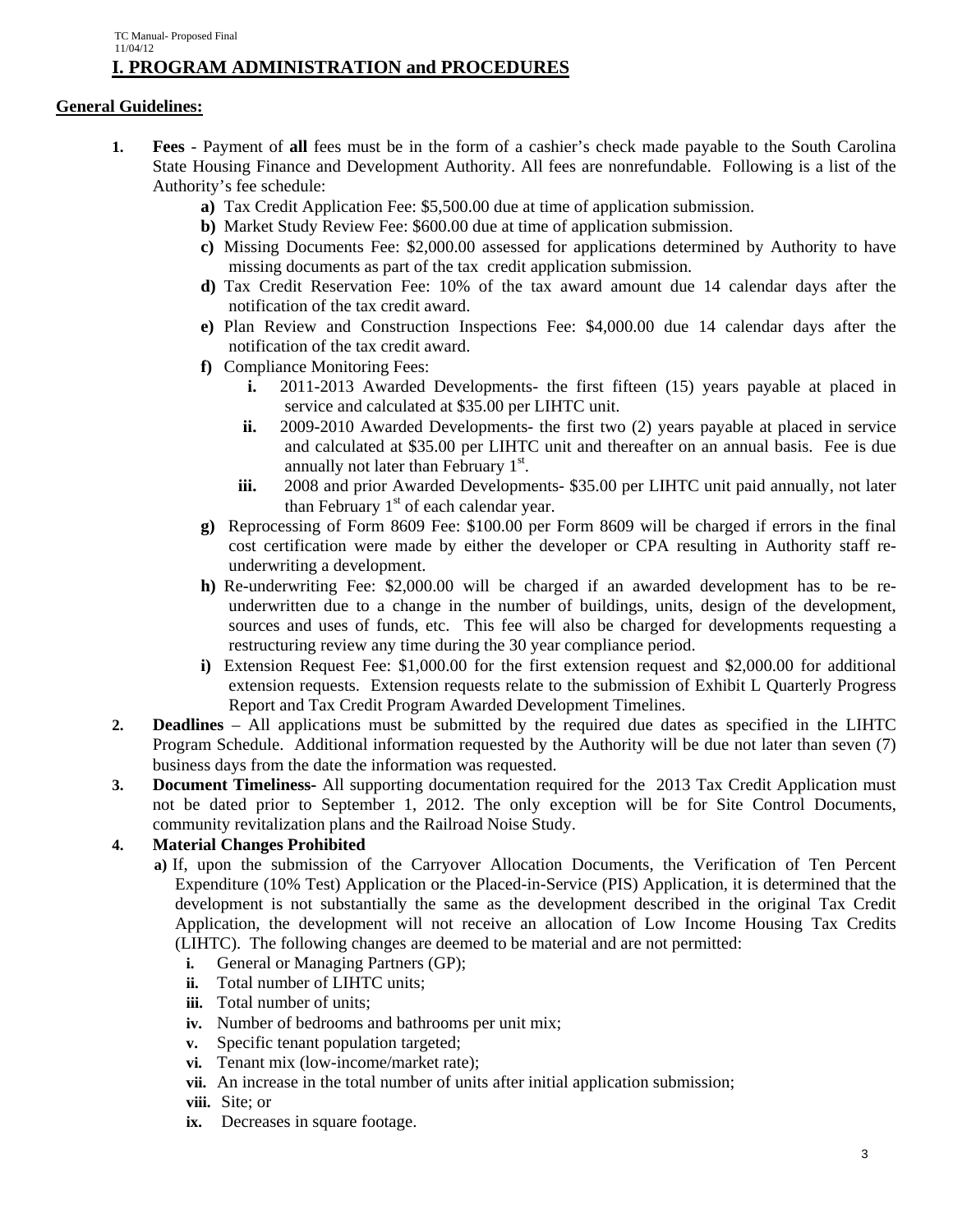# I. PROGRAM ADMINISTRATION and PROCEDURES

## General Guidelines:

1. **Fees** - Payment of **all** fees must be in the form of a cashier's check made payable to the South Carolina State Housing Finance and Development Authority. All fees are nonrefundable. Following is a list of the Authority's fee schedule:
   - **a)** Tax Credit Application Fee: $5,500.00 due at time of application submission.
   - **b)** Market Study Review Fee: $600.00 due at time of application submission.
   - **c)** Missing Documents Fee: $2,000.00 assessed for applications determined by Authority to have missing documents as part of the tax credit application submission.
   - **d)** Tax Credit Reservation Fee: 10% of the tax award amount due 14 calendar days after the notification of the tax credit award.
   - **e)** Plan Review and Construction Inspections Fee: $4,000.00 due 14 calendar days after the notification of the tax credit award.
   - **f)** Compliance Monitoring Fees:
     - **i.** 2011-2013 Awarded Developments- the first fifteen (15) years payable at placed in service and calculated at $35.00 per LIHTC unit.
     - **ii.** 2009-2010 Awarded Developments- the first two (2) years payable at placed in service and calculated at $35.00 per LIHTC unit and thereafter on an annual basis. Fee is due annually not later than February 1st.
     - **iii.** 2008 and prior Awarded Developments- $35.00 per LIHTC unit paid annually, not later than February 1st of each calendar year.
   - **g)** Reprocessing of Form 8609 Fee: $100.00 per Form 8609 will be charged if errors in the final cost certification were made by either the developer or CPA resulting in Authority staff re-underwriting a development.
   - **h)** Re-underwriting Fee: $2,000.00 will be charged if an awarded development has to be re-underwritten due to a change in the number of buildings, units, design of the development, sources and uses of funds, etc. This fee will also be charged for developments requesting a restructuring review any time during the 30 year compliance period.
   - **i)** Extension Request Fee: $1,000.00 for the first extension request and $2,000.00 for additional extension requests. Extension requests relate to the submission of Exhibit L Quarterly Progress Report and Tax Credit Program Awarded Development Timelines.
2. **Deadlines** – All applications must be submitted by the required due dates as specified in the LIHTC Program Schedule. Additional information requested by the Authority will be due not later than seven (7) business days from the date the information was requested.
3. **Document Timeliness-** All supporting documentation required for the 2013 Tax Credit Application must not be dated prior to September 1, 2012. The only exception will be for Site Control Documents, community revitalization plans and the Railroad Noise Study.
4. **Material Changes Prohibited**
   - **a)** If, upon the submission of the Carryover Allocation Documents, the Verification of Ten Percent Expenditure (10% Test) Application or the Placed-in-Service (PIS) Application, it is determined that the development is not substantially the same as the development described in the original Tax Credit Application, the development will not receive an allocation of Low Income Housing Tax Credits (LIHTC). The following changes are deemed to be material and are not permitted:
     - **i.** General or Managing Partners (GP);
     - **ii.** Total number of LIHTC units;
     - **iii.** Total number of units;
     - **iv.** Number of bedrooms and bathrooms per unit mix;
     - **v.** Specific tenant population targeted;
     - **vi.** Tenant mix (low-income/market rate);
     - **vii.** An increase in the total number of units after initial application submission;
     - **viii.** Site; or
     - **ix.** Decreases in square footage.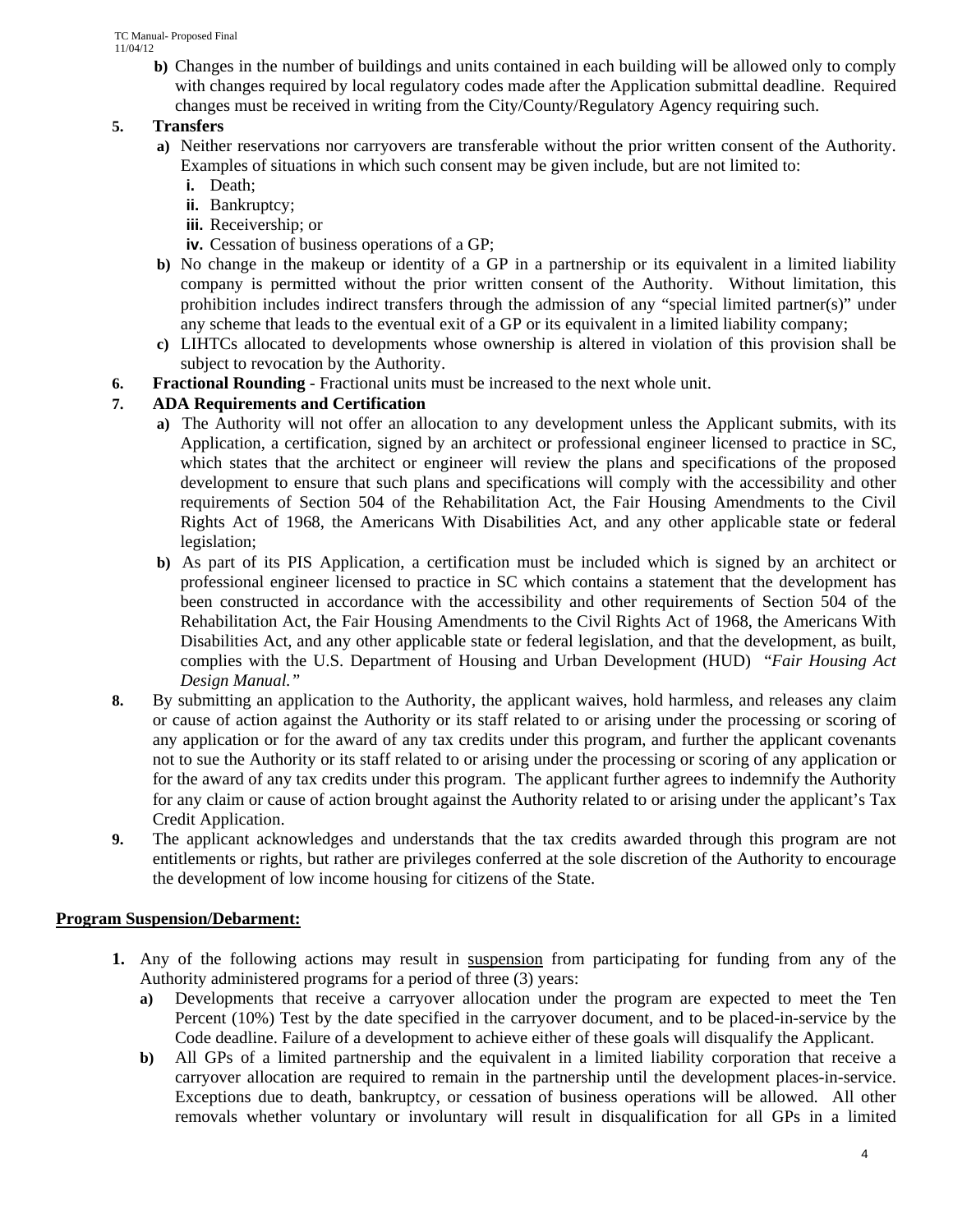**b)** Changes in the number of buildings and units contained in each building will be allowed only to comply with changes required by local regulatory codes made after the Application submittal deadline. Required changes must be received in writing from the City/County/Regulatory Agency requiring such.

**5. Transfers**

**a)** Neither reservations nor carryovers are transferable without the prior written consent of the Authority. Examples of situations in which such consent may be given include, but are not limited to:

- **i.** Death;
- **ii.** Bankruptcy;
- **iii.** Receivership; or
- **iv.** Cessation of business operations of a GP;

**b)** No change in the makeup or identity of a GP in a partnership or its equivalent in a limited liability company is permitted without the prior written consent of the Authority. Without limitation, this prohibition includes indirect transfers through the admission of any "special limited partner(s)" under any scheme that leads to the eventual exit of a GP or its equivalent in a limited liability company;

**c)** LIHTCs allocated to developments whose ownership is altered in violation of this provision shall be subject to revocation by the Authority.

**6. Fractional Rounding** - Fractional units must be increased to the next whole unit.

**7. ADA Requirements and Certification**

**a)** The Authority will not offer an allocation to any development unless the Applicant submits, with its Application, a certification, signed by an architect or professional engineer licensed to practice in SC, which states that the architect or engineer will review the plans and specifications of the proposed development to ensure that such plans and specifications will comply with the accessibility and other requirements of Section 504 of the Rehabilitation Act, the Fair Housing Amendments to the Civil Rights Act of 1968, the Americans With Disabilities Act, and any other applicable state or federal legislation;

**b)** As part of its PIS Application, a certification must be included which is signed by an architect or professional engineer licensed to practice in SC which contains a statement that the development has been constructed in accordance with the accessibility and other requirements of Section 504 of the Rehabilitation Act, the Fair Housing Amendments to the Civil Rights Act of 1968, the Americans With Disabilities Act, and any other applicable state or federal legislation, and that the development, as built, complies with the U.S. Department of Housing and Urban Development (HUD) *"Fair Housing Act Design Manual."*

**8.** By submitting an application to the Authority, the applicant waives, hold harmless, and releases any claim or cause of action against the Authority or its staff related to or arising under the processing or scoring of any application or for the award of any tax credits under this program, and further the applicant covenants not to sue the Authority or its staff related to or arising under the processing or scoring of any application or for the award of any tax credits under this program. The applicant further agrees to indemnify the Authority for any claim or cause of action brought against the Authority related to or arising under the applicant's Tax Credit Application.

**9.** The applicant acknowledges and understands that the tax credits awarded through this program are not entitlements or rights, but rather are privileges conferred at the sole discretion of the Authority to encourage the development of low income housing for citizens of the State.

**Program Suspension/Debarment:**

**1.** Any of the following actions may result in suspension from participating for funding from any of the Authority administered programs for a period of three (3) years:

**a)** Developments that receive a carryover allocation under the program are expected to meet the Ten Percent (10%) Test by the date specified in the carryover document, and to be placed-in-service by the Code deadline. Failure of a development to achieve either of these goals will disqualify the Applicant.

**b)** All GPs of a limited partnership and the equivalent in a limited liability corporation that receive a carryover allocation are required to remain in the partnership until the development places-in-service. Exceptions due to death, bankruptcy, or cessation of business operations will be allowed. All other removals whether voluntary or involuntary will result in disqualification for all GPs in a limited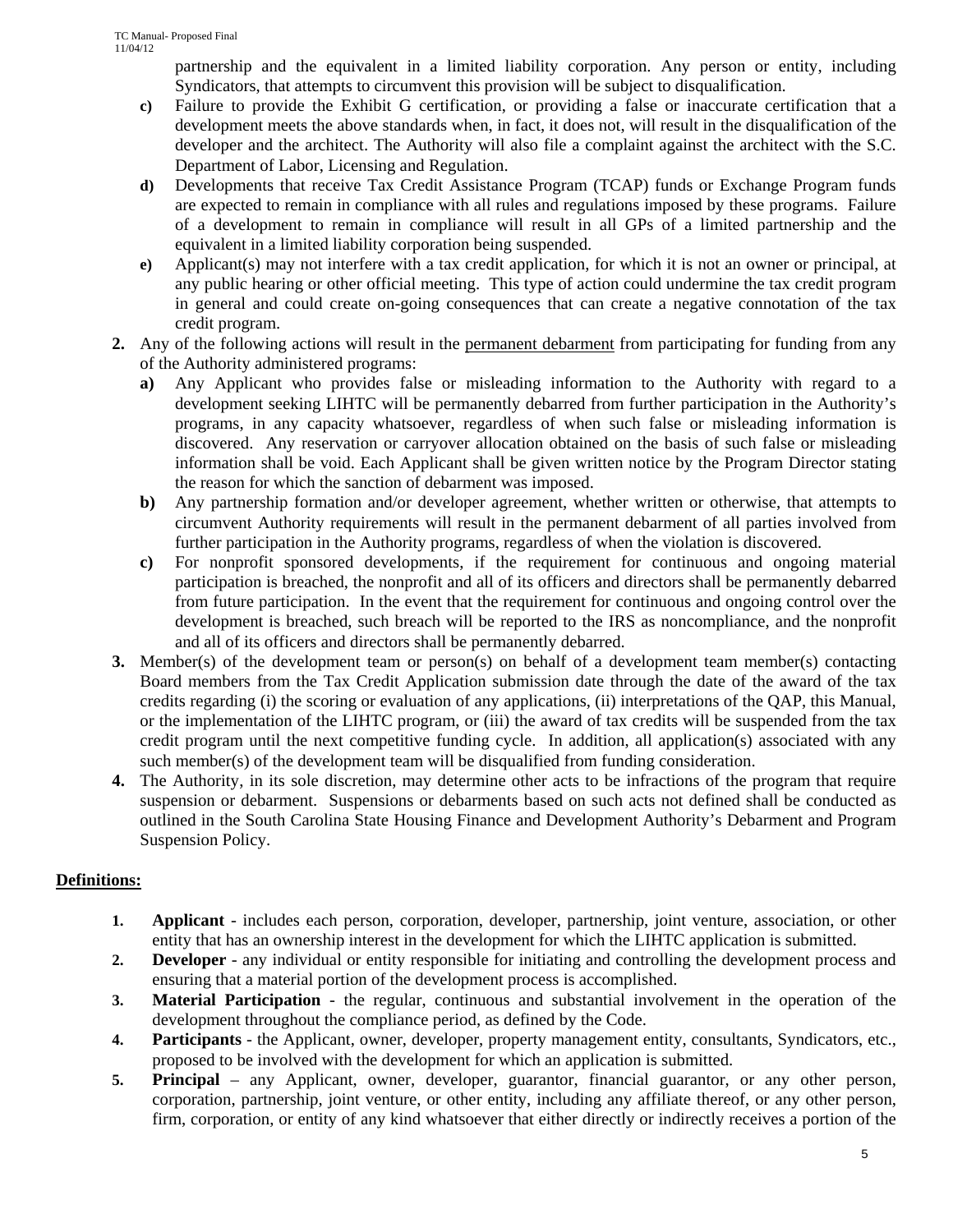partnership and the equivalent in a limited liability corporation. Any person or entity, including Syndicators, that attempts to circumvent this provision will be subject to disqualification.

   - **c)** Failure to provide the Exhibit G certification, or providing a false or inaccurate certification that a development meets the above standards when, in fact, it does not, will result in the disqualification of the developer and the architect. The Authority will also file a complaint against the architect with the S.C. Department of Labor, Licensing and Regulation.
   - **d)** Developments that receive Tax Credit Assistance Program (TCAP) funds or Exchange Program funds are expected to remain in compliance with all rules and regulations imposed by these programs. Failure of a development to remain in compliance will result in all GPs of a limited partnership and the equivalent in a limited liability corporation being suspended.
   - **e)** Applicant(s) may not interfere with a tax credit application, for which it is not an owner or principal, at any public hearing or other official meeting. This type of action could undermine the tax credit program in general and could create on-going consequences that can create a negative connotation of the tax credit program.

**2.** Any of the following actions will result in the permanent debarment from participating for funding from any of the Authority administered programs:

   - **a)** Any Applicant who provides false or misleading information to the Authority with regard to a development seeking LIHTC will be permanently debarred from further participation in the Authority's programs, in any capacity whatsoever, regardless of when such false or misleading information is discovered. Any reservation or carryover allocation obtained on the basis of such false or misleading information shall be void. Each Applicant shall be given written notice by the Program Director stating the reason for which the sanction of debarment was imposed.
   - **b)** Any partnership formation and/or developer agreement, whether written or otherwise, that attempts to circumvent Authority requirements will result in the permanent debarment of all parties involved from further participation in the Authority programs, regardless of when the violation is discovered.
   - **c)** For nonprofit sponsored developments, if the requirement for continuous and ongoing material participation is breached, the nonprofit and all of its officers and directors shall be permanently debarred from future participation. In the event that the requirement for continuous and ongoing control over the development is breached, such breach will be reported to the IRS as noncompliance, and the nonprofit and all of its officers and directors shall be permanently debarred.

**3.** Member(s) of the development team or person(s) on behalf of a development team member(s) contacting Board members from the Tax Credit Application submission date through the date of the award of the tax credits regarding (i) the scoring or evaluation of any applications, (ii) interpretations of the QAP, this Manual, or the implementation of the LIHTC program, or (iii) the award of tax credits will be suspended from the tax credit program until the next competitive funding cycle. In addition, all application(s) associated with any such member(s) of the development team will be disqualified from funding consideration.

**4.** The Authority, in its sole discretion, may determine other acts to be infractions of the program that require suspension or debarment. Suspensions or debarments based on such acts not defined shall be conducted as outlined in the South Carolina State Housing Finance and Development Authority's Debarment and Program Suspension Policy.

## Definitions:

1. **Applicant** - includes each person, corporation, developer, partnership, joint venture, association, or other entity that has an ownership interest in the development for which the LIHTC application is submitted.
2. **Developer** - any individual or entity responsible for initiating and controlling the development process and ensuring that a material portion of the development process is accomplished.
3. **Material Participation** - the regular, continuous and substantial involvement in the operation of the development throughout the compliance period, as defined by the Code.
4. **Participants** - the Applicant, owner, developer, property management entity, consultants, Syndicators, etc., proposed to be involved with the development for which an application is submitted.
5. **Principal** – any Applicant, owner, developer, guarantor, financial guarantor, or any other person, corporation, partnership, joint venture, or other entity, including any affiliate thereof, or any other person, firm, corporation, or entity of any kind whatsoever that either directly or indirectly receives a portion of the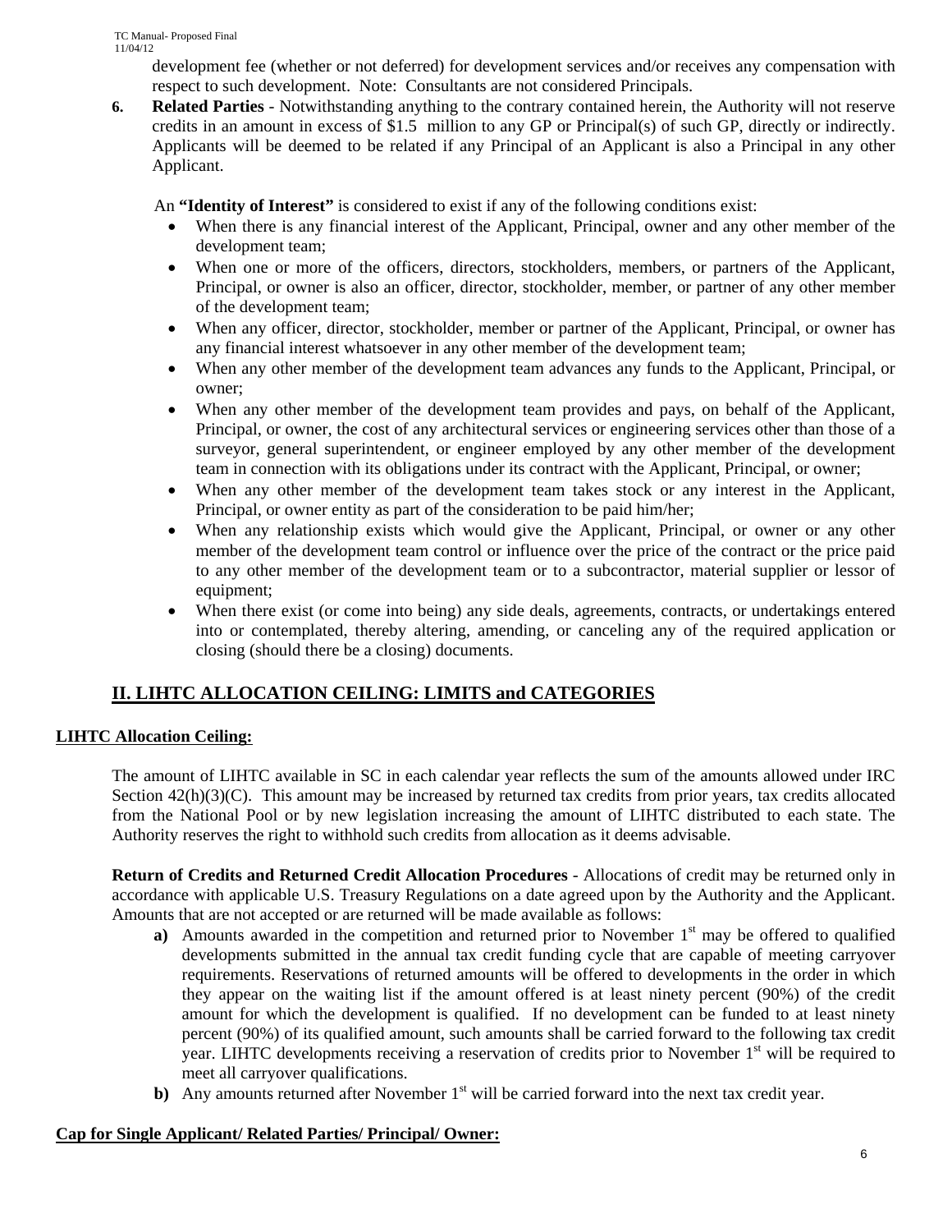development fee (whether or not deferred) for development services and/or receives any compensation with respect to such development. Note: Consultants are not considered Principals.

6. **Related Parties** - Notwithstanding anything to the contrary contained herein, the Authority will not reserve credits in an amount in excess of $1.5 million to any GP or Principal(s) of such GP, directly or indirectly. Applicants will be deemed to be related if any Principal of an Applicant is also a Principal in any other Applicant.

An **"Identity of Interest"** is considered to exist if any of the following conditions exist:

- When there is any financial interest of the Applicant, Principal, owner and any other member of the development team;
- When one or more of the officers, directors, stockholders, members, or partners of the Applicant, Principal, or owner is also an officer, director, stockholder, member, or partner of any other member of the development team;
- When any officer, director, stockholder, member or partner of the Applicant, Principal, or owner has any financial interest whatsoever in any other member of the development team;
- When any other member of the development team advances any funds to the Applicant, Principal, or owner;
- When any other member of the development team provides and pays, on behalf of the Applicant, Principal, or owner, the cost of any architectural services or engineering services other than those of a surveyor, general superintendent, or engineer employed by any other member of the development team in connection with its obligations under its contract with the Applicant, Principal, or owner;
- When any other member of the development team takes stock or any interest in the Applicant, Principal, or owner entity as part of the consideration to be paid him/her;
- When any relationship exists which would give the Applicant, Principal, or owner or any other member of the development team control or influence over the price of the contract or the price paid to any other member of the development team or to a subcontractor, material supplier or lessor of equipment;
- When there exist (or come into being) any side deals, agreements, contracts, or undertakings entered into or contemplated, thereby altering, amending, or canceling any of the required application or closing (should there be a closing) documents.

## II. LIHTC ALLOCATION CEILING: LIMITS and CATEGORIES

### LIHTC Allocation Ceiling:

The amount of LIHTC available in SC in each calendar year reflects the sum of the amounts allowed under IRC Section 42(h)(3)(C). This amount may be increased by returned tax credits from prior years, tax credits allocated from the National Pool or by new legislation increasing the amount of LIHTC distributed to each state. The Authority reserves the right to withhold such credits from allocation as it deems advisable.

**Return of Credits and Returned Credit Allocation Procedures** - Allocations of credit may be returned only in accordance with applicable U.S. Treasury Regulations on a date agreed upon by the Authority and the Applicant. Amounts that are not accepted or are returned will be made available as follows:

**a)** Amounts awarded in the competition and returned prior to November 1st may be offered to qualified developments submitted in the annual tax credit funding cycle that are capable of meeting carryover requirements. Reservations of returned amounts will be offered to developments in the order in which they appear on the waiting list if the amount offered is at least ninety percent (90%) of the credit amount for which the development is qualified. If no development can be funded to at least ninety percent (90%) of its qualified amount, such amounts shall be carried forward to the following tax credit year. LIHTC developments receiving a reservation of credits prior to November 1st will be required to meet all carryover qualifications.

**b)** Any amounts returned after November 1st will be carried forward into the next tax credit year.

### Cap for Single Applicant/ Related Parties/ Principal/ Owner: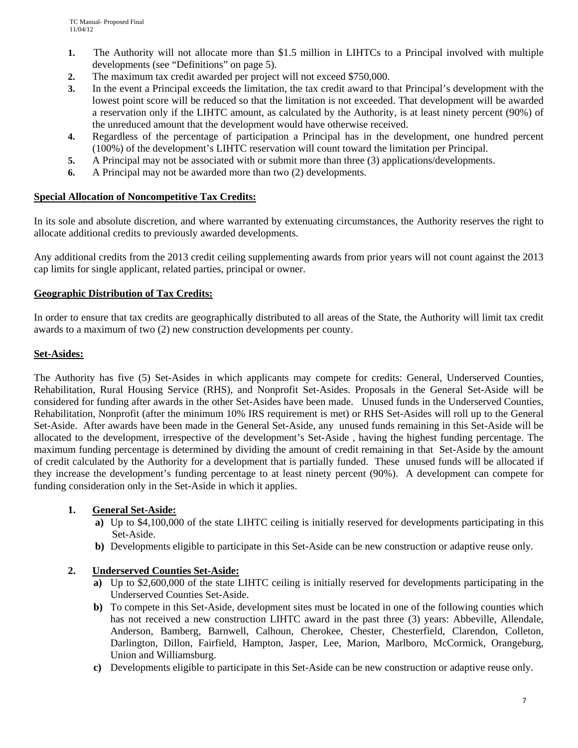1. The Authority will not allocate more than $1.5 million in LIHTCs to a Principal involved with multiple developments (see "Definitions" on page 5).
2. The maximum tax credit awarded per project will not exceed $750,000.
3. In the event a Principal exceeds the limitation, the tax credit award to that Principal's development with the lowest point score will be reduced so that the limitation is not exceeded. That development will be awarded a reservation only if the LIHTC amount, as calculated by the Authority, is at least ninety percent (90%) of the unreduced amount that the development would have otherwise received.
4. Regardless of the percentage of participation a Principal has in the development, one hundred percent (100%) of the development's LIHTC reservation will count toward the limitation per Principal.
5. A Principal may not be associated with or submit more than three (3) applications/developments.
6. A Principal may not be awarded more than two (2) developments.

**Special Allocation of Noncompetitive Tax Credits:**

In its sole and absolute discretion, and where warranted by extenuating circumstances, the Authority reserves the right to allocate additional credits to previously awarded developments.

Any additional credits from the 2013 credit ceiling supplementing awards from prior years will not count against the 2013 cap limits for single applicant, related parties, principal or owner.

**Geographic Distribution of Tax Credits:**

In order to ensure that tax credits are geographically distributed to all areas of the State, the Authority will limit tax credit awards to a maximum of two (2) new construction developments per county.

**Set-Asides:**

The Authority has five (5) Set-Asides in which applicants may compete for credits: General, Underserved Counties, Rehabilitation, Rural Housing Service (RHS), and Nonprofit Set-Asides. Proposals in the General Set-Aside will be considered for funding after awards in the other Set-Asides have been made. Unused funds in the Underserved Counties, Rehabilitation, Nonprofit (after the minimum 10% IRS requirement is met) or RHS Set-Asides will roll up to the General Set-Aside. After awards have been made in the General Set-Aside, any unused funds remaining in this Set-Aside will be allocated to the development, irrespective of the development's Set-Aside , having the highest funding percentage. The maximum funding percentage is determined by dividing the amount of credit remaining in that Set-Aside by the amount of credit calculated by the Authority for a development that is partially funded. These unused funds will be allocated if they increase the development's funding percentage to at least ninety percent (90%). A development can compete for funding consideration only in the Set-Aside in which it applies.

1. **General Set-Aside:**
   - **a)** Up to $4,100,000 of the state LIHTC ceiling is initially reserved for developments participating in this Set-Aside.
   - **b)** Developments eligible to participate in this Set-Aside can be new construction or adaptive reuse only.

2. **Underserved Counties Set-Aside:**
   - **a)** Up to $2,600,000 of the state LIHTC ceiling is initially reserved for developments participating in the Underserved Counties Set-Aside.
   - **b)** To compete in this Set-Aside, development sites must be located in one of the following counties which has not received a new construction LIHTC award in the past three (3) years: Abbeville, Allendale, Anderson, Bamberg, Barnwell, Calhoun, Cherokee, Chester, Chesterfield, Clarendon, Colleton, Darlington, Dillon, Fairfield, Hampton, Jasper, Lee, Marion, Marlboro, McCormick, Orangeburg, Union and Williamsburg.
   - **c)** Developments eligible to participate in this Set-Aside can be new construction or adaptive reuse only.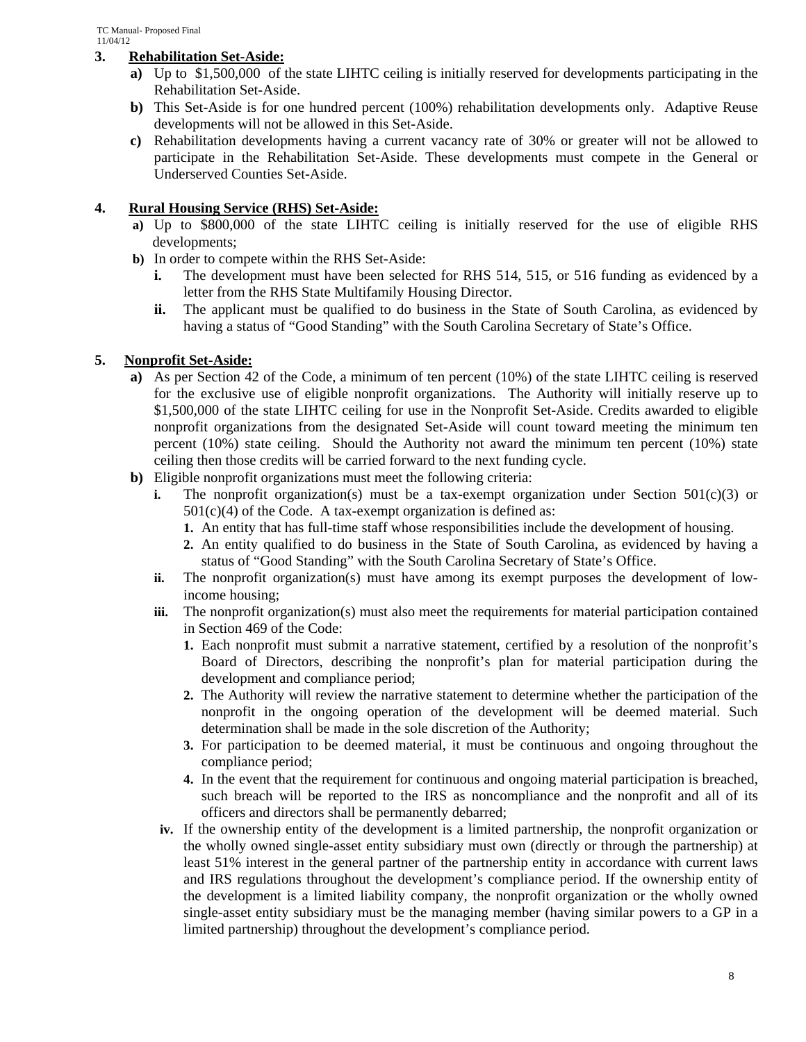3. **Rehabilitation Set-Aside:**
   - **a)** Up to $1,500,000 of the state LIHTC ceiling is initially reserved for developments participating in the Rehabilitation Set-Aside.
   - **b)** This Set-Aside is for one hundred percent (100%) rehabilitation developments only. Adaptive Reuse developments will not be allowed in this Set-Aside.
   - **c)** Rehabilitation developments having a current vacancy rate of 30% or greater will not be allowed to participate in the Rehabilitation Set-Aside. These developments must compete in the General or Underserved Counties Set-Aside.

4. **Rural Housing Service (RHS) Set-Aside:**
   - **a)** Up to $800,000 of the state LIHTC ceiling is initially reserved for the use of eligible RHS developments;
   - **b)** In order to compete within the RHS Set-Aside:
     - **i.** The development must have been selected for RHS 514, 515, or 516 funding as evidenced by a letter from the RHS State Multifamily Housing Director.
     - **ii.** The applicant must be qualified to do business in the State of South Carolina, as evidenced by having a status of "Good Standing" with the South Carolina Secretary of State's Office.

5. **Nonprofit Set-Aside:**
   - **a)** As per Section 42 of the Code, a minimum of ten percent (10%) of the state LIHTC ceiling is reserved for the exclusive use of eligible nonprofit organizations. The Authority will initially reserve up to $1,500,000 of the state LIHTC ceiling for use in the Nonprofit Set-Aside. Credits awarded to eligible nonprofit organizations from the designated Set-Aside will count toward meeting the minimum ten percent (10%) state ceiling. Should the Authority not award the minimum ten percent (10%) state ceiling then those credits will be carried forward to the next funding cycle.
   - **b)** Eligible nonprofit organizations must meet the following criteria:
     - **i.** The nonprofit organization(s) must be a tax-exempt organization under Section 501(c)(3) or 501(c)(4) of the Code. A tax-exempt organization is defined as:
       1. An entity that has full-time staff whose responsibilities include the development of housing.
       2. An entity qualified to do business in the State of South Carolina, as evidenced by having a status of "Good Standing" with the South Carolina Secretary of State's Office.
     - **ii.** The nonprofit organization(s) must have among its exempt purposes the development of low-income housing;
     - **iii.** The nonprofit organization(s) must also meet the requirements for material participation contained in Section 469 of the Code:
       1. Each nonprofit must submit a narrative statement, certified by a resolution of the nonprofit's Board of Directors, describing the nonprofit's plan for material participation during the development and compliance period;
       2. The Authority will review the narrative statement to determine whether the participation of the nonprofit in the ongoing operation of the development will be deemed material. Such determination shall be made in the sole discretion of the Authority;
       3. For participation to be deemed material, it must be continuous and ongoing throughout the compliance period;
       4. In the event that the requirement for continuous and ongoing material participation is breached, such breach will be reported to the IRS as noncompliance and the nonprofit and all of its officers and directors shall be permanently debarred;
     - **iv.** If the ownership entity of the development is a limited partnership, the nonprofit organization or the wholly owned single-asset entity subsidiary must own (directly or through the partnership) at least 51% interest in the general partner of the partnership entity in accordance with current laws and IRS regulations throughout the development's compliance period. If the ownership entity of the development is a limited liability company, the nonprofit organization or the wholly owned single-asset entity subsidiary must be the managing member (having similar powers to a GP in a limited partnership) throughout the development's compliance period.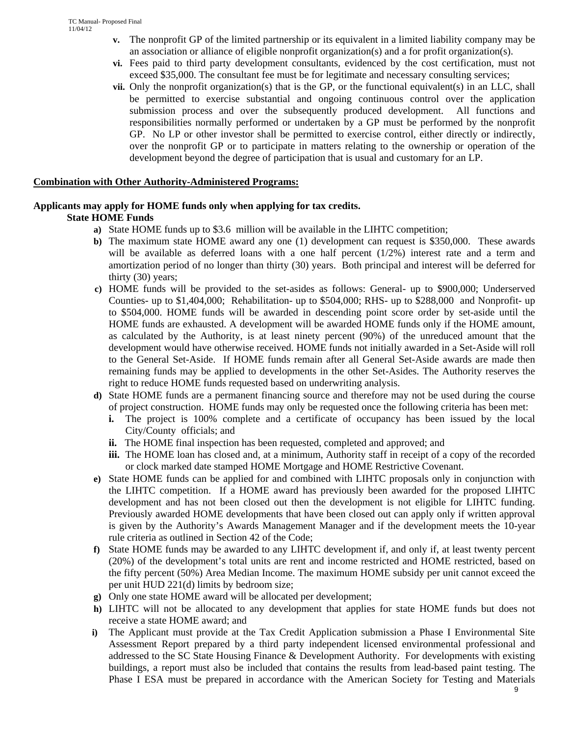- **v.** The nonprofit GP of the limited partnership or its equivalent in a limited liability company may be an association or alliance of eligible nonprofit organization(s) and a for profit organization(s).
- **vi.** Fees paid to third party development consultants, evidenced by the cost certification, must not exceed $35,000. The consultant fee must be for legitimate and necessary consulting services;
- **vii.** Only the nonprofit organization(s) that is the GP, or the functional equivalent(s) in an LLC, shall be permitted to exercise substantial and ongoing continuous control over the application submission process and over the subsequently produced development. All functions and responsibilities normally performed or undertaken by a GP must be performed by the nonprofit GP. No LP or other investor shall be permitted to exercise control, either directly or indirectly, over the nonprofit GP or to participate in matters relating to the ownership or operation of the development beyond the degree of participation that is usual and customary for an LP.

**Combination with Other Authority-Administered Programs:**

**Applicants may apply for HOME funds only when applying for tax credits.**

**State HOME Funds**

- **a)** State HOME funds up to $3.6 million will be available in the LIHTC competition;
- **b)** The maximum state HOME award any one (1) development can request is $350,000. These awards will be available as deferred loans with a one half percent (1/2%) interest rate and a term and amortization period of no longer than thirty (30) years. Both principal and interest will be deferred for thirty (30) years;
- **c)** HOME funds will be provided to the set-asides as follows: General- up to $900,000; Underserved Counties- up to $1,404,000; Rehabilitation- up to $504,000; RHS- up to $288,000 and Nonprofit- up to $504,000. HOME funds will be awarded in descending point score order by set-aside until the HOME funds are exhausted. A development will be awarded HOME funds only if the HOME amount, as calculated by the Authority, is at least ninety percent (90%) of the unreduced amount that the development would have otherwise received. HOME funds not initially awarded in a Set-Aside will roll to the General Set-Aside. If HOME funds remain after all General Set-Aside awards are made then remaining funds may be applied to developments in the other Set-Asides. The Authority reserves the right to reduce HOME funds requested based on underwriting analysis.
- **d)** State HOME funds are a permanent financing source and therefore may not be used during the course of project construction. HOME funds may only be requested once the following criteria has been met:
  - **i.** The project is 100% complete and a certificate of occupancy has been issued by the local City/County officials; and
  - **ii.** The HOME final inspection has been requested, completed and approved; and
  - **iii.** The HOME loan has closed and, at a minimum, Authority staff in receipt of a copy of the recorded or clock marked date stamped HOME Mortgage and HOME Restrictive Covenant.
- **e)** State HOME funds can be applied for and combined with LIHTC proposals only in conjunction with the LIHTC competition. If a HOME award has previously been awarded for the proposed LIHTC development and has not been closed out then the development is not eligible for LIHTC funding. Previously awarded HOME developments that have been closed out can apply only if written approval is given by the Authority's Awards Management Manager and if the development meets the 10-year rule criteria as outlined in Section 42 of the Code;
- **f)** State HOME funds may be awarded to any LIHTC development if, and only if, at least twenty percent (20%) of the development's total units are rent and income restricted and HOME restricted, based on the fifty percent (50%) Area Median Income. The maximum HOME subsidy per unit cannot exceed the per unit HUD 221(d) limits by bedroom size;
- **g)** Only one state HOME award will be allocated per development;
- **h)** LIHTC will not be allocated to any development that applies for state HOME funds but does not receive a state HOME award; and
- **i)** The Applicant must provide at the Tax Credit Application submission a Phase I Environmental Site Assessment Report prepared by a third party independent licensed environmental professional and addressed to the SC State Housing Finance & Development Authority. For developments with existing buildings, a report must also be included that contains the results from lead-based paint testing. The Phase I ESA must be prepared in accordance with the American Society for Testing and Materials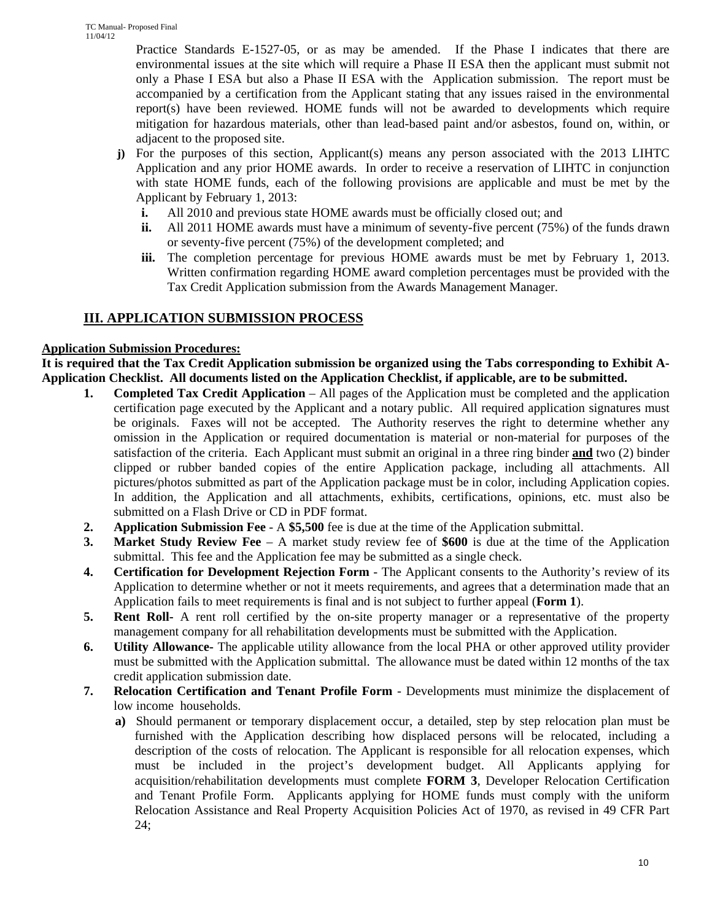Practice Standards E-1527-05, or as may be amended. If the Phase I indicates that there are environmental issues at the site which will require a Phase II ESA then the applicant must submit not only a Phase I ESA but also a Phase II ESA with the Application submission. The report must be accompanied by a certification from the Applicant stating that any issues raised in the environmental report(s) have been reviewed. HOME funds will not be awarded to developments which require mitigation for hazardous materials, other than lead-based paint and/or asbestos, found on, within, or adjacent to the proposed site.

**j)** For the purposes of this section, Applicant(s) means any person associated with the 2013 LIHTC Application and any prior HOME awards. In order to receive a reservation of LIHTC in conjunction with state HOME funds, each of the following provisions are applicable and must be met by the Applicant by February 1, 2013:

- **i.** All 2010 and previous state HOME awards must be officially closed out; and
- **ii.** All 2011 HOME awards must have a minimum of seventy-five percent (75%) of the funds drawn or seventy-five percent (75%) of the development completed; and
- **iii.** The completion percentage for previous HOME awards must be met by February 1, 2013. Written confirmation regarding HOME award completion percentages must be provided with the Tax Credit Application submission from the Awards Management Manager.

## III. APPLICATION SUBMISSION PROCESS

**Application Submission Procedures:**

**It is required that the Tax Credit Application submission be organized using the Tabs corresponding to Exhibit A-Application Checklist. All documents listed on the Application Checklist, if applicable, are to be submitted.**

1. **Completed Tax Credit Application** – All pages of the Application must be completed and the application certification page executed by the Applicant and a notary public. All required application signatures must be originals. Faxes will not be accepted. The Authority reserves the right to determine whether any omission in the Application or required documentation is material or non-material for purposes of the satisfaction of the criteria. Each Applicant must submit an original in a three ring binder **and** two (2) binder clipped or rubber banded copies of the entire Application package, including all attachments. All pictures/photos submitted as part of the Application package must be in color, including Application copies. In addition, the Application and all attachments, exhibits, certifications, opinions, etc. must also be submitted on a Flash Drive or CD in PDF format.
2. **Application Submission Fee** - A **$5,500** fee is due at the time of the Application submittal.
3. **Market Study Review Fee** – A market study review fee of **$600** is due at the time of the Application submittal. This fee and the Application fee may be submitted as a single check.
4. **Certification for Development Rejection Form** - The Applicant consents to the Authority's review of its Application to determine whether or not it meets requirements, and agrees that a determination made that an Application fails to meet requirements is final and is not subject to further appeal (**Form 1**).
5. **Rent Roll**- A rent roll certified by the on-site property manager or a representative of the property management company for all rehabilitation developments must be submitted with the Application.
6. **Utility Allowance**- The applicable utility allowance from the local PHA or other approved utility provider must be submitted with the Application submittal. The allowance must be dated within 12 months of the tax credit application submission date.
7. **Relocation Certification and Tenant Profile Form** - Developments must minimize the displacement of low income households.
   - **a)** Should permanent or temporary displacement occur, a detailed, step by step relocation plan must be furnished with the Application describing how displaced persons will be relocated, including a description of the costs of relocation. The Applicant is responsible for all relocation expenses, which must be included in the project's development budget. All Applicants applying for acquisition/rehabilitation developments must complete **FORM 3**, Developer Relocation Certification and Tenant Profile Form. Applicants applying for HOME funds must comply with the uniform Relocation Assistance and Real Property Acquisition Policies Act of 1970, as revised in 49 CFR Part 24;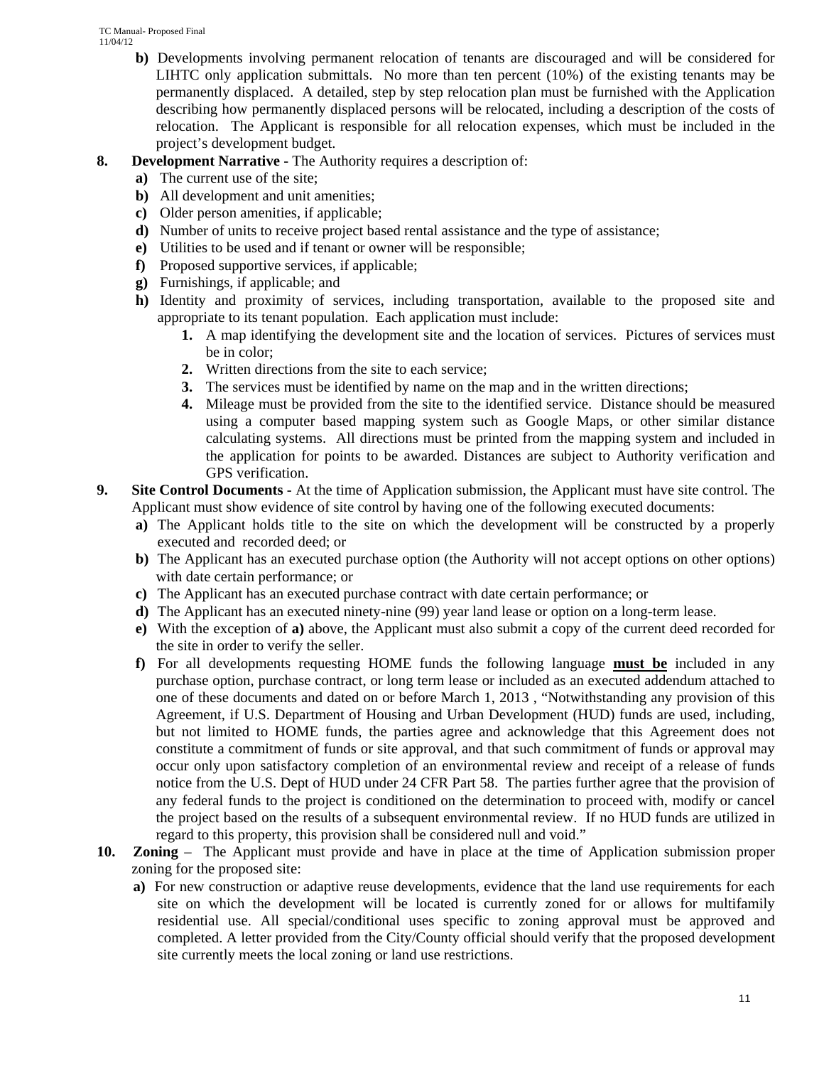**b)** Developments involving permanent relocation of tenants are discouraged and will be considered for LIHTC only application submittals. No more than ten percent (10%) of the existing tenants may be permanently displaced. A detailed, step by step relocation plan must be furnished with the Application describing how permanently displaced persons will be relocated, including a description of the costs of relocation. The Applicant is responsible for all relocation expenses, which must be included in the project's development budget.

**8. Development Narrative** - The Authority requires a description of:

- **a)** The current use of the site;
- **b)** All development and unit amenities;
- **c)** Older person amenities, if applicable;
- **d)** Number of units to receive project based rental assistance and the type of assistance;
- **e)** Utilities to be used and if tenant or owner will be responsible;
- **f)** Proposed supportive services, if applicable;
- **g)** Furnishings, if applicable; and
- **h)** Identity and proximity of services, including transportation, available to the proposed site and appropriate to its tenant population. Each application must include:
  1. A map identifying the development site and the location of services. Pictures of services must be in color;
  2. Written directions from the site to each service;
  3. The services must be identified by name on the map and in the written directions;
  4. Mileage must be provided from the site to the identified service. Distance should be measured using a computer based mapping system such as Google Maps, or other similar distance calculating systems. All directions must be printed from the mapping system and included in the application for points to be awarded. Distances are subject to Authority verification and GPS verification.

**9. Site Control Documents** - At the time of Application submission, the Applicant must have site control. The Applicant must show evidence of site control by having one of the following executed documents:

- **a)** The Applicant holds title to the site on which the development will be constructed by a properly executed and recorded deed; or
- **b)** The Applicant has an executed purchase option (the Authority will not accept options on other options) with date certain performance; or
- **c)** The Applicant has an executed purchase contract with date certain performance; or
- **d)** The Applicant has an executed ninety-nine (99) year land lease or option on a long-term lease.
- **e)** With the exception of **a)** above, the Applicant must also submit a copy of the current deed recorded for the site in order to verify the seller.
- **f)** For all developments requesting HOME funds the following language **<u>must be</u>** included in any purchase option, purchase contract, or long term lease or included as an executed addendum attached to one of these documents and dated on or before March 1, 2013 , "Notwithstanding any provision of this Agreement, if U.S. Department of Housing and Urban Development (HUD) funds are used, including, but not limited to HOME funds, the parties agree and acknowledge that this Agreement does not constitute a commitment of funds or site approval, and that such commitment of funds or approval may occur only upon satisfactory completion of an environmental review and receipt of a release of funds notice from the U.S. Dept of HUD under 24 CFR Part 58. The parties further agree that the provision of any federal funds to the project is conditioned on the determination to proceed with, modify or cancel the project based on the results of a subsequent environmental review. If no HUD funds are utilized in regard to this property, this provision shall be considered null and void."

**10. Zoning** – The Applicant must provide and have in place at the time of Application submission proper zoning for the proposed site:

- **a)** For new construction or adaptive reuse developments, evidence that the land use requirements for each site on which the development will be located is currently zoned for or allows for multifamily residential use. All special/conditional uses specific to zoning approval must be approved and completed. A letter provided from the City/County official should verify that the proposed development site currently meets the local zoning or land use restrictions.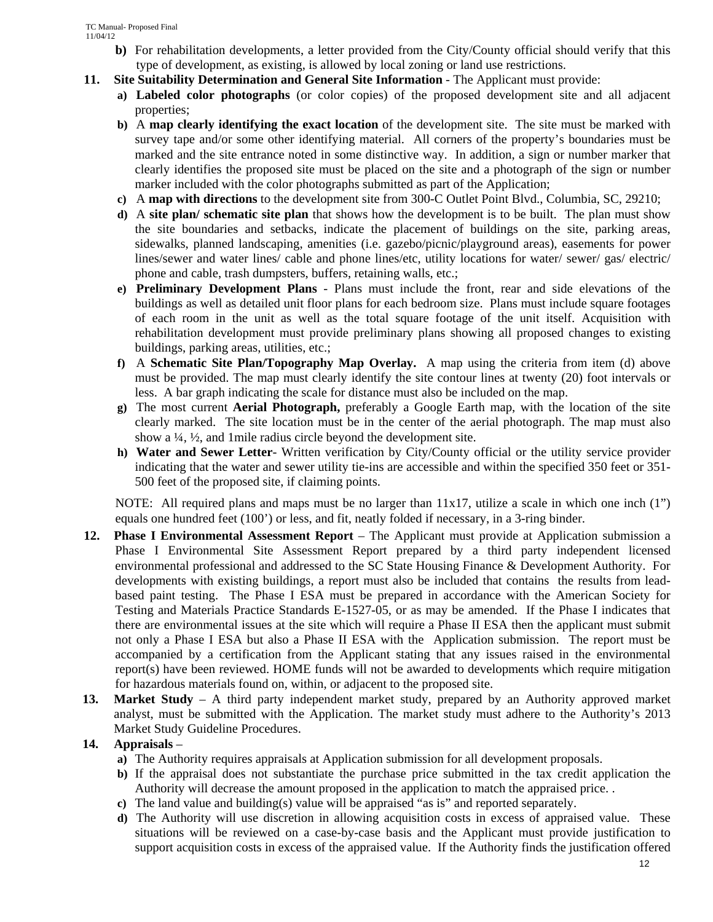**b)** For rehabilitation developments, a letter provided from the City/County official should verify that this type of development, as existing, is allowed by local zoning or land use restrictions.

**11. Site Suitability Determination and General Site Information** - The Applicant must provide:

**a) Labeled color photographs** (or color copies) of the proposed development site and all adjacent properties;

**b)** A **map clearly identifying the exact location** of the development site. The site must be marked with survey tape and/or some other identifying material. All corners of the property's boundaries must be marked and the site entrance noted in some distinctive way. In addition, a sign or number marker that clearly identifies the proposed site must be placed on the site and a photograph of the sign or number marker included with the color photographs submitted as part of the Application;

**c)** A **map with directions** to the development site from 300-C Outlet Point Blvd., Columbia, SC, 29210;

**d)** A **site plan/ schematic site plan** that shows how the development is to be built. The plan must show the site boundaries and setbacks, indicate the placement of buildings on the site, parking areas, sidewalks, planned landscaping, amenities (i.e. gazebo/picnic/playground areas), easements for power lines/sewer and water lines/ cable and phone lines/etc, utility locations for water/ sewer/ gas/ electric/ phone and cable, trash dumpsters, buffers, retaining walls, etc.;

**e) Preliminary Development Plans** - Plans must include the front, rear and side elevations of the buildings as well as detailed unit floor plans for each bedroom size. Plans must include square footages of each room in the unit as well as the total square footage of the unit itself. Acquisition with rehabilitation development must provide preliminary plans showing all proposed changes to existing buildings, parking areas, utilities, etc.;

**f)** A **Schematic Site Plan/Topography Map Overlay.** A map using the criteria from item (d) above must be provided. The map must clearly identify the site contour lines at twenty (20) foot intervals or less. A bar graph indicating the scale for distance must also be included on the map.

**g)** The most current **Aerial Photograph,** preferably a Google Earth map, with the location of the site clearly marked. The site location must be in the center of the aerial photograph. The map must also show a ¼, ½, and 1mile radius circle beyond the development site.

**h) Water and Sewer Letter**- Written verification by City/County official or the utility service provider indicating that the water and sewer utility tie-ins are accessible and within the specified 350 feet or 351-500 feet of the proposed site, if claiming points.

NOTE: All required plans and maps must be no larger than 11x17, utilize a scale in which one inch (1") equals one hundred feet (100') or less, and fit, neatly folded if necessary, in a 3-ring binder.

**12. Phase I Environmental Assessment Report** – The Applicant must provide at Application submission a Phase I Environmental Site Assessment Report prepared by a third party independent licensed environmental professional and addressed to the SC State Housing Finance & Development Authority. For developments with existing buildings, a report must also be included that contains the results from lead-based paint testing. The Phase I ESA must be prepared in accordance with the American Society for Testing and Materials Practice Standards E-1527-05, or as may be amended. If the Phase I indicates that there are environmental issues at the site which will require a Phase II ESA then the applicant must submit not only a Phase I ESA but also a Phase II ESA with the Application submission. The report must be accompanied by a certification from the Applicant stating that any issues raised in the environmental report(s) have been reviewed. HOME funds will not be awarded to developments which require mitigation for hazardous materials found on, within, or adjacent to the proposed site.

**13. Market Study** – A third party independent market study, prepared by an Authority approved market analyst, must be submitted with the Application. The market study must adhere to the Authority's 2013 Market Study Guideline Procedures.

**14. Appraisals** –

**a)** The Authority requires appraisals at Application submission for all development proposals.

**b)** If the appraisal does not substantiate the purchase price submitted in the tax credit application the Authority will decrease the amount proposed in the application to match the appraised price. .

**c)** The land value and building(s) value will be appraised "as is" and reported separately.

**d)** The Authority will use discretion in allowing acquisition costs in excess of appraised value. These situations will be reviewed on a case-by-case basis and the Applicant must provide justification to support acquisition costs in excess of the appraised value. If the Authority finds the justification offered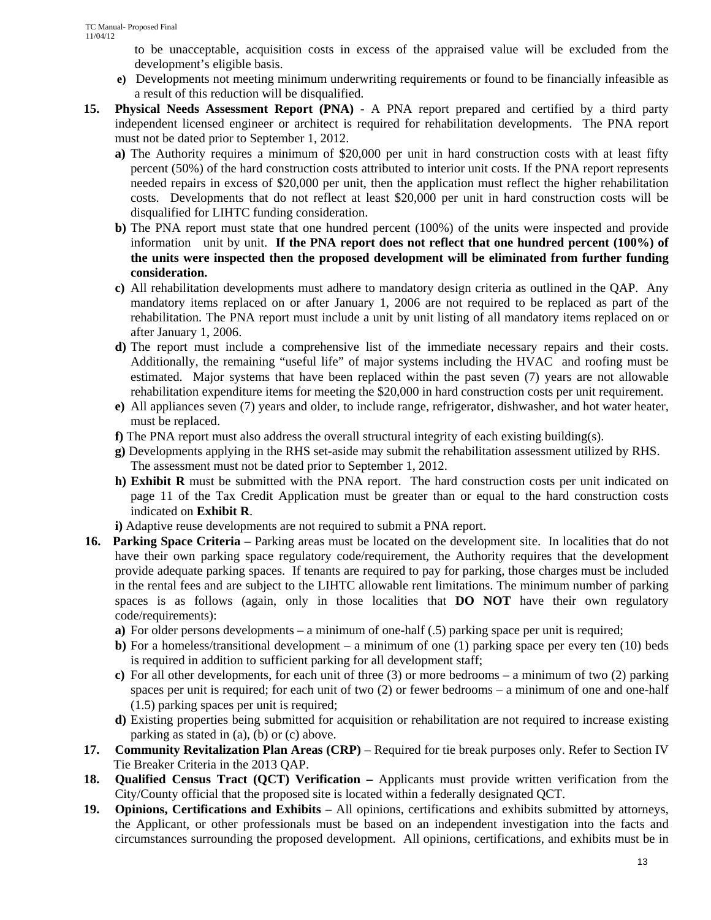to be unacceptable, acquisition costs in excess of the appraised value will be excluded from the development's eligible basis.

**e)** Developments not meeting minimum underwriting requirements or found to be financially infeasible as a result of this reduction will be disqualified.

**15. Physical Needs Assessment Report (PNA)** - A PNA report prepared and certified by a third party independent licensed engineer or architect is required for rehabilitation developments. The PNA report must not be dated prior to September 1, 2012.

**a)** The Authority requires a minimum of $20,000 per unit in hard construction costs with at least fifty percent (50%) of the hard construction costs attributed to interior unit costs. If the PNA report represents needed repairs in excess of $20,000 per unit, then the application must reflect the higher rehabilitation costs. Developments that do not reflect at least $20,000 per unit in hard construction costs will be disqualified for LIHTC funding consideration.

**b)** The PNA report must state that one hundred percent (100%) of the units were inspected and provide information unit by unit. **If the PNA report does not reflect that one hundred percent (100%) of the units were inspected then the proposed development will be eliminated from further funding consideration.**

**c)** All rehabilitation developments must adhere to mandatory design criteria as outlined in the QAP. Any mandatory items replaced on or after January 1, 2006 are not required to be replaced as part of the rehabilitation. The PNA report must include a unit by unit listing of all mandatory items replaced on or after January 1, 2006.

**d)** The report must include a comprehensive list of the immediate necessary repairs and their costs. Additionally, the remaining "useful life" of major systems including the HVAC and roofing must be estimated. Major systems that have been replaced within the past seven (7) years are not allowable rehabilitation expenditure items for meeting the $20,000 in hard construction costs per unit requirement.

**e)** All appliances seven (7) years and older, to include range, refrigerator, dishwasher, and hot water heater, must be replaced.

**f)** The PNA report must also address the overall structural integrity of each existing building(s).

**g)** Developments applying in the RHS set-aside may submit the rehabilitation assessment utilized by RHS. The assessment must not be dated prior to September 1, 2012.

**h) Exhibit R** must be submitted with the PNA report. The hard construction costs per unit indicated on page 11 of the Tax Credit Application must be greater than or equal to the hard construction costs indicated on **Exhibit R**.

**i)** Adaptive reuse developments are not required to submit a PNA report.

**16. Parking Space Criteria** – Parking areas must be located on the development site. In localities that do not have their own parking space regulatory code/requirement, the Authority requires that the development provide adequate parking spaces. If tenants are required to pay for parking, those charges must be included in the rental fees and are subject to the LIHTC allowable rent limitations. The minimum number of parking spaces is as follows (again, only in those localities that **DO NOT** have their own regulatory code/requirements):

**a)** For older persons developments – a minimum of one-half (.5) parking space per unit is required;

**b)** For a homeless/transitional development – a minimum of one (1) parking space per every ten (10) beds is required in addition to sufficient parking for all development staff;

**c)** For all other developments, for each unit of three (3) or more bedrooms – a minimum of two (2) parking spaces per unit is required; for each unit of two (2) or fewer bedrooms – a minimum of one and one-half (1.5) parking spaces per unit is required;

**d)** Existing properties being submitted for acquisition or rehabilitation are not required to increase existing parking as stated in (a), (b) or (c) above.

**17. Community Revitalization Plan Areas (CRP)** – Required for tie break purposes only. Refer to Section IV Tie Breaker Criteria in the 2013 QAP.

**18. Qualified Census Tract (QCT) Verification –** Applicants must provide written verification from the City/County official that the proposed site is located within a federally designated QCT.

**19. Opinions, Certifications and Exhibits** – All opinions, certifications and exhibits submitted by attorneys, the Applicant, or other professionals must be based on an independent investigation into the facts and circumstances surrounding the proposed development. All opinions, certifications, and exhibits must be in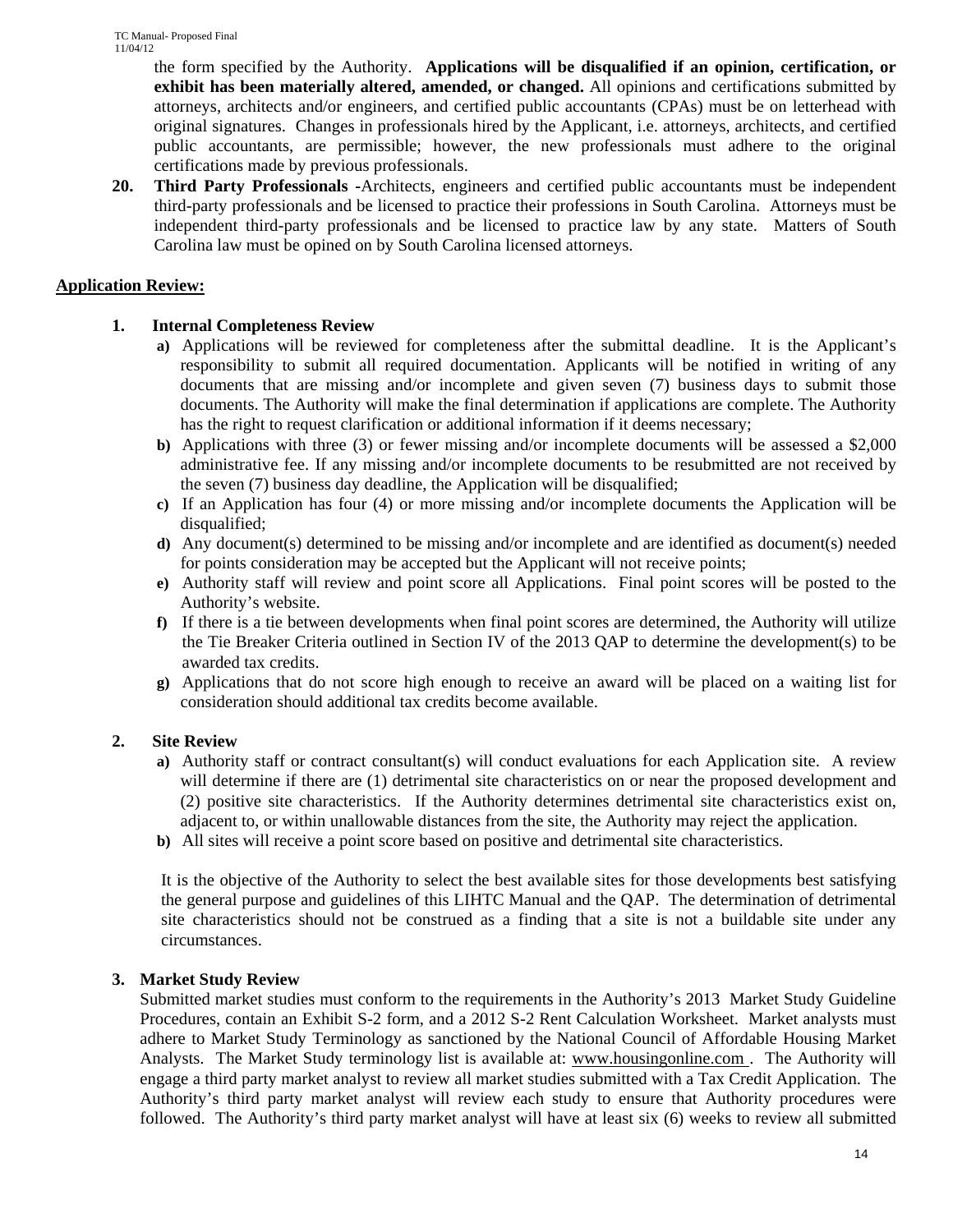the form specified by the Authority. **Applications will be disqualified if an opinion, certification, or exhibit has been materially altered, amended, or changed.** All opinions and certifications submitted by attorneys, architects and/or engineers, and certified public accountants (CPAs) must be on letterhead with original signatures. Changes in professionals hired by the Applicant, i.e. attorneys, architects, and certified public accountants, are permissible; however, the new professionals must adhere to the original certifications made by previous professionals.

**20. Third Party Professionals -** Architects, engineers and certified public accountants must be independent third-party professionals and be licensed to practice their professions in South Carolina. Attorneys must be independent third-party professionals and be licensed to practice law by any state. Matters of South Carolina law must be opined on by South Carolina licensed attorneys.

## Application Review:

**1. Internal Completeness Review**

- **a)** Applications will be reviewed for completeness after the submittal deadline. It is the Applicant's responsibility to submit all required documentation. Applicants will be notified in writing of any documents that are missing and/or incomplete and given seven (7) business days to submit those documents. The Authority will make the final determination if applications are complete. The Authority has the right to request clarification or additional information if it deems necessary;
- **b)** Applications with three (3) or fewer missing and/or incomplete documents will be assessed a $2,000 administrative fee. If any missing and/or incomplete documents to be resubmitted are not received by the seven (7) business day deadline, the Application will be disqualified;
- **c)** If an Application has four (4) or more missing and/or incomplete documents the Application will be disqualified;
- **d)** Any document(s) determined to be missing and/or incomplete and are identified as document(s) needed for points consideration may be accepted but the Applicant will not receive points;
- **e)** Authority staff will review and point score all Applications. Final point scores will be posted to the Authority's website.
- **f)** If there is a tie between developments when final point scores are determined, the Authority will utilize the Tie Breaker Criteria outlined in Section IV of the 2013 QAP to determine the development(s) to be awarded tax credits.
- **g)** Applications that do not score high enough to receive an award will be placed on a waiting list for consideration should additional tax credits become available.

**2. Site Review**

- **a)** Authority staff or contract consultant(s) will conduct evaluations for each Application site. A review will determine if there are (1) detrimental site characteristics on or near the proposed development and (2) positive site characteristics. If the Authority determines detrimental site characteristics exist on, adjacent to, or within unallowable distances from the site, the Authority may reject the application.
- **b)** All sites will receive a point score based on positive and detrimental site characteristics.

It is the objective of the Authority to select the best available sites for those developments best satisfying the general purpose and guidelines of this LIHTC Manual and the QAP. The determination of detrimental site characteristics should not be construed as a finding that a site is not a buildable site under any circumstances.

**3. Market Study Review**

Submitted market studies must conform to the requirements in the Authority's 2013 Market Study Guideline Procedures, contain an Exhibit S-2 form, and a 2012 S-2 Rent Calculation Worksheet. Market analysts must adhere to Market Study Terminology as sanctioned by the National Council of Affordable Housing Market Analysts. The Market Study terminology list is available at: www.housingonline.com . The Authority will engage a third party market analyst to review all market studies submitted with a Tax Credit Application. The Authority's third party market analyst will review each study to ensure that Authority procedures were followed. The Authority's third party market analyst will have at least six (6) weeks to review all submitted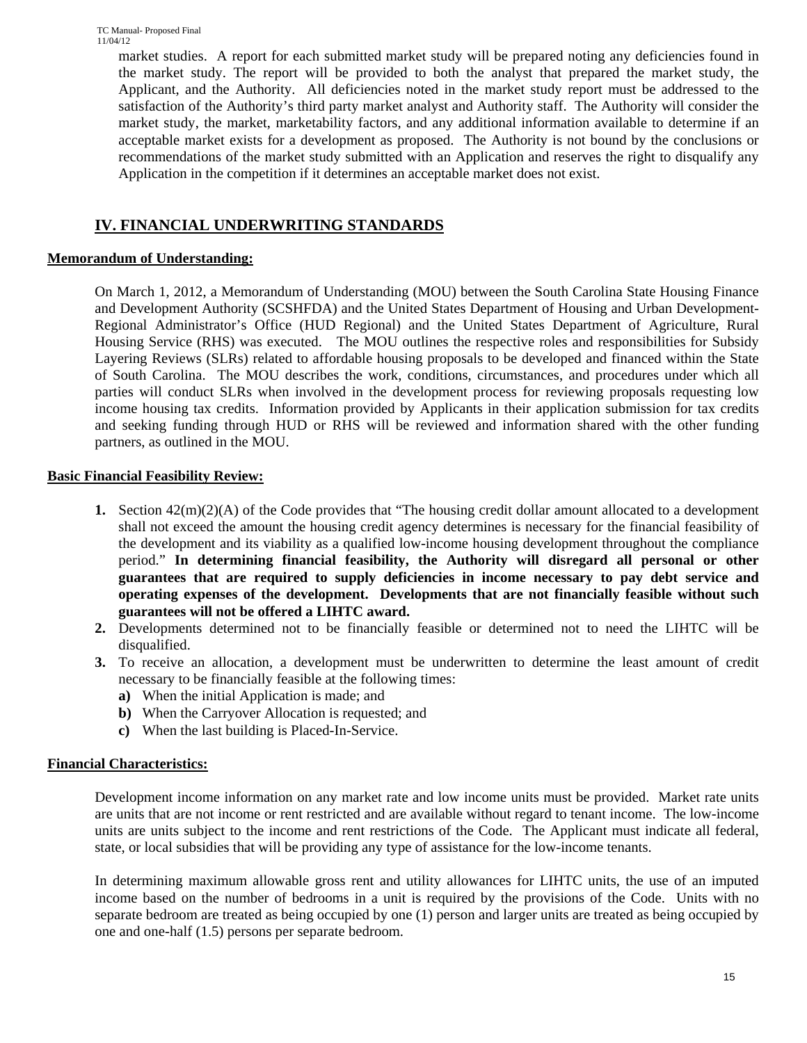market studies. A report for each submitted market study will be prepared noting any deficiencies found in the market study. The report will be provided to both the analyst that prepared the market study, the Applicant, and the Authority. All deficiencies noted in the market study report must be addressed to the satisfaction of the Authority's third party market analyst and Authority staff. The Authority will consider the market study, the market, marketability factors, and any additional information available to determine if an acceptable market exists for a development as proposed. The Authority is not bound by the conclusions or recommendations of the market study submitted with an Application and reserves the right to disqualify any Application in the competition if it determines an acceptable market does not exist.

## IV. FINANCIAL UNDERWRITING STANDARDS

### Memorandum of Understanding:

On March 1, 2012, a Memorandum of Understanding (MOU) between the South Carolina State Housing Finance and Development Authority (SCSHFDA) and the United States Department of Housing and Urban Development-Regional Administrator's Office (HUD Regional) and the United States Department of Agriculture, Rural Housing Service (RHS) was executed. The MOU outlines the respective roles and responsibilities for Subsidy Layering Reviews (SLRs) related to affordable housing proposals to be developed and financed within the State of South Carolina. The MOU describes the work, conditions, circumstances, and procedures under which all parties will conduct SLRs when involved in the development process for reviewing proposals requesting low income housing tax credits. Information provided by Applicants in their application submission for tax credits and seeking funding through HUD or RHS will be reviewed and information shared with the other funding partners, as outlined in the MOU.

### Basic Financial Feasibility Review:

1. Section 42(m)(2)(A) of the Code provides that "The housing credit dollar amount allocated to a development shall not exceed the amount the housing credit agency determines is necessary for the financial feasibility of the development and its viability as a qualified low-income housing development throughout the compliance period." **In determining financial feasibility, the Authority will disregard all personal or other guarantees that are required to supply deficiencies in income necessary to pay debt service and operating expenses of the development. Developments that are not financially feasible without such guarantees will not be offered a LIHTC award.**
2. Developments determined not to be financially feasible or determined not to need the LIHTC will be disqualified.
3. To receive an allocation, a development must be underwritten to determine the least amount of credit necessary to be financially feasible at the following times:
   a) When the initial Application is made; and
   b) When the Carryover Allocation is requested; and
   c) When the last building is Placed-In-Service.

### Financial Characteristics:

Development income information on any market rate and low income units must be provided. Market rate units are units that are not income or rent restricted and are available without regard to tenant income. The low-income units are units subject to the income and rent restrictions of the Code. The Applicant must indicate all federal, state, or local subsidies that will be providing any type of assistance for the low-income tenants.

In determining maximum allowable gross rent and utility allowances for LIHTC units, the use of an imputed income based on the number of bedrooms in a unit is required by the provisions of the Code. Units with no separate bedroom are treated as being occupied by one (1) person and larger units are treated as being occupied by one and one-half (1.5) persons per separate bedroom.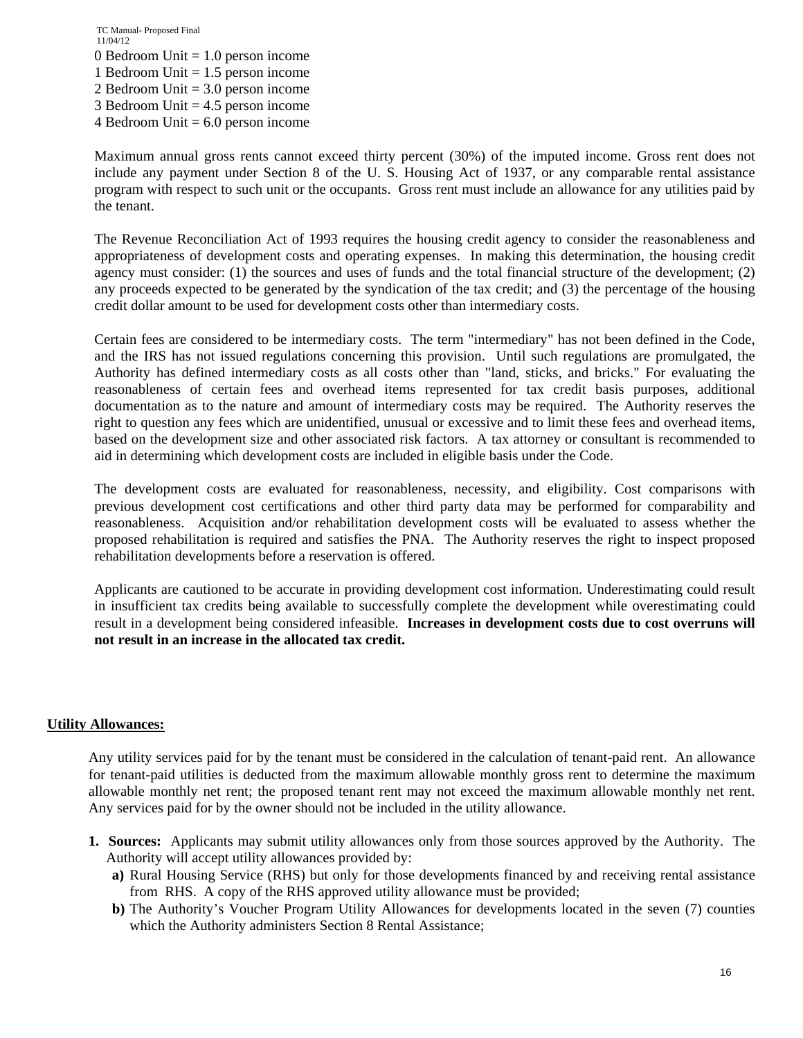0 Bedroom Unit = 1.0 person income
1 Bedroom Unit = 1.5 person income
2 Bedroom Unit = 3.0 person income
3 Bedroom Unit = 4.5 person income
4 Bedroom Unit = 6.0 person income

Maximum annual gross rents cannot exceed thirty percent (30%) of the imputed income. Gross rent does not include any payment under Section 8 of the U. S. Housing Act of 1937, or any comparable rental assistance program with respect to such unit or the occupants. Gross rent must include an allowance for any utilities paid by the tenant.

The Revenue Reconciliation Act of 1993 requires the housing credit agency to consider the reasonableness and appropriateness of development costs and operating expenses. In making this determination, the housing credit agency must consider: (1) the sources and uses of funds and the total financial structure of the development; (2) any proceeds expected to be generated by the syndication of the tax credit; and (3) the percentage of the housing credit dollar amount to be used for development costs other than intermediary costs.

Certain fees are considered to be intermediary costs. The term "intermediary" has not been defined in the Code, and the IRS has not issued regulations concerning this provision. Until such regulations are promulgated, the Authority has defined intermediary costs as all costs other than "land, sticks, and bricks." For evaluating the reasonableness of certain fees and overhead items represented for tax credit basis purposes, additional documentation as to the nature and amount of intermediary costs may be required. The Authority reserves the right to question any fees which are unidentified, unusual or excessive and to limit these fees and overhead items, based on the development size and other associated risk factors. A tax attorney or consultant is recommended to aid in determining which development costs are included in eligible basis under the Code.

The development costs are evaluated for reasonableness, necessity, and eligibility. Cost comparisons with previous development cost certifications and other third party data may be performed for comparability and reasonableness. Acquisition and/or rehabilitation development costs will be evaluated to assess whether the proposed rehabilitation is required and satisfies the PNA. The Authority reserves the right to inspect proposed rehabilitation developments before a reservation is offered.

Applicants are cautioned to be accurate in providing development cost information. Underestimating could result in insufficient tax credits being available to successfully complete the development while overestimating could result in a development being considered infeasible. **Increases in development costs due to cost overruns will not result in an increase in the allocated tax credit.**

**Utility Allowances:**

Any utility services paid for by the tenant must be considered in the calculation of tenant-paid rent. An allowance for tenant-paid utilities is deducted from the maximum allowable monthly gross rent to determine the maximum allowable monthly net rent; the proposed tenant rent may not exceed the maximum allowable monthly net rent. Any services paid for by the owner should not be included in the utility allowance.

1. **Sources:** Applicants may submit utility allowances only from those sources approved by the Authority. The Authority will accept utility allowances provided by:
   - **a)** Rural Housing Service (RHS) but only for those developments financed by and receiving rental assistance from RHS. A copy of the RHS approved utility allowance must be provided;
   - **b)** The Authority's Voucher Program Utility Allowances for developments located in the seven (7) counties which the Authority administers Section 8 Rental Assistance;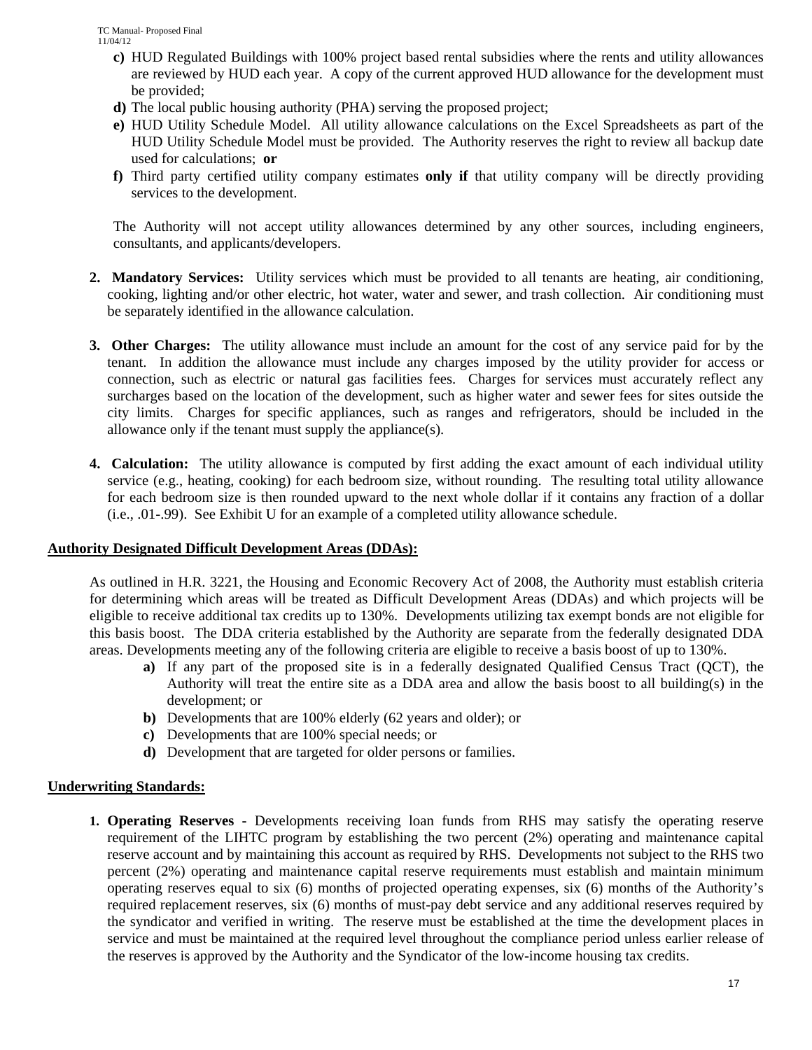c) HUD Regulated Buildings with 100% project based rental subsidies where the rents and utility allowances are reviewed by HUD each year. A copy of the current approved HUD allowance for the development must be provided;

d) The local public housing authority (PHA) serving the proposed project;

e) HUD Utility Schedule Model. All utility allowance calculations on the Excel Spreadsheets as part of the HUD Utility Schedule Model must be provided. The Authority reserves the right to review all backup date used for calculations; **or**

f) Third party certified utility company estimates **only if** that utility company will be directly providing services to the development.

The Authority will not accept utility allowances determined by any other sources, including engineers, consultants, and applicants/developers.

2. **Mandatory Services:** Utility services which must be provided to all tenants are heating, air conditioning, cooking, lighting and/or other electric, hot water, water and sewer, and trash collection. Air conditioning must be separately identified in the allowance calculation.

3. **Other Charges:** The utility allowance must include an amount for the cost of any service paid for by the tenant. In addition the allowance must include any charges imposed by the utility provider for access or connection, such as electric or natural gas facilities fees. Charges for services must accurately reflect any surcharges based on the location of the development, such as higher water and sewer fees for sites outside the city limits. Charges for specific appliances, such as ranges and refrigerators, should be included in the allowance only if the tenant must supply the appliance(s).

4. **Calculation:** The utility allowance is computed by first adding the exact amount of each individual utility service (e.g., heating, cooking) for each bedroom size, without rounding. The resulting total utility allowance for each bedroom size is then rounded upward to the next whole dollar if it contains any fraction of a dollar (i.e., .01-.99). See Exhibit U for an example of a completed utility allowance schedule.

## Authority Designated Difficult Development Areas (DDAs):

As outlined in H.R. 3221, the Housing and Economic Recovery Act of 2008, the Authority must establish criteria for determining which areas will be treated as Difficult Development Areas (DDAs) and which projects will be eligible to receive additional tax credits up to 130%. Developments utilizing tax exempt bonds are not eligible for this basis boost. The DDA criteria established by the Authority are separate from the federally designated DDA areas. Developments meeting any of the following criteria are eligible to receive a basis boost of up to 130%.

a) If any part of the proposed site is in a federally designated Qualified Census Tract (QCT), the Authority will treat the entire site as a DDA area and allow the basis boost to all building(s) in the development; or

b) Developments that are 100% elderly (62 years and older); or

c) Developments that are 100% special needs; or

d) Development that are targeted for older persons or families.

## Underwriting Standards:

1. **Operating Reserves -** Developments receiving loan funds from RHS may satisfy the operating reserve requirement of the LIHTC program by establishing the two percent (2%) operating and maintenance capital reserve account and by maintaining this account as required by RHS. Developments not subject to the RHS two percent (2%) operating and maintenance capital reserve requirements must establish and maintain minimum operating reserves equal to six (6) months of projected operating expenses, six (6) months of the Authority's required replacement reserves, six (6) months of must-pay debt service and any additional reserves required by the syndicator and verified in writing. The reserve must be established at the time the development places in service and must be maintained at the required level throughout the compliance period unless earlier release of the reserves is approved by the Authority and the Syndicator of the low-income housing tax credits.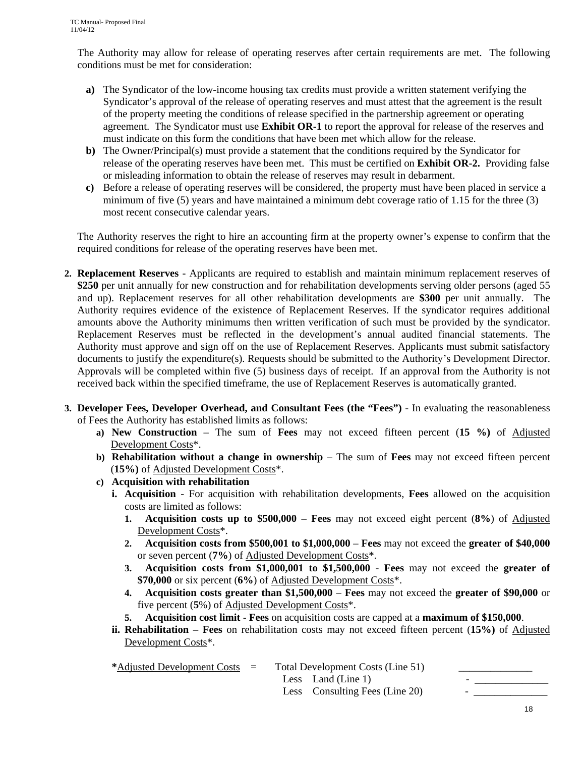The Authority may allow for release of operating reserves after certain requirements are met. The following conditions must be met for consideration:

- **a)** The Syndicator of the low-income housing tax credits must provide a written statement verifying the Syndicator's approval of the release of operating reserves and must attest that the agreement is the result of the property meeting the conditions of release specified in the partnership agreement or operating agreement. The Syndicator must use **Exhibit OR-1** to report the approval for release of the reserves and must indicate on this form the conditions that have been met which allow for the release.
- **b)** The Owner/Principal(s) must provide a statement that the conditions required by the Syndicator for release of the operating reserves have been met. This must be certified on **Exhibit OR-2.** Providing false or misleading information to obtain the release of reserves may result in debarment.
- **c)** Before a release of operating reserves will be considered, the property must have been placed in service a minimum of five (5) years and have maintained a minimum debt coverage ratio of 1.15 for the three (3) most recent consecutive calendar years.

The Authority reserves the right to hire an accounting firm at the property owner's expense to confirm that the required conditions for release of the operating reserves have been met.

2. **Replacement Reserves** - Applicants are required to establish and maintain minimum replacement reserves of **$250** per unit annually for new construction and for rehabilitation developments serving older persons (aged 55 and up). Replacement reserves for all other rehabilitation developments are **$300** per unit annually. The Authority requires evidence of the existence of Replacement Reserves. If the syndicator requires additional amounts above the Authority minimums then written verification of such must be provided by the syndicator. Replacement Reserves must be reflected in the development's annual audited financial statements. The Authority must approve and sign off on the use of Replacement Reserves. Applicants must submit satisfactory documents to justify the expenditure(s). Requests should be submitted to the Authority's Development Director. Approvals will be completed within five (5) business days of receipt. If an approval from the Authority is not received back within the specified timeframe, the use of Replacement Reserves is automatically granted.

3. **Developer Fees, Developer Overhead, and Consultant Fees (the "Fees")** - In evaluating the reasonableness of Fees the Authority has established limits as follows:
   - **a) New Construction** – The sum of **Fees** may not exceed fifteen percent (**15 %)** of Adjusted Development Costs*.
   - **b) Rehabilitation without a change in ownership** – The sum of **Fees** may not exceed fifteen percent (**15%)** of Adjusted Development Costs*.
   - **c) Acquisition with rehabilitation**
     - **i. Acquisition** - For acquisition with rehabilitation developments, **Fees** allowed on the acquisition costs are limited as follows:
       1. **Acquisition costs up to $500,000** – **Fees** may not exceed eight percent (**8%**) of Adjusted Development Costs*.
       2. **Acquisition costs from $500,001 to $1,000,000** – **Fees** may not exceed the **greater of $40,000** or seven percent (**7%**) of Adjusted Development Costs*.
       3. **Acquisition costs from $1,000,001 to $1,500,000** - **Fees** may not exceed the **greater of $70,000** or six percent (**6%**) of Adjusted Development Costs*.
       4. **Acquisition costs greater than $1,500,000** – **Fees** may not exceed the **greater of $90,000** or five percent (**5**%) of Adjusted Development Costs*.
       5. **Acquisition cost limit** - **Fees** on acquisition costs are capped at a **maximum of $150,000**.
     - **ii. Rehabilitation** – **Fees** on rehabilitation costs may not exceed fifteen percent (**15%)** of Adjusted Development Costs*.

| **\***Adjusted Development Costs | = | Total Development Costs (Line 51) | ______________ |
|---|---|---|---|
| | | Less Land (Line 1) | - ______________ |
| | | Less Consulting Fees (Line 20) | - ______________ |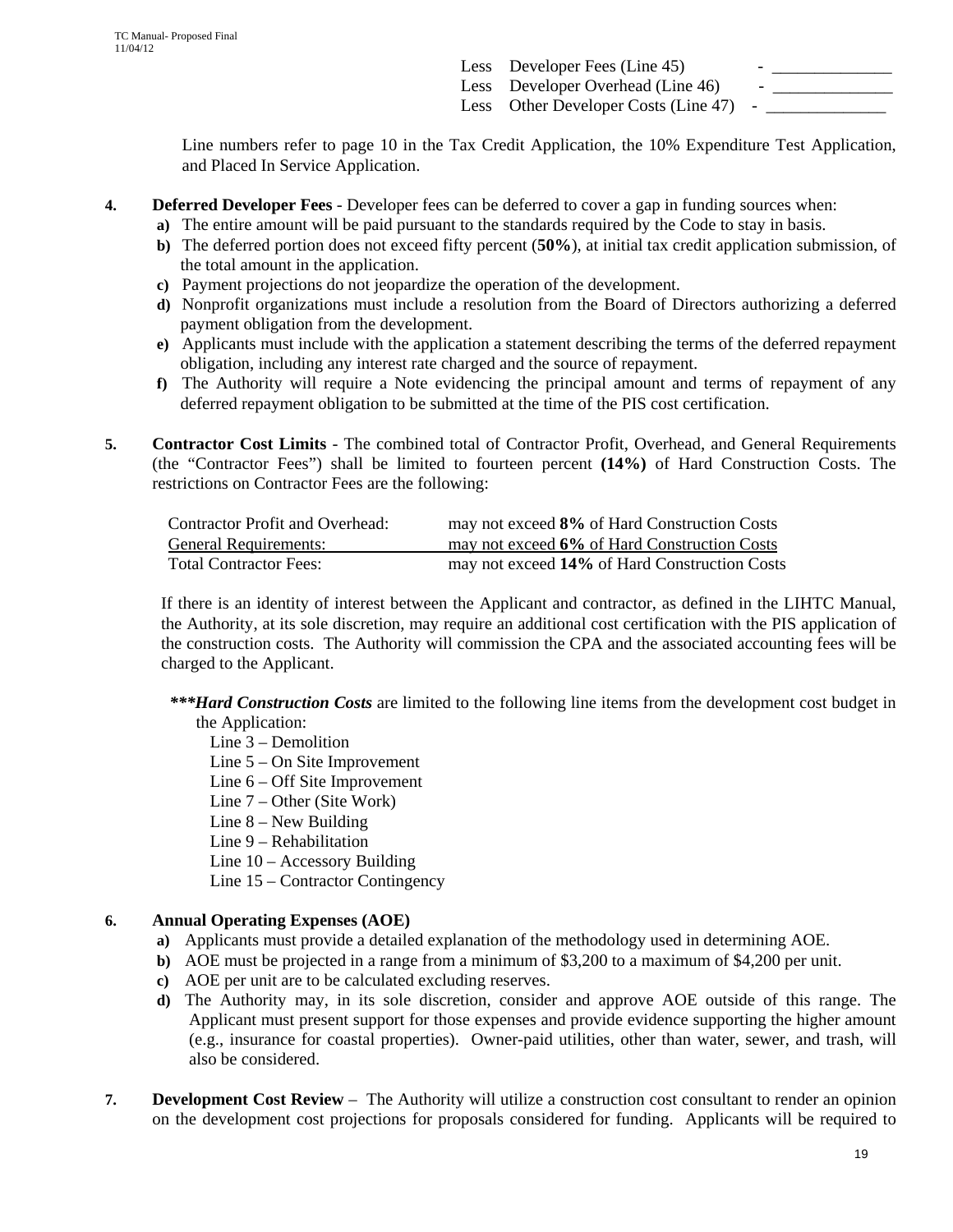Less Developer Fees (Line 45) - ______________
Less Developer Overhead (Line 46) - ______________
Less Other Developer Costs (Line 47) - ______________

Line numbers refer to page 10 in the Tax Credit Application, the 10% Expenditure Test Application, and Placed In Service Application.

**4. Deferred Developer Fees** - Developer fees can be deferred to cover a gap in funding sources when:

- **a)** The entire amount will be paid pursuant to the standards required by the Code to stay in basis.
- **b)** The deferred portion does not exceed fifty percent (**50%**), at initial tax credit application submission, of the total amount in the application.
- **c)** Payment projections do not jeopardize the operation of the development.
- **d)** Nonprofit organizations must include a resolution from the Board of Directors authorizing a deferred payment obligation from the development.
- **e)** Applicants must include with the application a statement describing the terms of the deferred repayment obligation, including any interest rate charged and the source of repayment.
- **f)** The Authority will require a Note evidencing the principal amount and terms of repayment of any deferred repayment obligation to be submitted at the time of the PIS cost certification.

**5. Contractor Cost Limits** - The combined total of Contractor Profit, Overhead, and General Requirements (the "Contractor Fees") shall be limited to fourteen percent **(14%)** of Hard Construction Costs. The restrictions on Contractor Fees are the following:

| | |
|---|---|
| Contractor Profit and Overhead: | may not exceed **8%** of Hard Construction Costs |
| General Requirements: | may not exceed **6%** of Hard Construction Costs |
| Total Contractor Fees: | may not exceed **14%** of Hard Construction Costs |

If there is an identity of interest between the Applicant and contractor, as defined in the LIHTC Manual, the Authority, at its sole discretion, may require an additional cost certification with the PIS application of the construction costs. The Authority will commission the CPA and the associated accounting fees will be charged to the Applicant.

***\*\*\*Hard Construction Costs*** are limited to the following line items from the development cost budget in the Application:

Line 3 – Demolition
Line 5 – On Site Improvement
Line 6 – Off Site Improvement
Line 7 – Other (Site Work)
Line 8 – New Building
Line 9 – Rehabilitation
Line 10 – Accessory Building
Line 15 – Contractor Contingency

**6. Annual Operating Expenses (AOE)**

- **a)** Applicants must provide a detailed explanation of the methodology used in determining AOE.
- **b)** AOE must be projected in a range from a minimum of $3,200 to a maximum of $4,200 per unit.
- **c)** AOE per unit are to be calculated excluding reserves.
- **d)** The Authority may, in its sole discretion, consider and approve AOE outside of this range. The Applicant must present support for those expenses and provide evidence supporting the higher amount (e.g., insurance for coastal properties). Owner-paid utilities, other than water, sewer, and trash, will also be considered.

**7. Development Cost Review** – The Authority will utilize a construction cost consultant to render an opinion on the development cost projections for proposals considered for funding. Applicants will be required to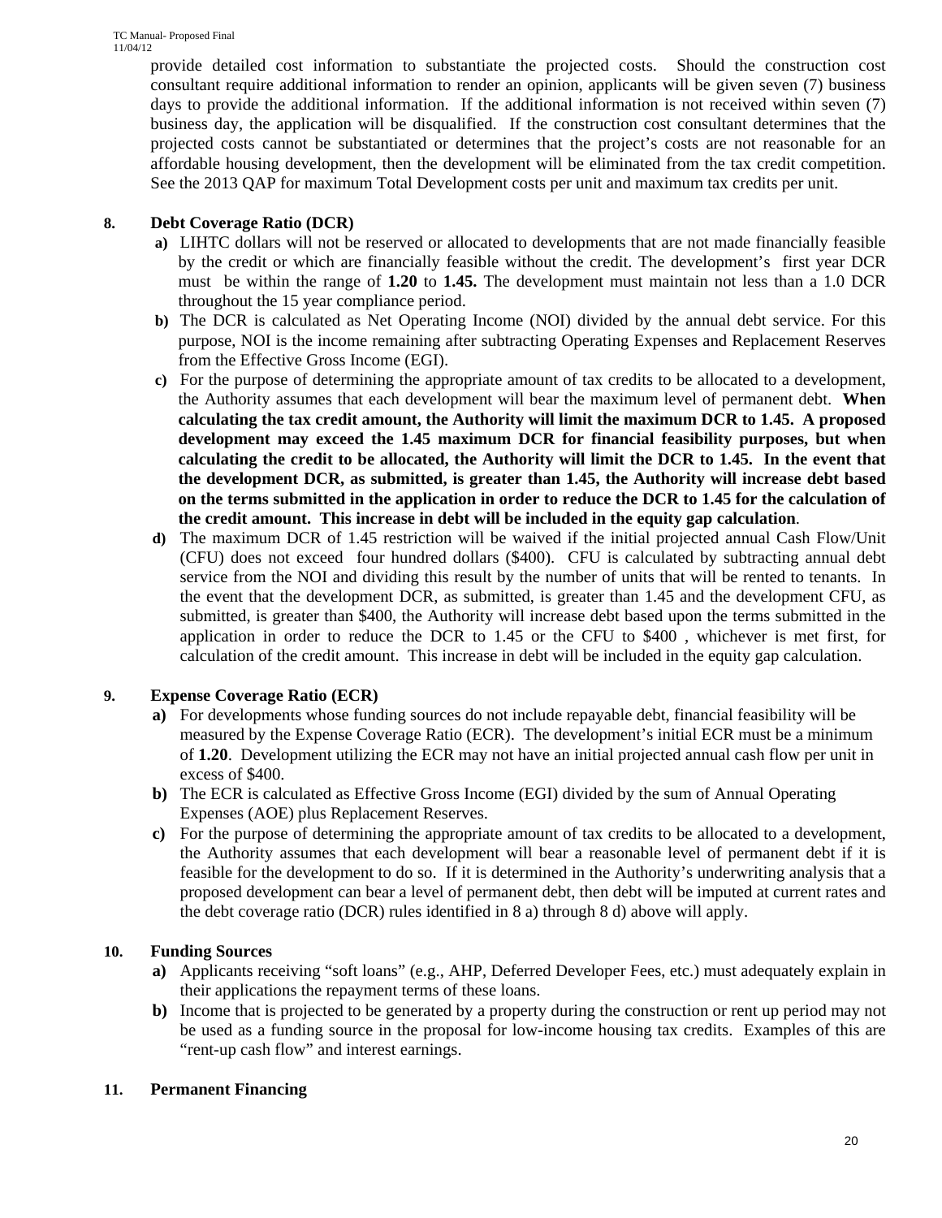provide detailed cost information to substantiate the projected costs. Should the construction cost consultant require additional information to render an opinion, applicants will be given seven (7) business days to provide the additional information. If the additional information is not received within seven (7) business day, the application will be disqualified. If the construction cost consultant determines that the projected costs cannot be substantiated or determines that the project's costs are not reasonable for an affordable housing development, then the development will be eliminated from the tax credit competition. See the 2013 QAP for maximum Total Development costs per unit and maximum tax credits per unit.

**8. Debt Coverage Ratio (DCR)**

**a)** LIHTC dollars will not be reserved or allocated to developments that are not made financially feasible by the credit or which are financially feasible without the credit. The development's first year DCR must be within the range of **1.20** to **1.45.** The development must maintain not less than a 1.0 DCR throughout the 15 year compliance period.

**b)** The DCR is calculated as Net Operating Income (NOI) divided by the annual debt service. For this purpose, NOI is the income remaining after subtracting Operating Expenses and Replacement Reserves from the Effective Gross Income (EGI).

**c)** For the purpose of determining the appropriate amount of tax credits to be allocated to a development, the Authority assumes that each development will bear the maximum level of permanent debt. **When calculating the tax credit amount, the Authority will limit the maximum DCR to 1.45. A proposed development may exceed the 1.45 maximum DCR for financial feasibility purposes, but when calculating the credit to be allocated, the Authority will limit the DCR to 1.45. In the event that the development DCR, as submitted, is greater than 1.45, the Authority will increase debt based on the terms submitted in the application in order to reduce the DCR to 1.45 for the calculation of the credit amount. This increase in debt will be included in the equity gap calculation**.

**d)** The maximum DCR of 1.45 restriction will be waived if the initial projected annual Cash Flow/Unit (CFU) does not exceed four hundred dollars ($400). CFU is calculated by subtracting annual debt service from the NOI and dividing this result by the number of units that will be rented to tenants. In the event that the development DCR, as submitted, is greater than 1.45 and the development CFU, as submitted, is greater than $400, the Authority will increase debt based upon the terms submitted in the application in order to reduce the DCR to 1.45 or the CFU to $400 , whichever is met first, for calculation of the credit amount. This increase in debt will be included in the equity gap calculation.

**9. Expense Coverage Ratio (ECR)**

**a)** For developments whose funding sources do not include repayable debt, financial feasibility will be measured by the Expense Coverage Ratio (ECR). The development's initial ECR must be a minimum of **1.20**. Development utilizing the ECR may not have an initial projected annual cash flow per unit in excess of $400.

**b)** The ECR is calculated as Effective Gross Income (EGI) divided by the sum of Annual Operating Expenses (AOE) plus Replacement Reserves.

**c)** For the purpose of determining the appropriate amount of tax credits to be allocated to a development, the Authority assumes that each development will bear a reasonable level of permanent debt if it is feasible for the development to do so. If it is determined in the Authority's underwriting analysis that a proposed development can bear a level of permanent debt, then debt will be imputed at current rates and the debt coverage ratio (DCR) rules identified in 8 a) through 8 d) above will apply.

**10. Funding Sources**

**a)** Applicants receiving "soft loans" (e.g., AHP, Deferred Developer Fees, etc.) must adequately explain in their applications the repayment terms of these loans.

**b)** Income that is projected to be generated by a property during the construction or rent up period may not be used as a funding source in the proposal for low-income housing tax credits. Examples of this are "rent-up cash flow" and interest earnings.

**11. Permanent Financing**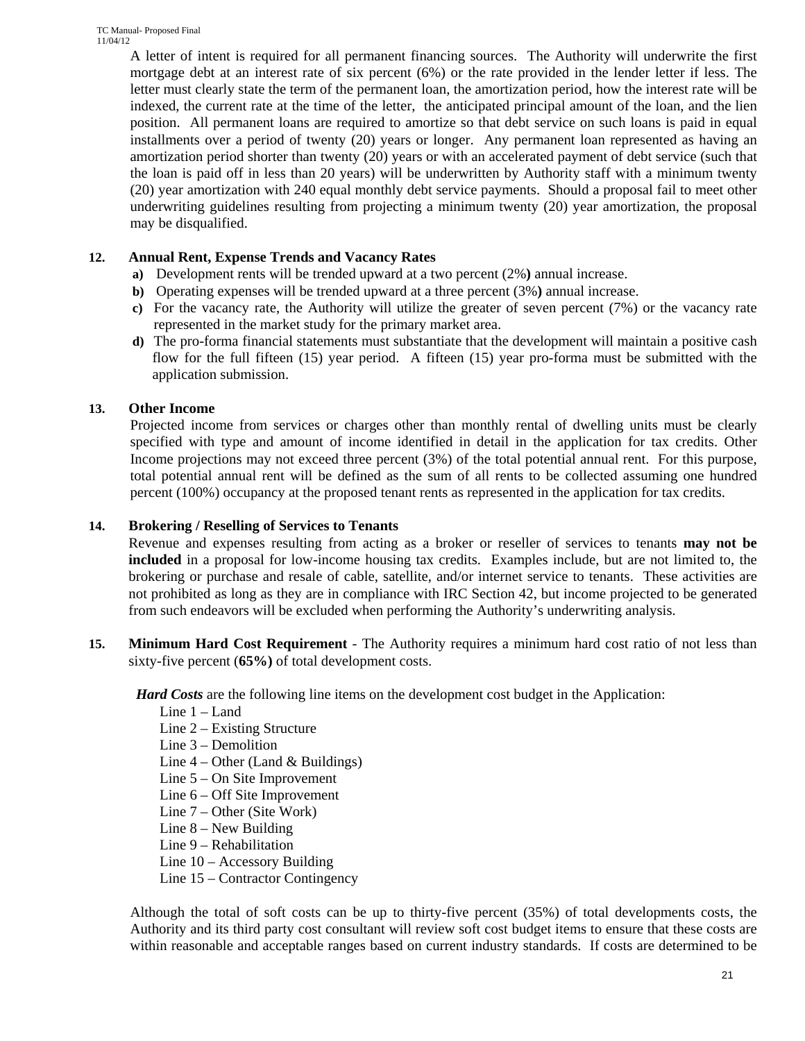A letter of intent is required for all permanent financing sources. The Authority will underwrite the first mortgage debt at an interest rate of six percent (6%) or the rate provided in the lender letter if less. The letter must clearly state the term of the permanent loan, the amortization period, how the interest rate will be indexed, the current rate at the time of the letter, the anticipated principal amount of the loan, and the lien position. All permanent loans are required to amortize so that debt service on such loans is paid in equal installments over a period of twenty (20) years or longer. Any permanent loan represented as having an amortization period shorter than twenty (20) years or with an accelerated payment of debt service (such that the loan is paid off in less than 20 years) will be underwritten by Authority staff with a minimum twenty (20) year amortization with 240 equal monthly debt service payments. Should a proposal fail to meet other underwriting guidelines resulting from projecting a minimum twenty (20) year amortization, the proposal may be disqualified.

**12. Annual Rent, Expense Trends and Vacancy Rates**

**a)** Development rents will be trended upward at a two percent (2%**)** annual increase.

**b)** Operating expenses will be trended upward at a three percent (3%**)** annual increase.

**c)** For the vacancy rate, the Authority will utilize the greater of seven percent (7%) or the vacancy rate represented in the market study for the primary market area.

**d)** The pro-forma financial statements must substantiate that the development will maintain a positive cash flow for the full fifteen (15) year period. A fifteen (15) year pro-forma must be submitted with the application submission.

**13. Other Income**

Projected income from services or charges other than monthly rental of dwelling units must be clearly specified with type and amount of income identified in detail in the application for tax credits. Other Income projections may not exceed three percent (3%) of the total potential annual rent. For this purpose, total potential annual rent will be defined as the sum of all rents to be collected assuming one hundred percent (100%) occupancy at the proposed tenant rents as represented in the application for tax credits.

**14. Brokering / Reselling of Services to Tenants**

Revenue and expenses resulting from acting as a broker or reseller of services to tenants **may not be included** in a proposal for low-income housing tax credits. Examples include, but are not limited to, the brokering or purchase and resale of cable, satellite, and/or internet service to tenants. These activities are not prohibited as long as they are in compliance with IRC Section 42, but income projected to be generated from such endeavors will be excluded when performing the Authority's underwriting analysis.

**15. Minimum Hard Cost Requirement** - The Authority requires a minimum hard cost ratio of not less than sixty-five percent (**65%)** of total development costs.

***Hard Costs*** are the following line items on the development cost budget in the Application:

Line 1 – Land
Line 2 – Existing Structure
Line 3 – Demolition
Line 4 – Other (Land & Buildings)
Line 5 – On Site Improvement
Line 6 – Off Site Improvement
Line 7 – Other (Site Work)
Line 8 – New Building
Line 9 – Rehabilitation
Line 10 – Accessory Building
Line 15 – Contractor Contingency

Although the total of soft costs can be up to thirty-five percent (35%) of total developments costs, the Authority and its third party cost consultant will review soft cost budget items to ensure that these costs are within reasonable and acceptable ranges based on current industry standards. If costs are determined to be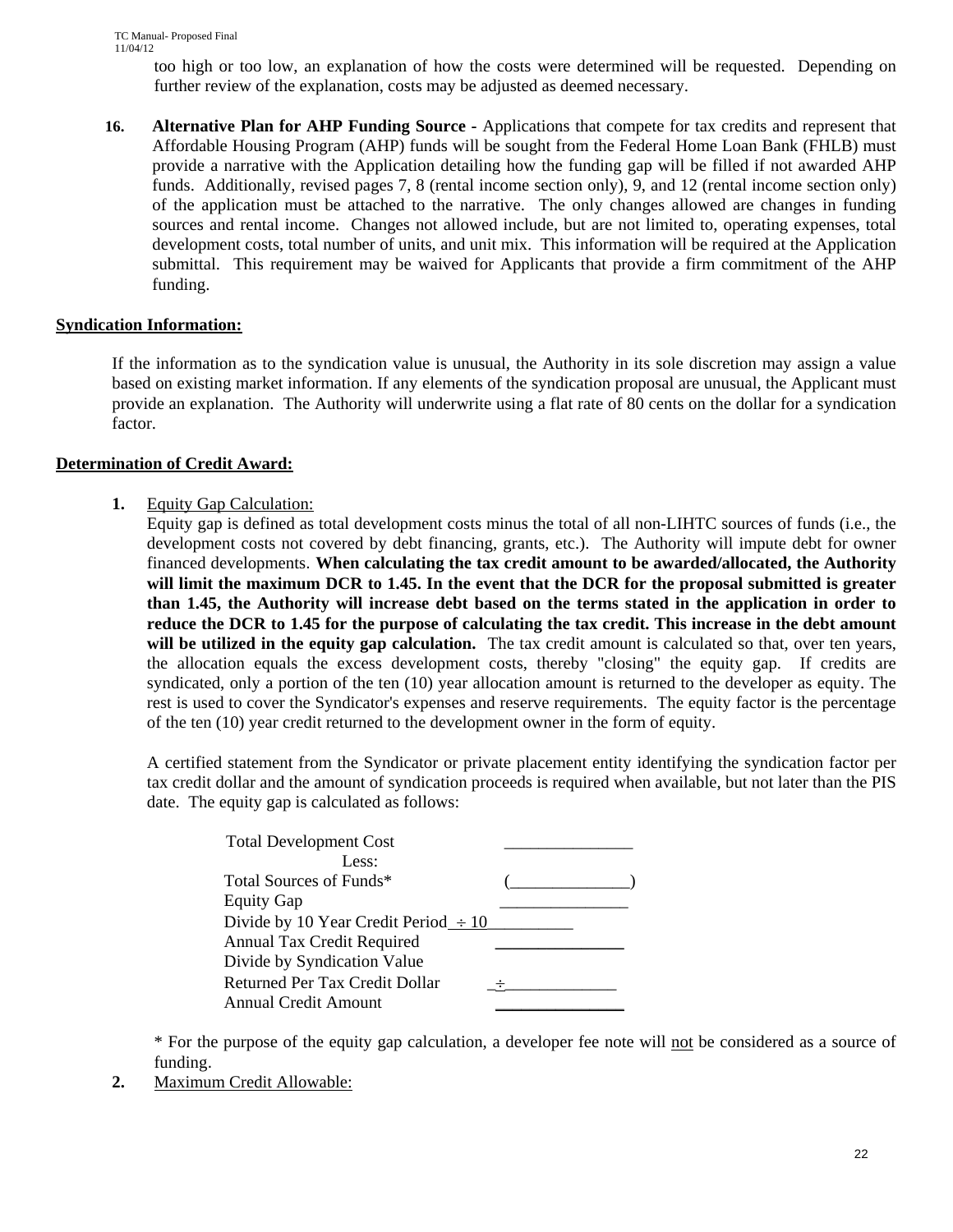too high or too low, an explanation of how the costs were determined will be requested. Depending on further review of the explanation, costs may be adjusted as deemed necessary.

16. **Alternative Plan for AHP Funding Source -** Applications that compete for tax credits and represent that Affordable Housing Program (AHP) funds will be sought from the Federal Home Loan Bank (FHLB) must provide a narrative with the Application detailing how the funding gap will be filled if not awarded AHP funds. Additionally, revised pages 7, 8 (rental income section only), 9, and 12 (rental income section only) of the application must be attached to the narrative. The only changes allowed are changes in funding sources and rental income. Changes not allowed include, but are not limited to, operating expenses, total development costs, total number of units, and unit mix. This information will be required at the Application submittal. This requirement may be waived for Applicants that provide a firm commitment of the AHP funding.

**Syndication Information:**

If the information as to the syndication value is unusual, the Authority in its sole discretion may assign a value based on existing market information. If any elements of the syndication proposal are unusual, the Applicant must provide an explanation. The Authority will underwrite using a flat rate of 80 cents on the dollar for a syndication factor.

**Determination of Credit Award:**

1. Equity Gap Calculation:
Equity gap is defined as total development costs minus the total of all non-LIHTC sources of funds (i.e., the development costs not covered by debt financing, grants, etc.). The Authority will impute debt for owner financed developments. **When calculating the tax credit amount to be awarded/allocated, the Authority will limit the maximum DCR to 1.45. In the event that the DCR for the proposal submitted is greater than 1.45, the Authority will increase debt based on the terms stated in the application in order to reduce the DCR to 1.45 for the purpose of calculating the tax credit. This increase in the debt amount will be utilized in the equity gap calculation.** The tax credit amount is calculated so that, over ten years, the allocation equals the excess development costs, thereby "closing" the equity gap. If credits are syndicated, only a portion of the ten (10) year allocation amount is returned to the developer as equity. The rest is used to cover the Syndicator's expenses and reserve requirements. The equity factor is the percentage of the ten (10) year credit returned to the development owner in the form of equity.

   A certified statement from the Syndicator or private placement entity identifying the syndication factor per tax credit dollar and the amount of syndication proceeds is required when available, but not later than the PIS date. The equity gap is calculated as follows:

| | |
|---|---|
| Total Development Cost | _______________ |
| Less: | |
| Total Sources of Funds* | (______________) |
| Equity Gap | _______________ |
| Divide by 10 Year Credit Period | ÷ 10__________ |
| Annual Tax Credit Required | _______________ |
| Divide by Syndication Value Returned Per Tax Credit Dollar | ÷_____________ |
| Annual Credit Amount | _______________ |

   * For the purpose of the equity gap calculation, a developer fee note will not be considered as a source of funding.

2. Maximum Credit Allowable: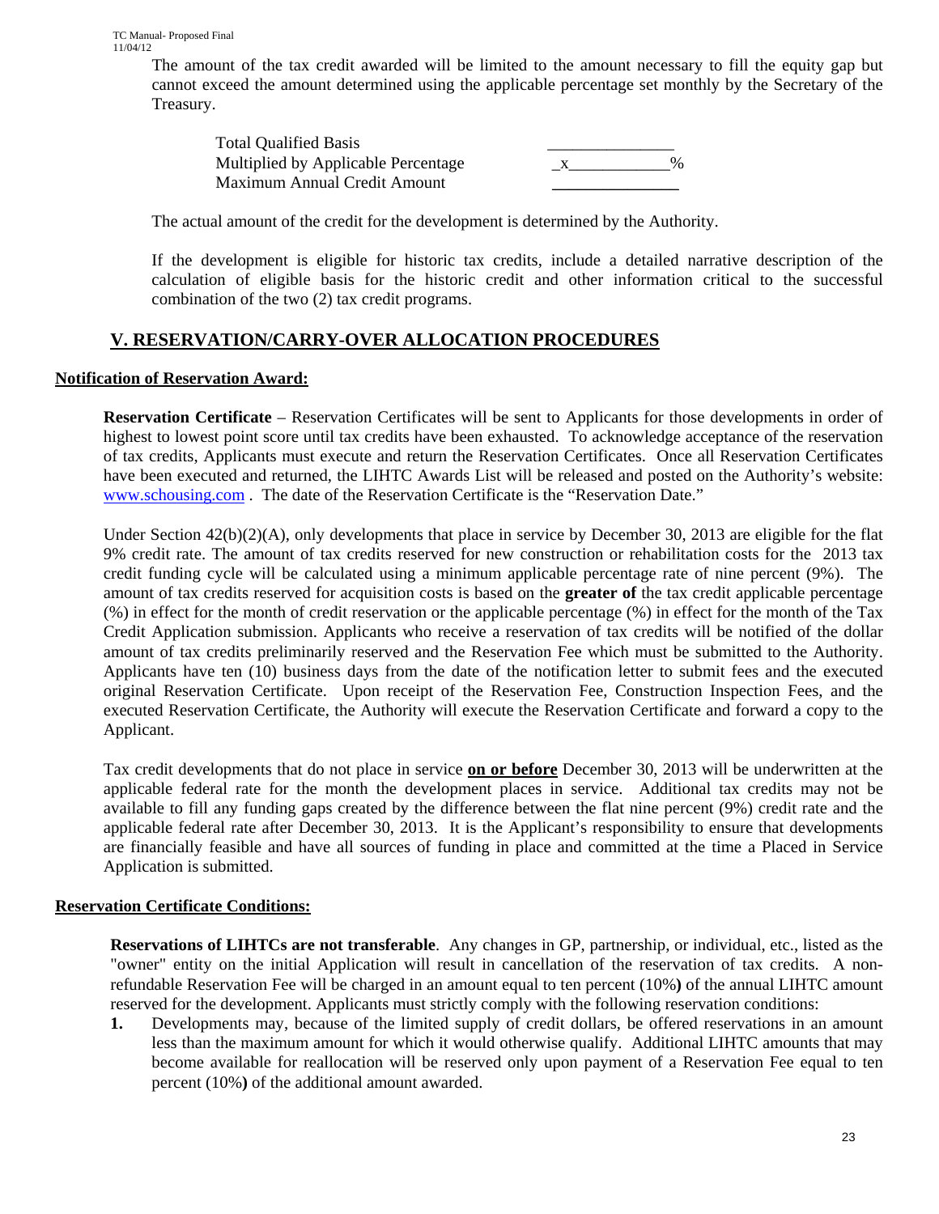The amount of the tax credit awarded will be limited to the amount necessary to fill the equity gap but cannot exceed the amount determined using the applicable percentage set monthly by the Secretary of the Treasury.

| | |
|---|---|
| Total Qualified Basis | _______________ |
| Multiplied by Applicable Percentage | _x____________% |
| Maximum Annual Credit Amount | _______________ |

The actual amount of the credit for the development is determined by the Authority.

If the development is eligible for historic tax credits, include a detailed narrative description of the calculation of eligible basis for the historic credit and other information critical to the successful combination of the two (2) tax credit programs.

## V. RESERVATION/CARRY-OVER ALLOCATION PROCEDURES

### Notification of Reservation Award:

**Reservation Certificate** – Reservation Certificates will be sent to Applicants for those developments in order of highest to lowest point score until tax credits have been exhausted. To acknowledge acceptance of the reservation of tax credits, Applicants must execute and return the Reservation Certificates. Once all Reservation Certificates have been executed and returned, the LIHTC Awards List will be released and posted on the Authority's website: www.schousing.com . The date of the Reservation Certificate is the "Reservation Date."

Under Section 42(b)(2)(A), only developments that place in service by December 30, 2013 are eligible for the flat 9% credit rate. The amount of tax credits reserved for new construction or rehabilitation costs for the 2013 tax credit funding cycle will be calculated using a minimum applicable percentage rate of nine percent (9%). The amount of tax credits reserved for acquisition costs is based on the **greater of** the tax credit applicable percentage (%) in effect for the month of credit reservation or the applicable percentage (%) in effect for the month of the Tax Credit Application submission. Applicants who receive a reservation of tax credits will be notified of the dollar amount of tax credits preliminarily reserved and the Reservation Fee which must be submitted to the Authority. Applicants have ten (10) business days from the date of the notification letter to submit fees and the executed original Reservation Certificate. Upon receipt of the Reservation Fee, Construction Inspection Fees, and the executed Reservation Certificate, the Authority will execute the Reservation Certificate and forward a copy to the Applicant.

Tax credit developments that do not place in service **on or before** December 30, 2013 will be underwritten at the applicable federal rate for the month the development places in service. Additional tax credits may not be available to fill any funding gaps created by the difference between the flat nine percent (9%) credit rate and the applicable federal rate after December 30, 2013. It is the Applicant's responsibility to ensure that developments are financially feasible and have all sources of funding in place and committed at the time a Placed in Service Application is submitted.

### Reservation Certificate Conditions:

**Reservations of LIHTCs are not transferable**. Any changes in GP, partnership, or individual, etc., listed as the "owner" entity on the initial Application will result in cancellation of the reservation of tax credits. A non-refundable Reservation Fee will be charged in an amount equal to ten percent (10%) of the annual LIHTC amount reserved for the development. Applicants must strictly comply with the following reservation conditions:

1. Developments may, because of the limited supply of credit dollars, be offered reservations in an amount less than the maximum amount for which it would otherwise qualify. Additional LIHTC amounts that may become available for reallocation will be reserved only upon payment of a Reservation Fee equal to ten percent (10%) of the additional amount awarded.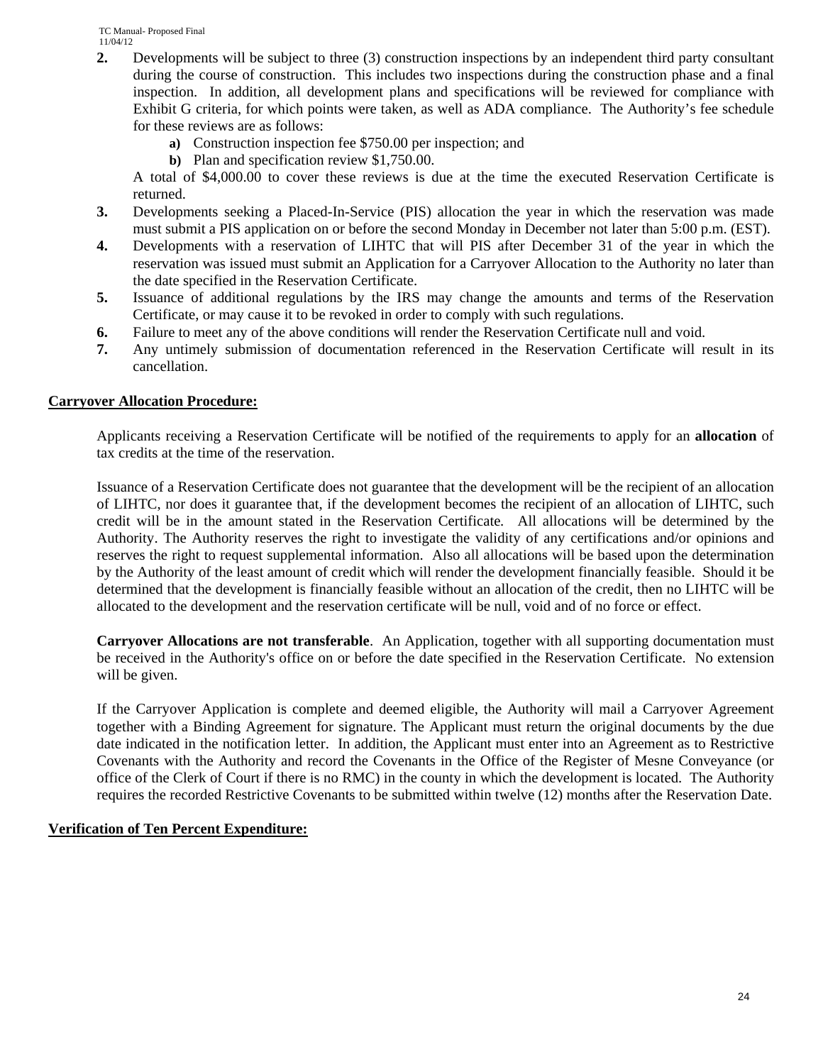2. Developments will be subject to three (3) construction inspections by an independent third party consultant during the course of construction. This includes two inspections during the construction phase and a final inspection. In addition, all development plans and specifications will be reviewed for compliance with Exhibit G criteria, for which points were taken, as well as ADA compliance. The Authority's fee schedule for these reviews are as follows:
    - **a)** Construction inspection fee $750.00 per inspection; and
    - **b)** Plan and specification review $1,750.00.

   A total of $4,000.00 to cover these reviews is due at the time the executed Reservation Certificate is returned.
3. Developments seeking a Placed-In-Service (PIS) allocation the year in which the reservation was made must submit a PIS application on or before the second Monday in December not later than 5:00 p.m. (EST).
4. Developments with a reservation of LIHTC that will PIS after December 31 of the year in which the reservation was issued must submit an Application for a Carryover Allocation to the Authority no later than the date specified in the Reservation Certificate.
5. Issuance of additional regulations by the IRS may change the amounts and terms of the Reservation Certificate, or may cause it to be revoked in order to comply with such regulations.
6. Failure to meet any of the above conditions will render the Reservation Certificate null and void.
7. Any untimely submission of documentation referenced in the Reservation Certificate will result in its cancellation.

**Carryover Allocation Procedure:**

Applicants receiving a Reservation Certificate will be notified of the requirements to apply for an **allocation** of tax credits at the time of the reservation.

Issuance of a Reservation Certificate does not guarantee that the development will be the recipient of an allocation of LIHTC, nor does it guarantee that, if the development becomes the recipient of an allocation of LIHTC, such credit will be in the amount stated in the Reservation Certificate. All allocations will be determined by the Authority. The Authority reserves the right to investigate the validity of any certifications and/or opinions and reserves the right to request supplemental information. Also all allocations will be based upon the determination by the Authority of the least amount of credit which will render the development financially feasible. Should it be determined that the development is financially feasible without an allocation of the credit, then no LIHTC will be allocated to the development and the reservation certificate will be null, void and of no force or effect.

**Carryover Allocations are not transferable**. An Application, together with all supporting documentation must be received in the Authority's office on or before the date specified in the Reservation Certificate. No extension will be given.

If the Carryover Application is complete and deemed eligible, the Authority will mail a Carryover Agreement together with a Binding Agreement for signature. The Applicant must return the original documents by the due date indicated in the notification letter. In addition, the Applicant must enter into an Agreement as to Restrictive Covenants with the Authority and record the Covenants in the Office of the Register of Mesne Conveyance (or office of the Clerk of Court if there is no RMC) in the county in which the development is located. The Authority requires the recorded Restrictive Covenants to be submitted within twelve (12) months after the Reservation Date.

**Verification of Ten Percent Expenditure:**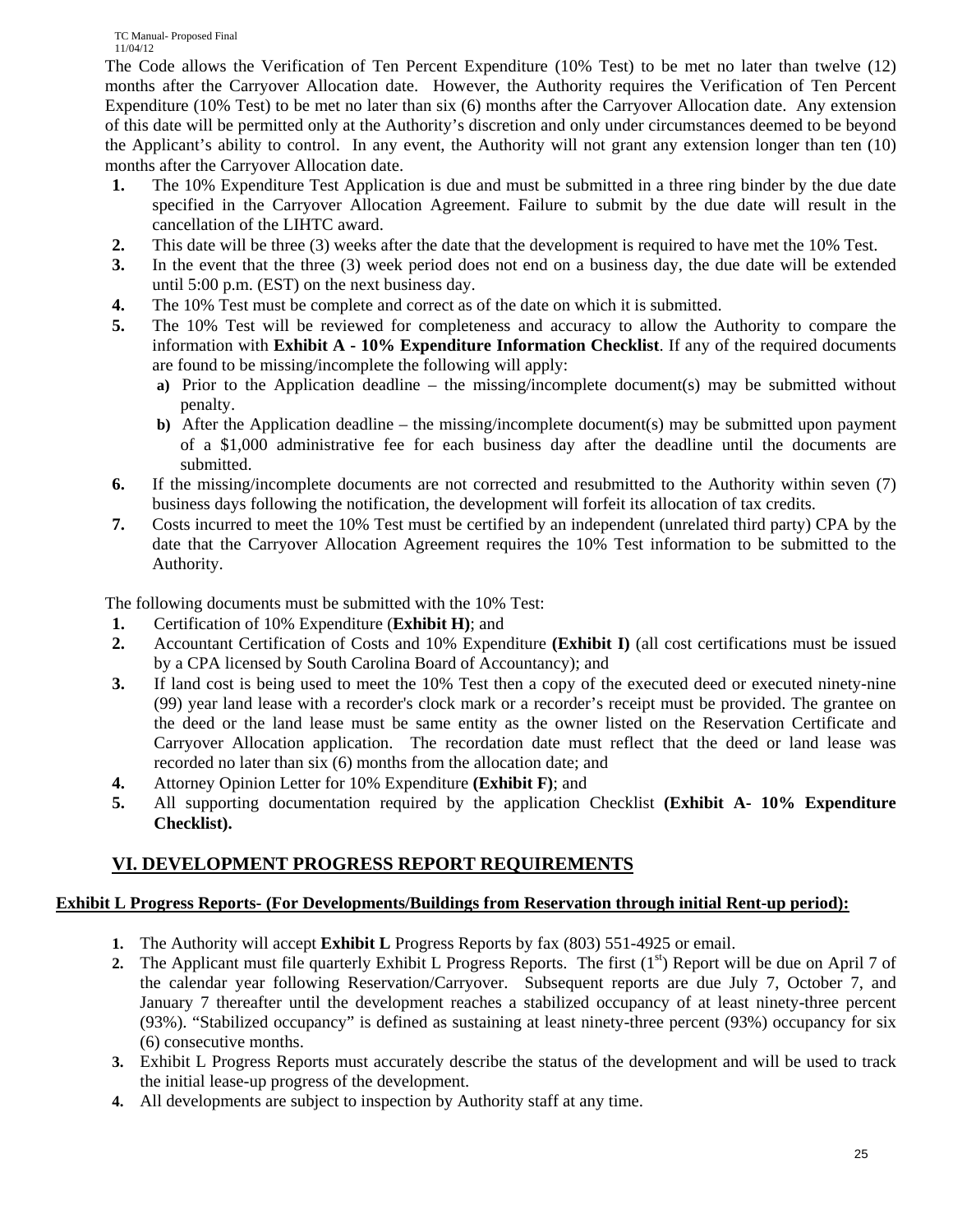The Code allows the Verification of Ten Percent Expenditure (10% Test) to be met no later than twelve (12) months after the Carryover Allocation date. However, the Authority requires the Verification of Ten Percent Expenditure (10% Test) to be met no later than six (6) months after the Carryover Allocation date. Any extension of this date will be permitted only at the Authority's discretion and only under circumstances deemed to be beyond the Applicant's ability to control. In any event, the Authority will not grant any extension longer than ten (10) months after the Carryover Allocation date.

1. The 10% Expenditure Test Application is due and must be submitted in a three ring binder by the due date specified in the Carryover Allocation Agreement. Failure to submit by the due date will result in the cancellation of the LIHTC award.
2. This date will be three (3) weeks after the date that the development is required to have met the 10% Test.
3. In the event that the three (3) week period does not end on a business day, the due date will be extended until 5:00 p.m. (EST) on the next business day.
4. The 10% Test must be complete and correct as of the date on which it is submitted.
5. The 10% Test will be reviewed for completeness and accuracy to allow the Authority to compare the information with **Exhibit A - 10% Expenditure Information Checklist**. If any of the required documents are found to be missing/incomplete the following will apply:
   - a) Prior to the Application deadline – the missing/incomplete document(s) may be submitted without penalty.
   - b) After the Application deadline – the missing/incomplete document(s) may be submitted upon payment of a $1,000 administrative fee for each business day after the deadline until the documents are submitted.
6. If the missing/incomplete documents are not corrected and resubmitted to the Authority within seven (7) business days following the notification, the development will forfeit its allocation of tax credits.
7. Costs incurred to meet the 10% Test must be certified by an independent (unrelated third party) CPA by the date that the Carryover Allocation Agreement requires the 10% Test information to be submitted to the Authority.

The following documents must be submitted with the 10% Test:

1. Certification of 10% Expenditure (**Exhibit H)**; and
2. Accountant Certification of Costs and 10% Expenditure **(Exhibit I)** (all cost certifications must be issued by a CPA licensed by South Carolina Board of Accountancy); and
3. If land cost is being used to meet the 10% Test then a copy of the executed deed or executed ninety-nine (99) year land lease with a recorder's clock mark or a recorder's receipt must be provided. The grantee on the deed or the land lease must be same entity as the owner listed on the Reservation Certificate and Carryover Allocation application. The recordation date must reflect that the deed or land lease was recorded no later than six (6) months from the allocation date; and
4. Attorney Opinion Letter for 10% Expenditure **(Exhibit F)**; and
5. All supporting documentation required by the application Checklist **(Exhibit A- 10% Expenditure Checklist).**

## VI. DEVELOPMENT PROGRESS REPORT REQUIREMENTS

**Exhibit L Progress Reports- (For Developments/Buildings from Reservation through initial Rent-up period):**

1. The Authority will accept **Exhibit L** Progress Reports by fax (803) 551-4925 or email.
2. The Applicant must file quarterly Exhibit L Progress Reports. The first (1st) Report will be due on April 7 of the calendar year following Reservation/Carryover. Subsequent reports are due July 7, October 7, and January 7 thereafter until the development reaches a stabilized occupancy of at least ninety-three percent (93%). "Stabilized occupancy" is defined as sustaining at least ninety-three percent (93%) occupancy for six (6) consecutive months.
3. Exhibit L Progress Reports must accurately describe the status of the development and will be used to track the initial lease-up progress of the development.
4. All developments are subject to inspection by Authority staff at any time.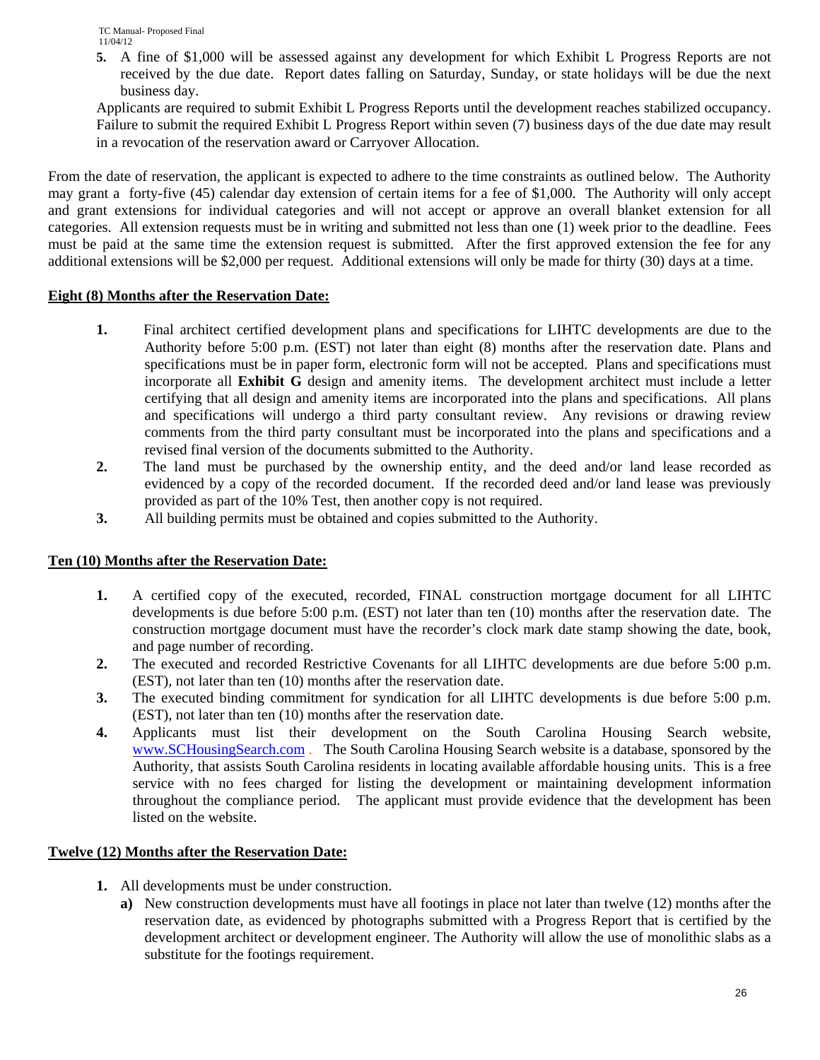5. A fine of $1,000 will be assessed against any development for which Exhibit L Progress Reports are not received by the due date. Report dates falling on Saturday, Sunday, or state holidays will be due the next business day.

Applicants are required to submit Exhibit L Progress Reports until the development reaches stabilized occupancy. Failure to submit the required Exhibit L Progress Report within seven (7) business days of the due date may result in a revocation of the reservation award or Carryover Allocation.

From the date of reservation, the applicant is expected to adhere to the time constraints as outlined below. The Authority may grant a forty-five (45) calendar day extension of certain items for a fee of $1,000. The Authority will only accept and grant extensions for individual categories and will not accept or approve an overall blanket extension for all categories. All extension requests must be in writing and submitted not less than one (1) week prior to the deadline. Fees must be paid at the same time the extension request is submitted. After the first approved extension the fee for any additional extensions will be $2,000 per request. Additional extensions will only be made for thirty (30) days at a time.

**Eight (8) Months after the Reservation Date:**

1. Final architect certified development plans and specifications for LIHTC developments are due to the Authority before 5:00 p.m. (EST) not later than eight (8) months after the reservation date. Plans and specifications must be in paper form, electronic form will not be accepted. Plans and specifications must incorporate all **Exhibit G** design and amenity items. The development architect must include a letter certifying that all design and amenity items are incorporated into the plans and specifications. All plans and specifications will undergo a third party consultant review. Any revisions or drawing review comments from the third party consultant must be incorporated into the plans and specifications and a revised final version of the documents submitted to the Authority.
2. The land must be purchased by the ownership entity, and the deed and/or land lease recorded as evidenced by a copy of the recorded document. If the recorded deed and/or land lease was previously provided as part of the 10% Test, then another copy is not required.
3. All building permits must be obtained and copies submitted to the Authority.

**Ten (10) Months after the Reservation Date:**

1. A certified copy of the executed, recorded, FINAL construction mortgage document for all LIHTC developments is due before 5:00 p.m. (EST) not later than ten (10) months after the reservation date. The construction mortgage document must have the recorder's clock mark date stamp showing the date, book, and page number of recording.
2. The executed and recorded Restrictive Covenants for all LIHTC developments are due before 5:00 p.m. (EST), not later than ten (10) months after the reservation date.
3. The executed binding commitment for syndication for all LIHTC developments is due before 5:00 p.m. (EST), not later than ten (10) months after the reservation date.
4. Applicants must list their development on the South Carolina Housing Search website, www.SCHousingSearch.com . The South Carolina Housing Search website is a database, sponsored by the Authority, that assists South Carolina residents in locating available affordable housing units. This is a free service with no fees charged for listing the development or maintaining development information throughout the compliance period. The applicant must provide evidence that the development has been listed on the website.

**Twelve (12) Months after the Reservation Date:**

1. All developments must be under construction.
   - **a)** New construction developments must have all footings in place not later than twelve (12) months after the reservation date, as evidenced by photographs submitted with a Progress Report that is certified by the development architect or development engineer. The Authority will allow the use of monolithic slabs as a substitute for the footings requirement.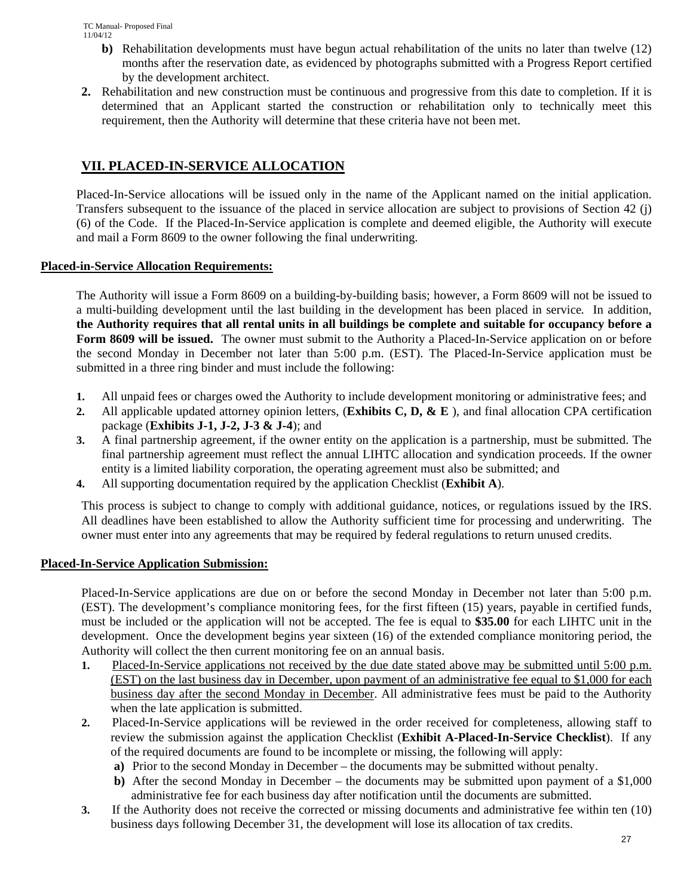**b)** Rehabilitation developments must have begun actual rehabilitation of the units no later than twelve (12) months after the reservation date, as evidenced by photographs submitted with a Progress Report certified by the development architect.

**2.** Rehabilitation and new construction must be continuous and progressive from this date to completion. If it is determined that an Applicant started the construction or rehabilitation only to technically meet this requirement, then the Authority will determine that these criteria have not been met.

## VII. PLACED-IN-SERVICE ALLOCATION

Placed-In-Service allocations will be issued only in the name of the Applicant named on the initial application. Transfers subsequent to the issuance of the placed in service allocation are subject to provisions of Section 42 (j) (6) of the Code. If the Placed-In-Service application is complete and deemed eligible, the Authority will execute and mail a Form 8609 to the owner following the final underwriting.

### Placed-in-Service Allocation Requirements:

The Authority will issue a Form 8609 on a building-by-building basis; however, a Form 8609 will not be issued to a multi-building development until the last building in the development has been placed in service. In addition, **the Authority requires that all rental units in all buildings be complete and suitable for occupancy before a Form 8609 will be issued.** The owner must submit to the Authority a Placed-In-Service application on or before the second Monday in December not later than 5:00 p.m. (EST). The Placed-In-Service application must be submitted in a three ring binder and must include the following:

1. All unpaid fees or charges owed the Authority to include development monitoring or administrative fees; and
2. All applicable updated attorney opinion letters, (**Exhibits C, D, & E** ), and final allocation CPA certification package (**Exhibits J-1, J-2, J-3 & J-4**); and
3. A final partnership agreement, if the owner entity on the application is a partnership, must be submitted. The final partnership agreement must reflect the annual LIHTC allocation and syndication proceeds. If the owner entity is a limited liability corporation, the operating agreement must also be submitted; and
4. All supporting documentation required by the application Checklist (**Exhibit A**).

This process is subject to change to comply with additional guidance, notices, or regulations issued by the IRS. All deadlines have been established to allow the Authority sufficient time for processing and underwriting. The owner must enter into any agreements that may be required by federal regulations to return unused credits.

### Placed-In-Service Application Submission:

Placed-In-Service applications are due on or before the second Monday in December not later than 5:00 p.m. (EST). The development's compliance monitoring fees, for the first fifteen (15) years, payable in certified funds, must be included or the application will not be accepted. The fee is equal to **$35.00** for each LIHTC unit in the development. Once the development begins year sixteen (16) of the extended compliance monitoring period, the Authority will collect the then current monitoring fee on an annual basis.

1. <u>Placed-In-Service applications not received by the due date stated above may be submitted until 5:00 p.m. (EST) on the last business day in December, upon payment of an administrative fee equal to $1,000 for each business day after the second Monday in December</u>. All administrative fees must be paid to the Authority when the late application is submitted.
2. Placed-In-Service applications will be reviewed in the order received for completeness, allowing staff to review the submission against the application Checklist (**Exhibit A-Placed-In-Service Checklist**). If any of the required documents are found to be incomplete or missing, the following will apply:
   - **a)** Prior to the second Monday in December – the documents may be submitted without penalty.
   - **b)** After the second Monday in December – the documents may be submitted upon payment of a $1,000 administrative fee for each business day after notification until the documents are submitted.
3. If the Authority does not receive the corrected or missing documents and administrative fee within ten (10) business days following December 31, the development will lose its allocation of tax credits.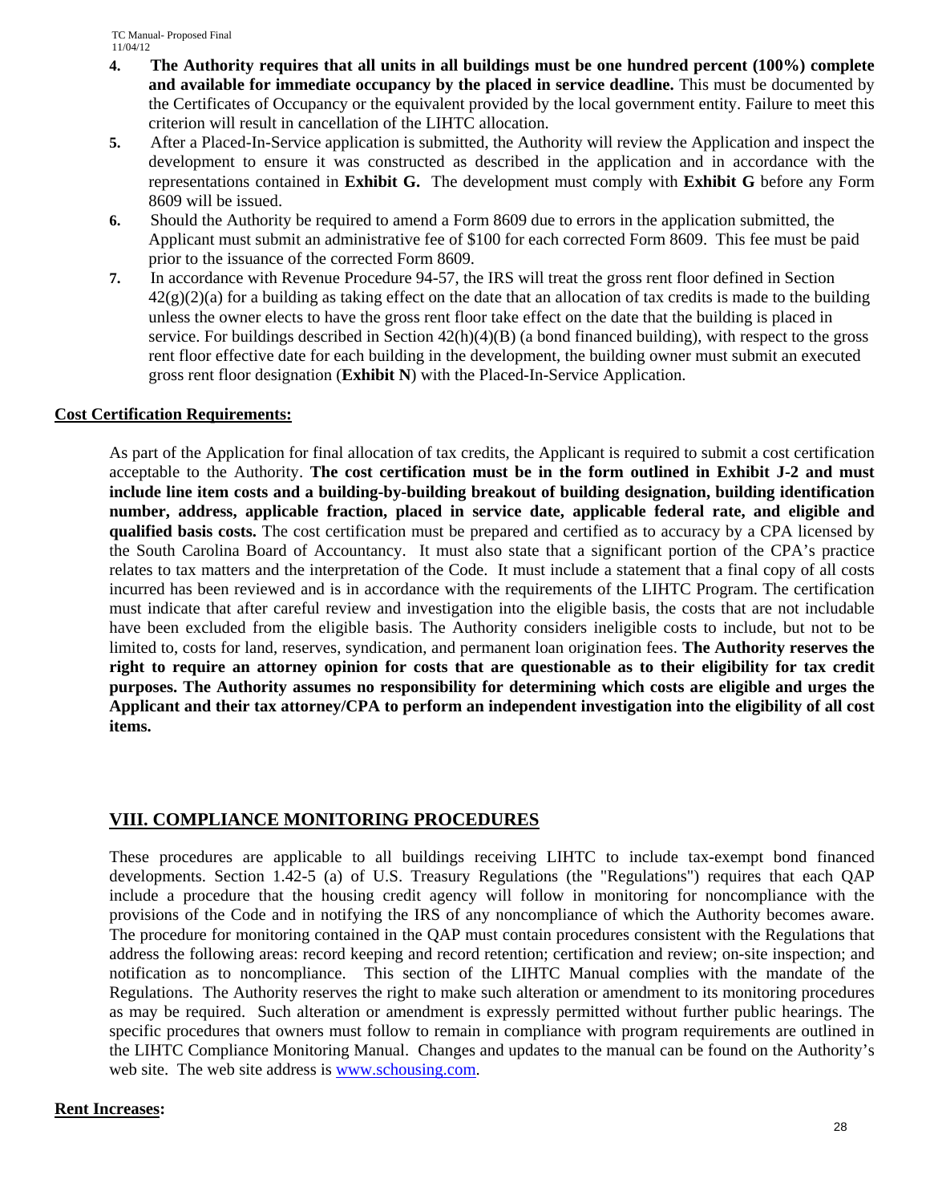4. **The Authority requires that all units in all buildings must be one hundred percent (100%) complete and available for immediate occupancy by the placed in service deadline.** This must be documented by the Certificates of Occupancy or the equivalent provided by the local government entity. Failure to meet this criterion will result in cancellation of the LIHTC allocation.
5. After a Placed-In-Service application is submitted, the Authority will review the Application and inspect the development to ensure it was constructed as described in the application and in accordance with the representations contained in **Exhibit G.** The development must comply with **Exhibit G** before any Form 8609 will be issued.
6. Should the Authority be required to amend a Form 8609 due to errors in the application submitted, the Applicant must submit an administrative fee of $100 for each corrected Form 8609. This fee must be paid prior to the issuance of the corrected Form 8609.
7. In accordance with Revenue Procedure 94-57, the IRS will treat the gross rent floor defined in Section 42(g)(2)(a) for a building as taking effect on the date that an allocation of tax credits is made to the building unless the owner elects to have the gross rent floor take effect on the date that the building is placed in service. For buildings described in Section 42(h)(4)(B) (a bond financed building), with respect to the gross rent floor effective date for each building in the development, the building owner must submit an executed gross rent floor designation (**Exhibit N**) with the Placed-In-Service Application.

**Cost Certification Requirements:**

As part of the Application for final allocation of tax credits, the Applicant is required to submit a cost certification acceptable to the Authority. **The cost certification must be in the form outlined in Exhibit J-2 and must include line item costs and a building-by-building breakout of building designation, building identification number, address, applicable fraction, placed in service date, applicable federal rate, and eligible and qualified basis costs.** The cost certification must be prepared and certified as to accuracy by a CPA licensed by the South Carolina Board of Accountancy. It must also state that a significant portion of the CPA's practice relates to tax matters and the interpretation of the Code. It must include a statement that a final copy of all costs incurred has been reviewed and is in accordance with the requirements of the LIHTC Program. The certification must indicate that after careful review and investigation into the eligible basis, the costs that are not includable have been excluded from the eligible basis. The Authority considers ineligible costs to include, but not to be limited to, costs for land, reserves, syndication, and permanent loan origination fees. **The Authority reserves the right to require an attorney opinion for costs that are questionable as to their eligibility for tax credit purposes. The Authority assumes no responsibility for determining which costs are eligible and urges the Applicant and their tax attorney/CPA to perform an independent investigation into the eligibility of all cost items.**

## VIII. COMPLIANCE MONITORING PROCEDURES

These procedures are applicable to all buildings receiving LIHTC to include tax-exempt bond financed developments. Section 1.42-5 (a) of U.S. Treasury Regulations (the "Regulations") requires that each QAP include a procedure that the housing credit agency will follow in monitoring for noncompliance with the provisions of the Code and in notifying the IRS of any noncompliance of which the Authority becomes aware. The procedure for monitoring contained in the QAP must contain procedures consistent with the Regulations that address the following areas: record keeping and record retention; certification and review; on-site inspection; and notification as to noncompliance. This section of the LIHTC Manual complies with the mandate of the Regulations. The Authority reserves the right to make such alteration or amendment to its monitoring procedures as may be required. Such alteration or amendment is expressly permitted without further public hearings. The specific procedures that owners must follow to remain in compliance with program requirements are outlined in the LIHTC Compliance Monitoring Manual. Changes and updates to the manual can be found on the Authority's web site. The web site address is www.schousing.com.

**Rent Increases:**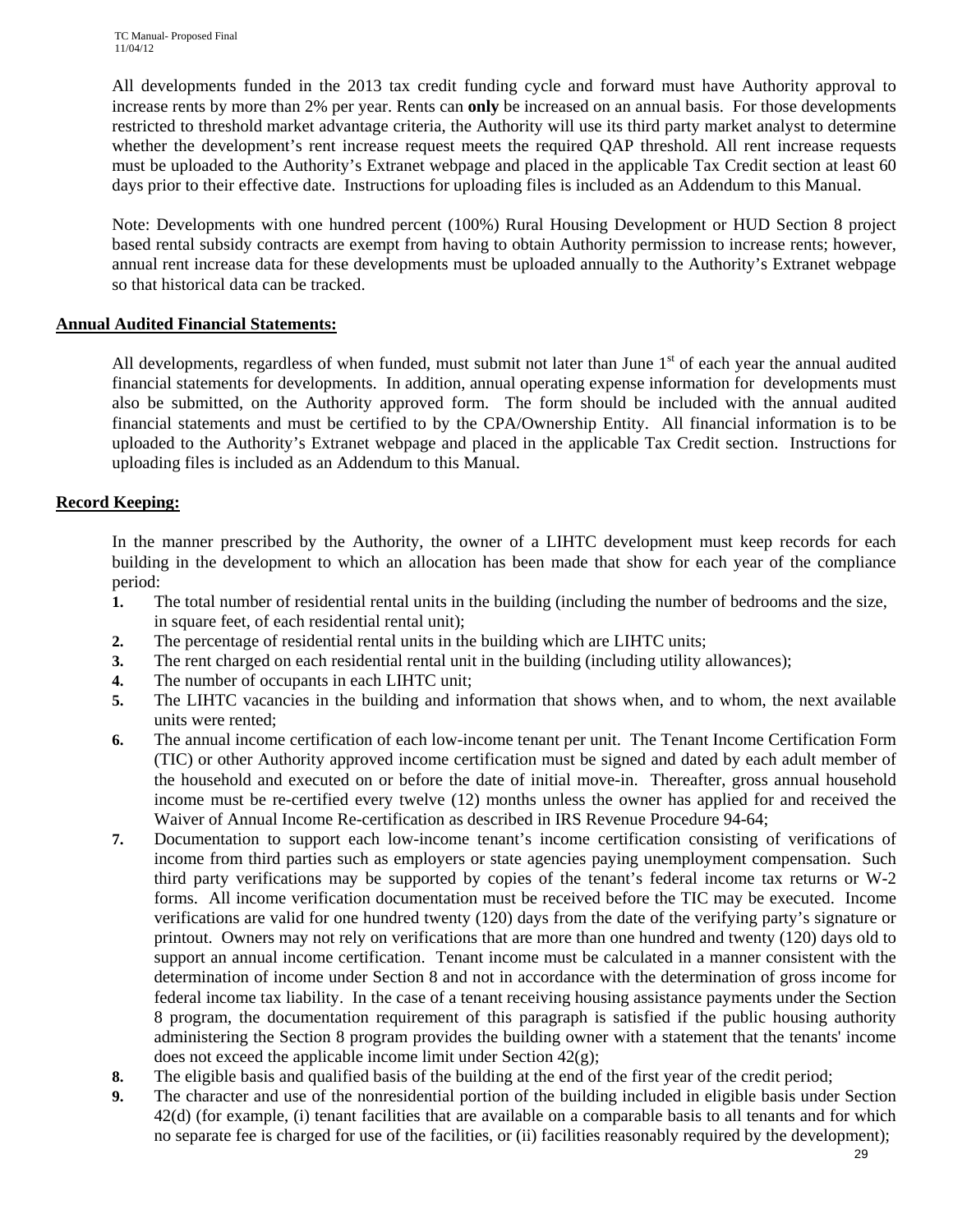All developments funded in the 2013 tax credit funding cycle and forward must have Authority approval to increase rents by more than 2% per year. Rents can **only** be increased on an annual basis. For those developments restricted to threshold market advantage criteria, the Authority will use its third party market analyst to determine whether the development's rent increase request meets the required QAP threshold. All rent increase requests must be uploaded to the Authority's Extranet webpage and placed in the applicable Tax Credit section at least 60 days prior to their effective date. Instructions for uploading files is included as an Addendum to this Manual.

Note: Developments with one hundred percent (100%) Rural Housing Development or HUD Section 8 project based rental subsidy contracts are exempt from having to obtain Authority permission to increase rents; however, annual rent increase data for these developments must be uploaded annually to the Authority's Extranet webpage so that historical data can be tracked.

**Annual Audited Financial Statements:**

All developments, regardless of when funded, must submit not later than June 1st of each year the annual audited financial statements for developments. In addition, annual operating expense information for developments must also be submitted, on the Authority approved form. The form should be included with the annual audited financial statements and must be certified to by the CPA/Ownership Entity. All financial information is to be uploaded to the Authority's Extranet webpage and placed in the applicable Tax Credit section. Instructions for uploading files is included as an Addendum to this Manual.

**Record Keeping:**

In the manner prescribed by the Authority, the owner of a LIHTC development must keep records for each building in the development to which an allocation has been made that show for each year of the compliance period:

1. The total number of residential rental units in the building (including the number of bedrooms and the size, in square feet, of each residential rental unit);
2. The percentage of residential rental units in the building which are LIHTC units;
3. The rent charged on each residential rental unit in the building (including utility allowances);
4. The number of occupants in each LIHTC unit;
5. The LIHTC vacancies in the building and information that shows when, and to whom, the next available units were rented;
6. The annual income certification of each low-income tenant per unit. The Tenant Income Certification Form (TIC) or other Authority approved income certification must be signed and dated by each adult member of the household and executed on or before the date of initial move-in. Thereafter, gross annual household income must be re-certified every twelve (12) months unless the owner has applied for and received the Waiver of Annual Income Re-certification as described in IRS Revenue Procedure 94-64;
7. Documentation to support each low-income tenant's income certification consisting of verifications of income from third parties such as employers or state agencies paying unemployment compensation. Such third party verifications may be supported by copies of the tenant's federal income tax returns or W-2 forms. All income verification documentation must be received before the TIC may be executed. Income verifications are valid for one hundred twenty (120) days from the date of the verifying party's signature or printout. Owners may not rely on verifications that are more than one hundred and twenty (120) days old to support an annual income certification. Tenant income must be calculated in a manner consistent with the determination of income under Section 8 and not in accordance with the determination of gross income for federal income tax liability. In the case of a tenant receiving housing assistance payments under the Section 8 program, the documentation requirement of this paragraph is satisfied if the public housing authority administering the Section 8 program provides the building owner with a statement that the tenants' income does not exceed the applicable income limit under Section 42(g);
8. The eligible basis and qualified basis of the building at the end of the first year of the credit period;
9. The character and use of the nonresidential portion of the building included in eligible basis under Section 42(d) (for example, (i) tenant facilities that are available on a comparable basis to all tenants and for which no separate fee is charged for use of the facilities, or (ii) facilities reasonably required by the development);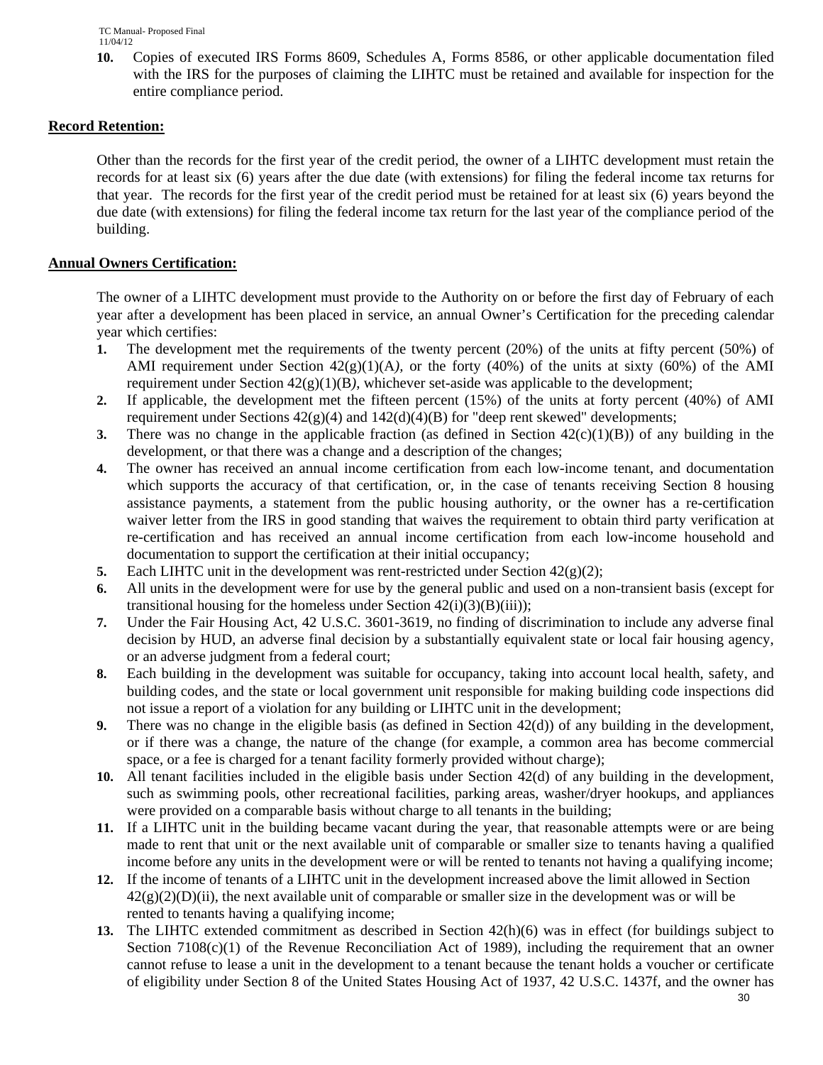10. Copies of executed IRS Forms 8609, Schedules A, Forms 8586, or other applicable documentation filed with the IRS for the purposes of claiming the LIHTC must be retained and available for inspection for the entire compliance period.

**Record Retention:**

Other than the records for the first year of the credit period, the owner of a LIHTC development must retain the records for at least six (6) years after the due date (with extensions) for filing the federal income tax returns for that year. The records for the first year of the credit period must be retained for at least six (6) years beyond the due date (with extensions) for filing the federal income tax return for the last year of the compliance period of the building.

**Annual Owners Certification:**

The owner of a LIHTC development must provide to the Authority on or before the first day of February of each year after a development has been placed in service, an annual Owner's Certification for the preceding calendar year which certifies:

1. The development met the requirements of the twenty percent (20%) of the units at fifty percent (50%) of AMI requirement under Section 42(g)(1)(A*)*, or the forty (40%) of the units at sixty (60%) of the AMI requirement under Section 42(g)(1)(B*)*, whichever set-aside was applicable to the development;
2. If applicable, the development met the fifteen percent (15%) of the units at forty percent (40%) of AMI requirement under Sections 42(g)(4) and 142(d)(4)(B) for "deep rent skewed" developments;
3. There was no change in the applicable fraction (as defined in Section 42(c)(1)(B)) of any building in the development, or that there was a change and a description of the changes;
4. The owner has received an annual income certification from each low-income tenant, and documentation which supports the accuracy of that certification, or, in the case of tenants receiving Section 8 housing assistance payments, a statement from the public housing authority, or the owner has a re-certification waiver letter from the IRS in good standing that waives the requirement to obtain third party verification at re-certification and has received an annual income certification from each low-income household and documentation to support the certification at their initial occupancy;
5. Each LIHTC unit in the development was rent-restricted under Section 42(g)(2);
6. All units in the development were for use by the general public and used on a non-transient basis (except for transitional housing for the homeless under Section 42(i)(3)(B)(iii));
7. Under the Fair Housing Act, 42 U.S.C. 3601-3619, no finding of discrimination to include any adverse final decision by HUD, an adverse final decision by a substantially equivalent state or local fair housing agency, or an adverse judgment from a federal court;
8. Each building in the development was suitable for occupancy, taking into account local health, safety, and building codes, and the state or local government unit responsible for making building code inspections did not issue a report of a violation for any building or LIHTC unit in the development;
9. There was no change in the eligible basis (as defined in Section 42(d)) of any building in the development, or if there was a change, the nature of the change (for example, a common area has become commercial space, or a fee is charged for a tenant facility formerly provided without charge);
10. All tenant facilities included in the eligible basis under Section 42(d) of any building in the development, such as swimming pools, other recreational facilities, parking areas, washer/dryer hookups, and appliances were provided on a comparable basis without charge to all tenants in the building;
11. If a LIHTC unit in the building became vacant during the year, that reasonable attempts were or are being made to rent that unit or the next available unit of comparable or smaller size to tenants having a qualified income before any units in the development were or will be rented to tenants not having a qualifying income;
12. If the income of tenants of a LIHTC unit in the development increased above the limit allowed in Section 42(g)(2)(D)(ii), the next available unit of comparable or smaller size in the development was or will be rented to tenants having a qualifying income;
13. The LIHTC extended commitment as described in Section 42(h)(6) was in effect (for buildings subject to Section 7108(c)(1) of the Revenue Reconciliation Act of 1989), including the requirement that an owner cannot refuse to lease a unit in the development to a tenant because the tenant holds a voucher or certificate of eligibility under Section 8 of the United States Housing Act of 1937, 42 U.S.C. 1437f, and the owner has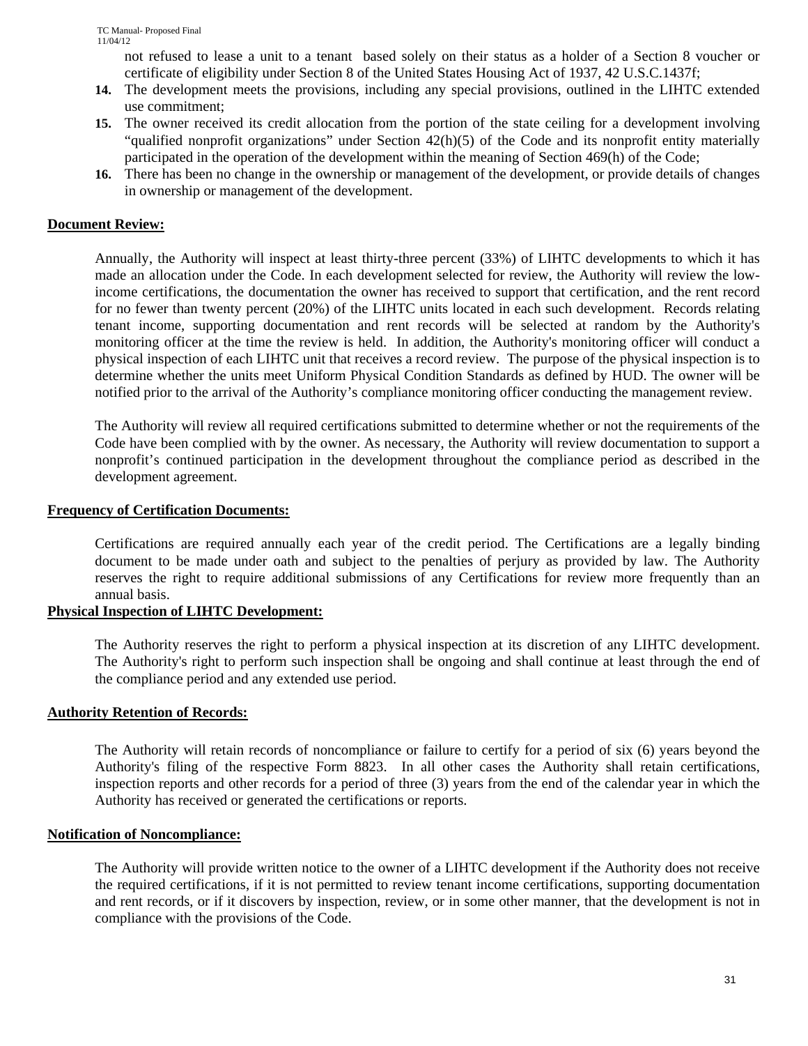not refused to lease a unit to a tenant based solely on their status as a holder of a Section 8 voucher or certificate of eligibility under Section 8 of the United States Housing Act of 1937, 42 U.S.C.1437f;

14. The development meets the provisions, including any special provisions, outlined in the LIHTC extended use commitment;
15. The owner received its credit allocation from the portion of the state ceiling for a development involving "qualified nonprofit organizations" under Section 42(h)(5) of the Code and its nonprofit entity materially participated in the operation of the development within the meaning of Section 469(h) of the Code;
16. There has been no change in the ownership or management of the development, or provide details of changes in ownership or management of the development.

**Document Review:**

Annually, the Authority will inspect at least thirty-three percent (33%) of LIHTC developments to which it has made an allocation under the Code. In each development selected for review, the Authority will review the low-income certifications, the documentation the owner has received to support that certification, and the rent record for no fewer than twenty percent (20%) of the LIHTC units located in each such development. Records relating tenant income, supporting documentation and rent records will be selected at random by the Authority's monitoring officer at the time the review is held. In addition, the Authority's monitoring officer will conduct a physical inspection of each LIHTC unit that receives a record review. The purpose of the physical inspection is to determine whether the units meet Uniform Physical Condition Standards as defined by HUD. The owner will be notified prior to the arrival of the Authority's compliance monitoring officer conducting the management review.

The Authority will review all required certifications submitted to determine whether or not the requirements of the Code have been complied with by the owner. As necessary, the Authority will review documentation to support a nonprofit's continued participation in the development throughout the compliance period as described in the development agreement.

**Frequency of Certification Documents:**

Certifications are required annually each year of the credit period. The Certifications are a legally binding document to be made under oath and subject to the penalties of perjury as provided by law. The Authority reserves the right to require additional submissions of any Certifications for review more frequently than an annual basis.

**Physical Inspection of LIHTC Development:**

The Authority reserves the right to perform a physical inspection at its discretion of any LIHTC development. The Authority's right to perform such inspection shall be ongoing and shall continue at least through the end of the compliance period and any extended use period.

**Authority Retention of Records:**

The Authority will retain records of noncompliance or failure to certify for a period of six (6) years beyond the Authority's filing of the respective Form 8823. In all other cases the Authority shall retain certifications, inspection reports and other records for a period of three (3) years from the end of the calendar year in which the Authority has received or generated the certifications or reports.

**Notification of Noncompliance:**

The Authority will provide written notice to the owner of a LIHTC development if the Authority does not receive the required certifications, if it is not permitted to review tenant income certifications, supporting documentation and rent records, or if it discovers by inspection, review, or in some other manner, that the development is not in compliance with the provisions of the Code.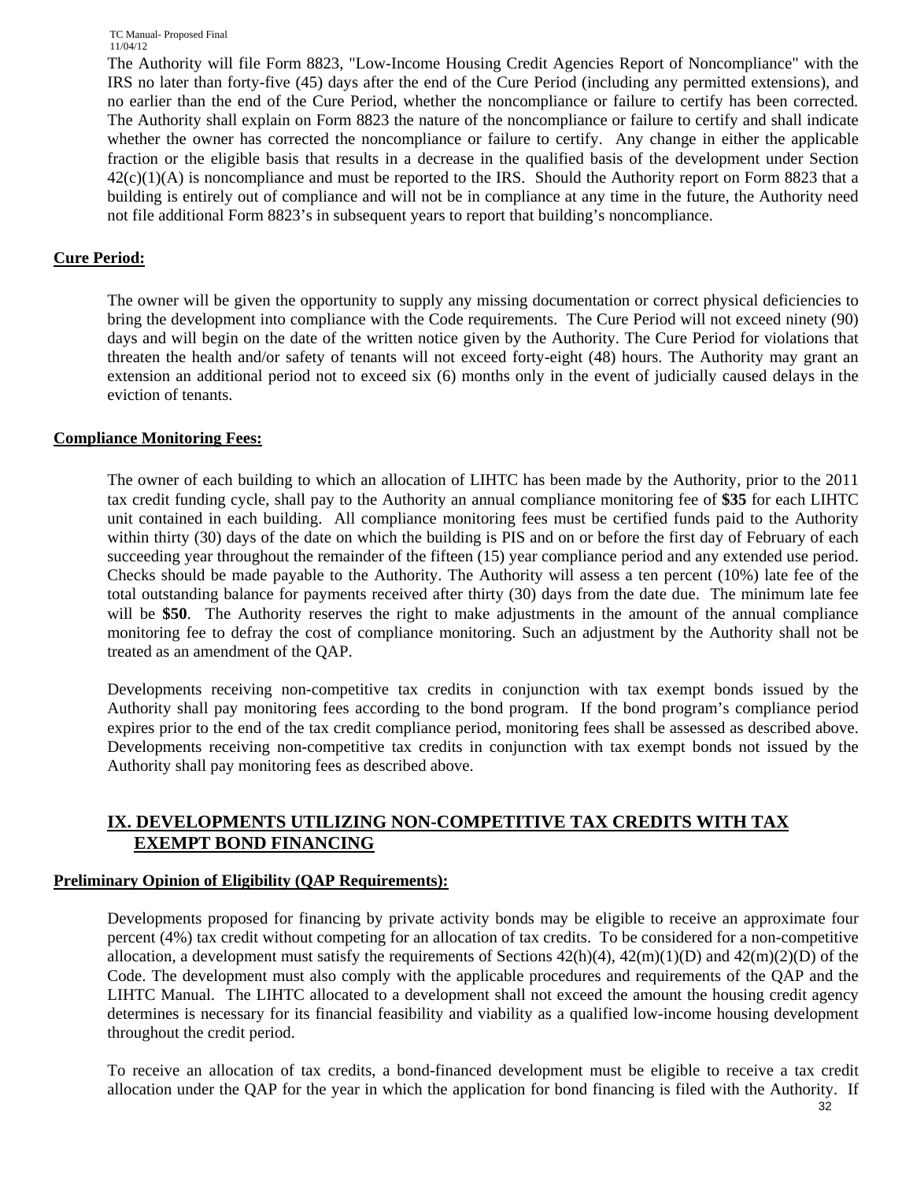The Authority will file Form 8823, "Low-Income Housing Credit Agencies Report of Noncompliance" with the IRS no later than forty-five (45) days after the end of the Cure Period (including any permitted extensions), and no earlier than the end of the Cure Period, whether the noncompliance or failure to certify has been corrected. The Authority shall explain on Form 8823 the nature of the noncompliance or failure to certify and shall indicate whether the owner has corrected the noncompliance or failure to certify. Any change in either the applicable fraction or the eligible basis that results in a decrease in the qualified basis of the development under Section 42(c)(1)(A) is noncompliance and must be reported to the IRS. Should the Authority report on Form 8823 that a building is entirely out of compliance and will not be in compliance at any time in the future, the Authority need not file additional Form 8823's in subsequent years to report that building's noncompliance.

**Cure Period:**

The owner will be given the opportunity to supply any missing documentation or correct physical deficiencies to bring the development into compliance with the Code requirements. The Cure Period will not exceed ninety (90) days and will begin on the date of the written notice given by the Authority. The Cure Period for violations that threaten the health and/or safety of tenants will not exceed forty-eight (48) hours. The Authority may grant an extension an additional period not to exceed six (6) months only in the event of judicially caused delays in the eviction of tenants.

**Compliance Monitoring Fees:**

The owner of each building to which an allocation of LIHTC has been made by the Authority, prior to the 2011 tax credit funding cycle, shall pay to the Authority an annual compliance monitoring fee of **$35** for each LIHTC unit contained in each building. All compliance monitoring fees must be certified funds paid to the Authority within thirty (30) days of the date on which the building is PIS and on or before the first day of February of each succeeding year throughout the remainder of the fifteen (15) year compliance period and any extended use period. Checks should be made payable to the Authority. The Authority will assess a ten percent (10%) late fee of the total outstanding balance for payments received after thirty (30) days from the date due. The minimum late fee will be **$50**. The Authority reserves the right to make adjustments in the amount of the annual compliance monitoring fee to defray the cost of compliance monitoring. Such an adjustment by the Authority shall not be treated as an amendment of the QAP.

Developments receiving non-competitive tax credits in conjunction with tax exempt bonds issued by the Authority shall pay monitoring fees according to the bond program. If the bond program's compliance period expires prior to the end of the tax credit compliance period, monitoring fees shall be assessed as described above. Developments receiving non-competitive tax credits in conjunction with tax exempt bonds not issued by the Authority shall pay monitoring fees as described above.

## IX. DEVELOPMENTS UTILIZING NON-COMPETITIVE TAX CREDITS WITH TAX EXEMPT BOND FINANCING

**Preliminary Opinion of Eligibility (QAP Requirements):**

Developments proposed for financing by private activity bonds may be eligible to receive an approximate four percent (4%) tax credit without competing for an allocation of tax credits. To be considered for a non-competitive allocation, a development must satisfy the requirements of Sections 42(h)(4), 42(m)(1)(D) and 42(m)(2)(D) of the Code. The development must also comply with the applicable procedures and requirements of the QAP and the LIHTC Manual. The LIHTC allocated to a development shall not exceed the amount the housing credit agency determines is necessary for its financial feasibility and viability as a qualified low-income housing development throughout the credit period.

To receive an allocation of tax credits, a bond-financed development must be eligible to receive a tax credit allocation under the QAP for the year in which the application for bond financing is filed with the Authority. If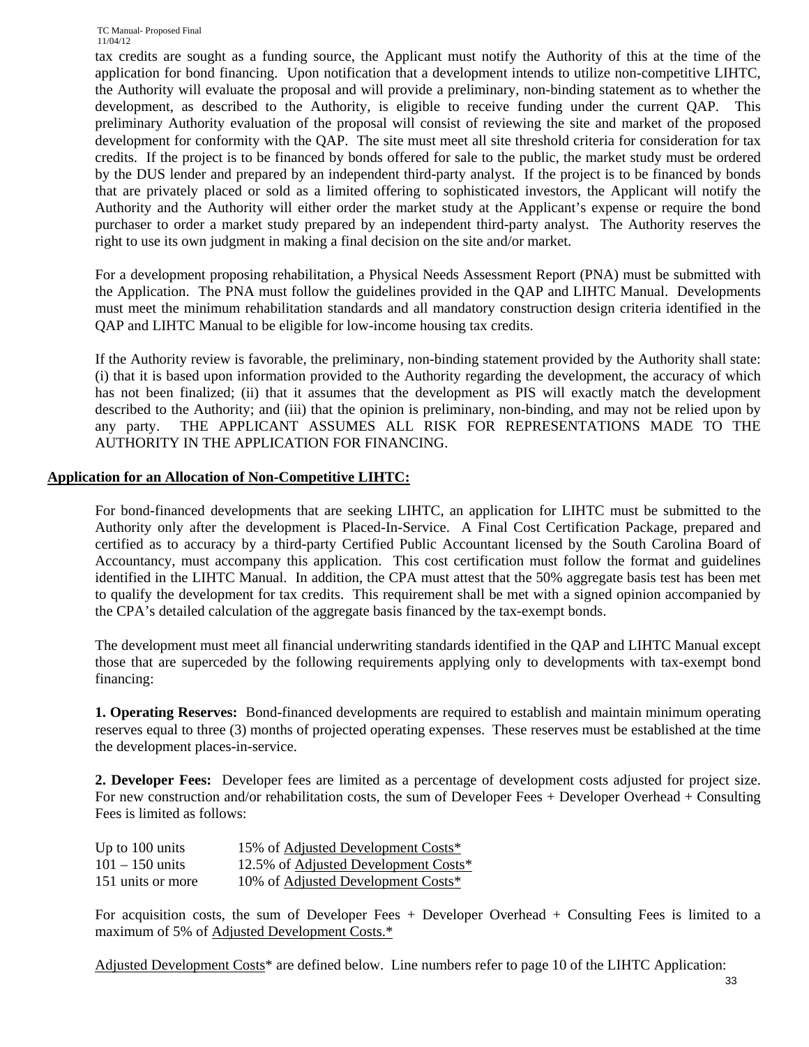tax credits are sought as a funding source, the Applicant must notify the Authority of this at the time of the application for bond financing. Upon notification that a development intends to utilize non-competitive LIHTC, the Authority will evaluate the proposal and will provide a preliminary, non-binding statement as to whether the development, as described to the Authority, is eligible to receive funding under the current QAP. This preliminary Authority evaluation of the proposal will consist of reviewing the site and market of the proposed development for conformity with the QAP. The site must meet all site threshold criteria for consideration for tax credits. If the project is to be financed by bonds offered for sale to the public, the market study must be ordered by the DUS lender and prepared by an independent third-party analyst. If the project is to be financed by bonds that are privately placed or sold as a limited offering to sophisticated investors, the Applicant will notify the Authority and the Authority will either order the market study at the Applicant's expense or require the bond purchaser to order a market study prepared by an independent third-party analyst. The Authority reserves the right to use its own judgment in making a final decision on the site and/or market.

For a development proposing rehabilitation, a Physical Needs Assessment Report (PNA) must be submitted with the Application. The PNA must follow the guidelines provided in the QAP and LIHTC Manual. Developments must meet the minimum rehabilitation standards and all mandatory construction design criteria identified in the QAP and LIHTC Manual to be eligible for low-income housing tax credits.

If the Authority review is favorable, the preliminary, non-binding statement provided by the Authority shall state: (i) that it is based upon information provided to the Authority regarding the development, the accuracy of which has not been finalized; (ii) that it assumes that the development as PIS will exactly match the development described to the Authority; and (iii) that the opinion is preliminary, non-binding, and may not be relied upon by any party. THE APPLICANT ASSUMES ALL RISK FOR REPRESENTATIONS MADE TO THE AUTHORITY IN THE APPLICATION FOR FINANCING.

**Application for an Allocation of Non-Competitive LIHTC:**

For bond-financed developments that are seeking LIHTC, an application for LIHTC must be submitted to the Authority only after the development is Placed-In-Service. A Final Cost Certification Package, prepared and certified as to accuracy by a third-party Certified Public Accountant licensed by the South Carolina Board of Accountancy, must accompany this application. This cost certification must follow the format and guidelines identified in the LIHTC Manual. In addition, the CPA must attest that the 50% aggregate basis test has been met to qualify the development for tax credits. This requirement shall be met with a signed opinion accompanied by the CPA's detailed calculation of the aggregate basis financed by the tax-exempt bonds.

The development must meet all financial underwriting standards identified in the QAP and LIHTC Manual except those that are superceded by the following requirements applying only to developments with tax-exempt bond financing:

**1. Operating Reserves:** Bond-financed developments are required to establish and maintain minimum operating reserves equal to three (3) months of projected operating expenses. These reserves must be established at the time the development places-in-service.

**2. Developer Fees:** Developer fees are limited as a percentage of development costs adjusted for project size. For new construction and/or rehabilitation costs, the sum of Developer Fees + Developer Overhead + Consulting Fees is limited as follows:

| | |
|---|---|
| Up to 100 units | 15% of Adjusted Development Costs* |
| 101 – 150 units | 12.5% of Adjusted Development Costs* |
| 151 units or more | 10% of Adjusted Development Costs* |

For acquisition costs, the sum of Developer Fees + Developer Overhead + Consulting Fees is limited to a maximum of 5% of Adjusted Development Costs.*

Adjusted Development Costs* are defined below. Line numbers refer to page 10 of the LIHTC Application: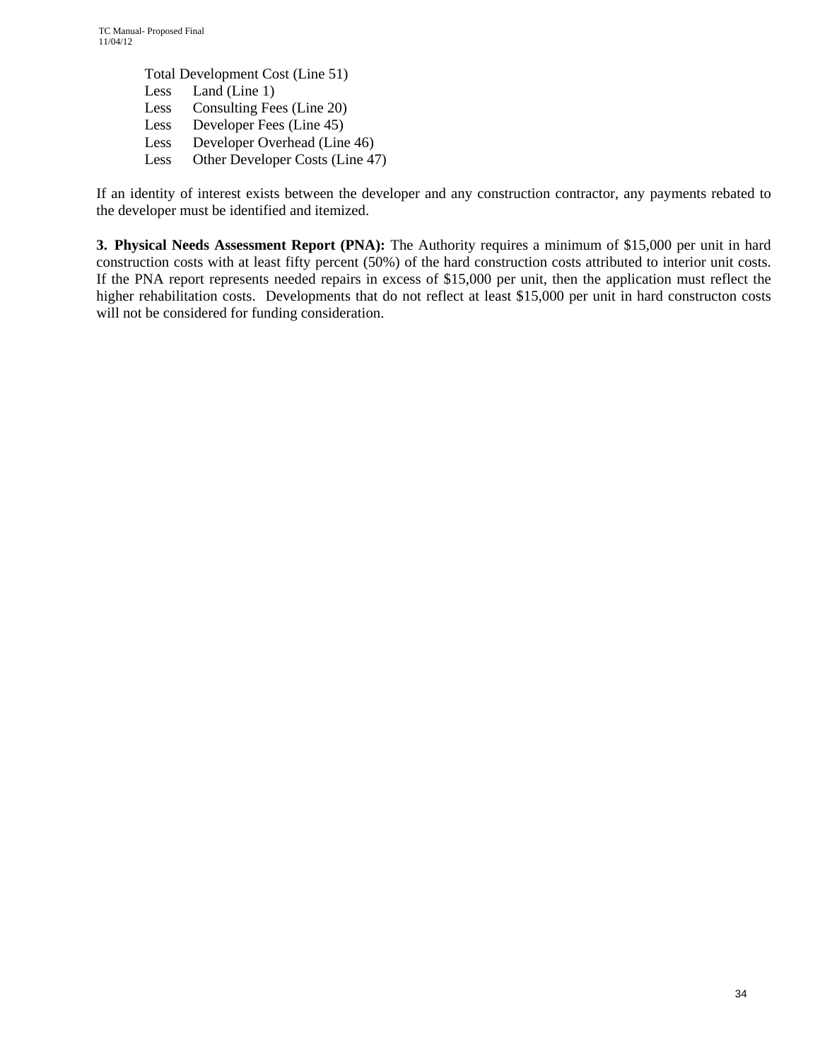Total Development Cost (Line 51)
Less Land (Line 1)
Less Consulting Fees (Line 20)
Less Developer Fees (Line 45)
Less Developer Overhead (Line 46)
Less Other Developer Costs (Line 47)

If an identity of interest exists between the developer and any construction contractor, any payments rebated to the developer must be identified and itemized.

**3. Physical Needs Assessment Report (PNA):** The Authority requires a minimum of $15,000 per unit in hard construction costs with at least fifty percent (50%) of the hard construction costs attributed to interior unit costs. If the PNA report represents needed repairs in excess of $15,000 per unit, then the application must reflect the higher rehabilitation costs. Developments that do not reflect at least $15,000 per unit in hard constructon costs will not be considered for funding consideration.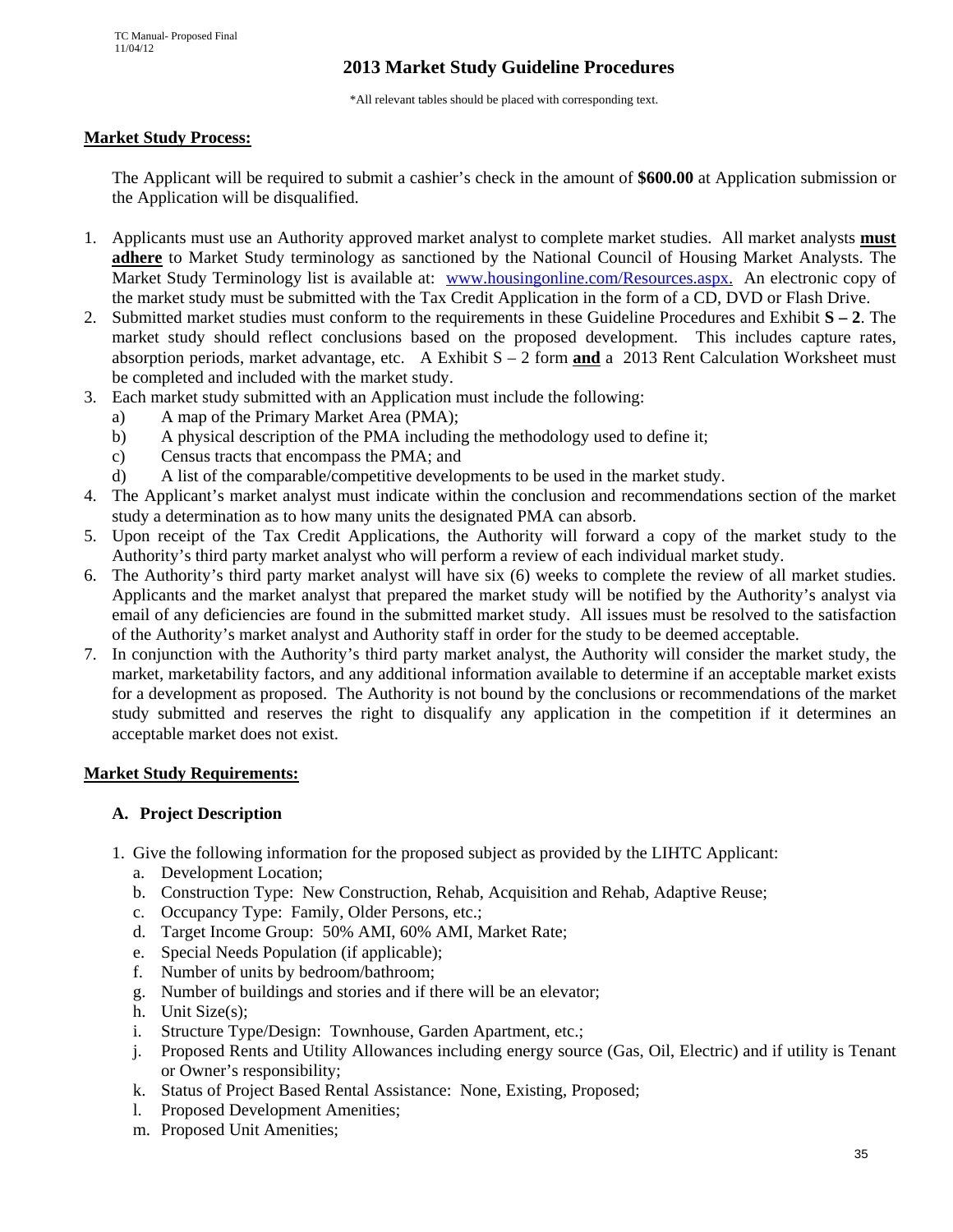## 2013 Market Study Guideline Procedures

*All relevant tables should be placed with corresponding text.

**Market Study Process:**

The Applicant will be required to submit a cashier's check in the amount of **$600.00** at Application submission or the Application will be disqualified.

1. Applicants must use an Authority approved market analyst to complete market studies. All market analysts **must adhere** to Market Study terminology as sanctioned by the National Council of Housing Market Analysts. The Market Study Terminology list is available at: www.housingonline.com/Resources.aspx. An electronic copy of the market study must be submitted with the Tax Credit Application in the form of a CD, DVD or Flash Drive.
2. Submitted market studies must conform to the requirements in these Guideline Procedures and Exhibit **S – 2**. The market study should reflect conclusions based on the proposed development. This includes capture rates, absorption periods, market advantage, etc. A Exhibit S – 2 form **and** a 2013 Rent Calculation Worksheet must be completed and included with the market study.
3. Each market study submitted with an Application must include the following:
   a) A map of the Primary Market Area (PMA);
   b) A physical description of the PMA including the methodology used to define it;
   c) Census tracts that encompass the PMA; and
   d) A list of the comparable/competitive developments to be used in the market study.
4. The Applicant's market analyst must indicate within the conclusion and recommendations section of the market study a determination as to how many units the designated PMA can absorb.
5. Upon receipt of the Tax Credit Applications, the Authority will forward a copy of the market study to the Authority's third party market analyst who will perform a review of each individual market study.
6. The Authority's third party market analyst will have six (6) weeks to complete the review of all market studies. Applicants and the market analyst that prepared the market study will be notified by the Authority's analyst via email of any deficiencies are found in the submitted market study. All issues must be resolved to the satisfaction of the Authority's market analyst and Authority staff in order for the study to be deemed acceptable.
7. In conjunction with the Authority's third party market analyst, the Authority will consider the market study, the market, marketability factors, and any additional information available to determine if an acceptable market exists for a development as proposed. The Authority is not bound by the conclusions or recommendations of the market study submitted and reserves the right to disqualify any application in the competition if it determines an acceptable market does not exist.

**Market Study Requirements:**

### A. Project Description

1. Give the following information for the proposed subject as provided by the LIHTC Applicant:
   a. Development Location;
   b. Construction Type: New Construction, Rehab, Acquisition and Rehab, Adaptive Reuse;
   c. Occupancy Type: Family, Older Persons, etc.;
   d. Target Income Group: 50% AMI, 60% AMI, Market Rate;
   e. Special Needs Population (if applicable);
   f. Number of units by bedroom/bathroom;
   g. Number of buildings and stories and if there will be an elevator;
   h. Unit Size(s);
   i. Structure Type/Design: Townhouse, Garden Apartment, etc.;
   j. Proposed Rents and Utility Allowances including energy source (Gas, Oil, Electric) and if utility is Tenant or Owner's responsibility;
   k. Status of Project Based Rental Assistance: None, Existing, Proposed;
   l. Proposed Development Amenities;
   m. Proposed Unit Amenities;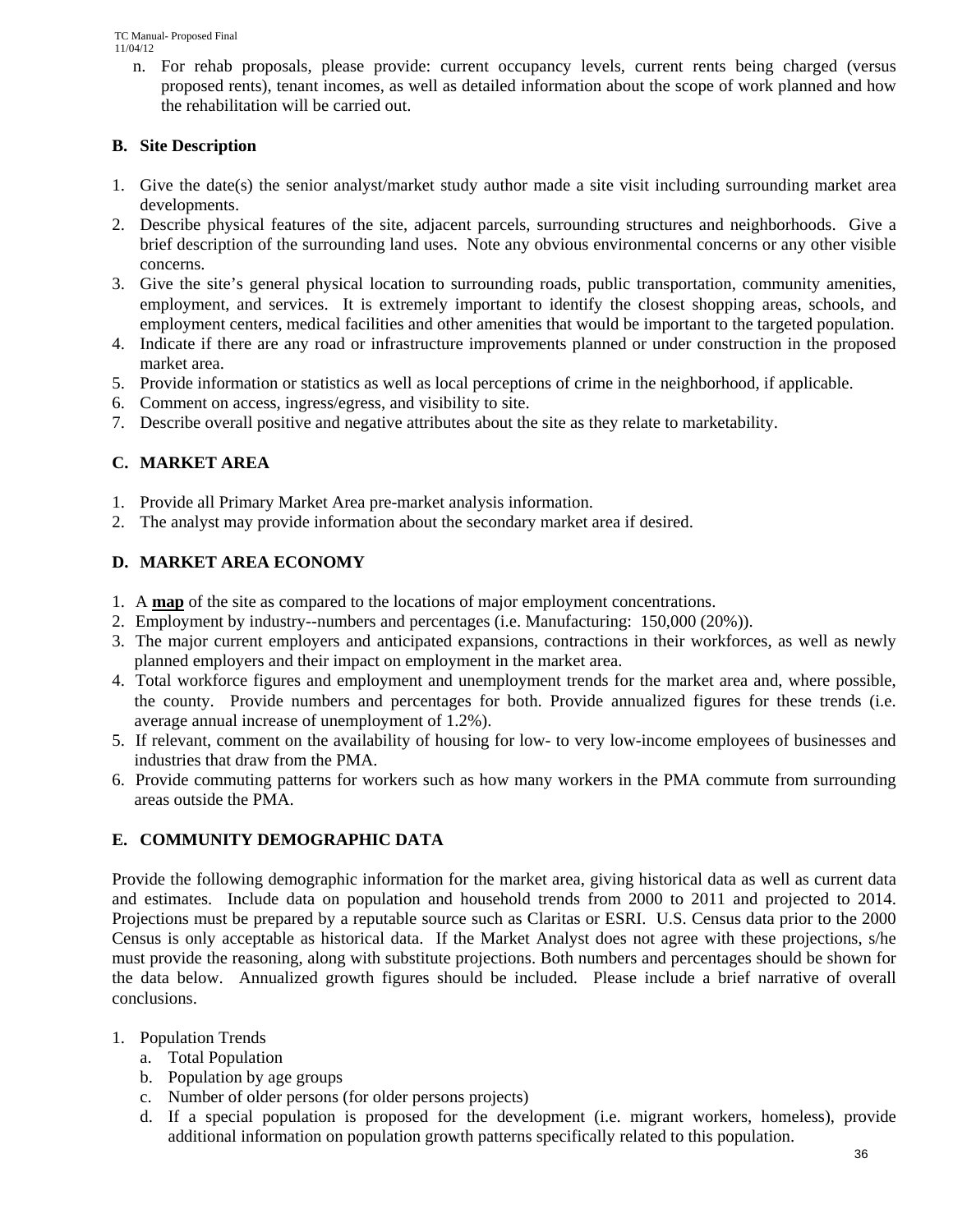n. For rehab proposals, please provide: current occupancy levels, current rents being charged (versus proposed rents), tenant incomes, as well as detailed information about the scope of work planned and how the rehabilitation will be carried out.

## B. Site Description

1. Give the date(s) the senior analyst/market study author made a site visit including surrounding market area developments.
2. Describe physical features of the site, adjacent parcels, surrounding structures and neighborhoods. Give a brief description of the surrounding land uses. Note any obvious environmental concerns or any other visible concerns.
3. Give the site's general physical location to surrounding roads, public transportation, community amenities, employment, and services. It is extremely important to identify the closest shopping areas, schools, and employment centers, medical facilities and other amenities that would be important to the targeted population.
4. Indicate if there are any road or infrastructure improvements planned or under construction in the proposed market area.
5. Provide information or statistics as well as local perceptions of crime in the neighborhood, if applicable.
6. Comment on access, ingress/egress, and visibility to site.
7. Describe overall positive and negative attributes about the site as they relate to marketability.

## C. MARKET AREA

1. Provide all Primary Market Area pre-market analysis information.
2. The analyst may provide information about the secondary market area if desired.

## D. MARKET AREA ECONOMY

1. A **map** of the site as compared to the locations of major employment concentrations.
2. Employment by industry--numbers and percentages (i.e. Manufacturing: 150,000 (20%)).
3. The major current employers and anticipated expansions, contractions in their workforces, as well as newly planned employers and their impact on employment in the market area.
4. Total workforce figures and employment and unemployment trends for the market area and, where possible, the county. Provide numbers and percentages for both. Provide annualized figures for these trends (i.e. average annual increase of unemployment of 1.2%).
5. If relevant, comment on the availability of housing for low- to very low-income employees of businesses and industries that draw from the PMA.
6. Provide commuting patterns for workers such as how many workers in the PMA commute from surrounding areas outside the PMA.

## E. COMMUNITY DEMOGRAPHIC DATA

Provide the following demographic information for the market area, giving historical data as well as current data and estimates. Include data on population and household trends from 2000 to 2011 and projected to 2014. Projections must be prepared by a reputable source such as Claritas or ESRI. U.S. Census data prior to the 2000 Census is only acceptable as historical data. If the Market Analyst does not agree with these projections, s/he must provide the reasoning, along with substitute projections. Both numbers and percentages should be shown for the data below. Annualized growth figures should be included. Please include a brief narrative of overall conclusions.

1. Population Trends
   a. Total Population
   b. Population by age groups
   c. Number of older persons (for older persons projects)
   d. If a special population is proposed for the development (i.e. migrant workers, homeless), provide additional information on population growth patterns specifically related to this population.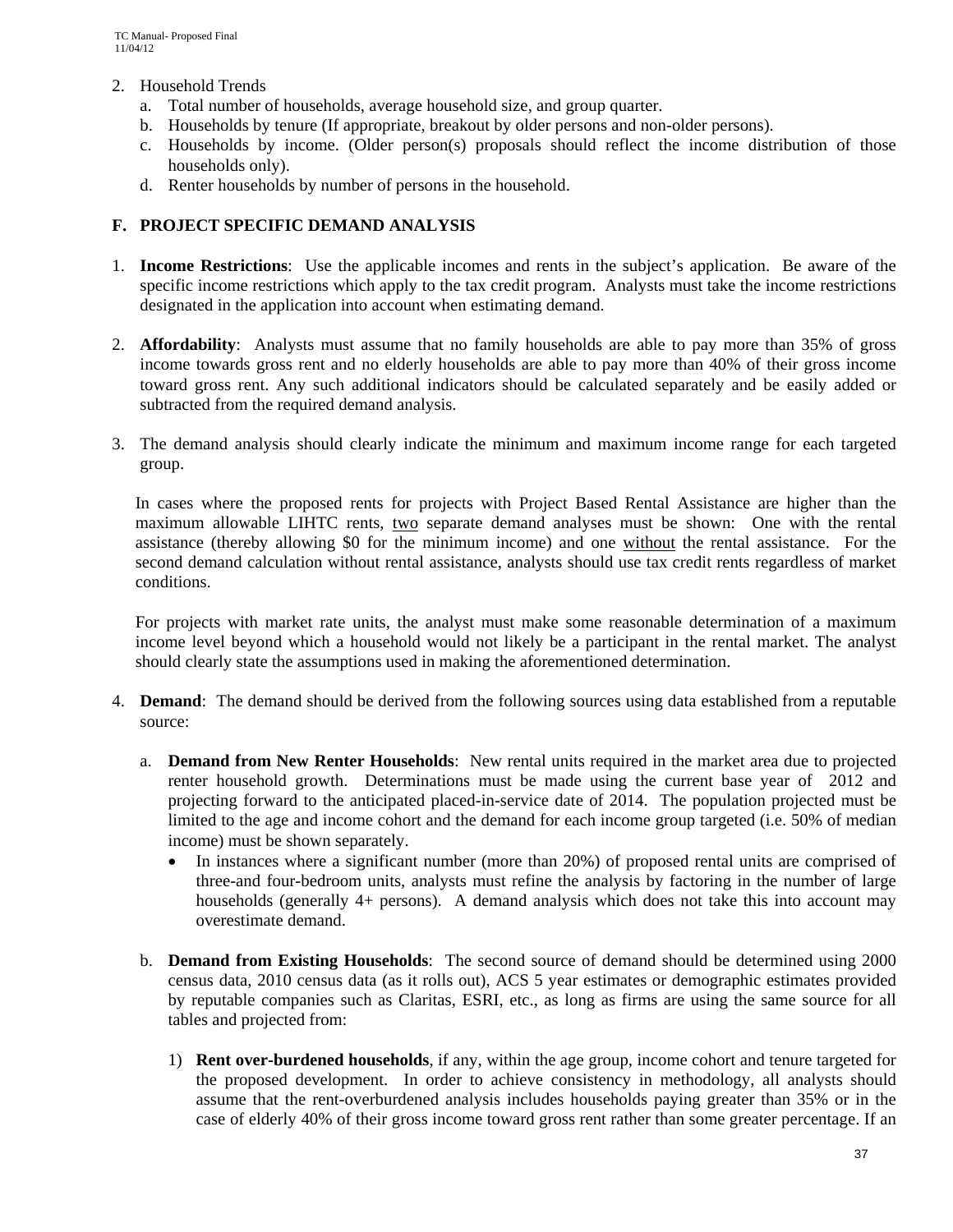2. Household Trends
   a. Total number of households, average household size, and group quarter.
   b. Households by tenure (If appropriate, breakout by older persons and non-older persons).
   c. Households by income. (Older person(s) proposals should reflect the income distribution of those households only).
   d. Renter households by number of persons in the household.

## F. PROJECT SPECIFIC DEMAND ANALYSIS

1. **Income Restrictions**: Use the applicable incomes and rents in the subject's application. Be aware of the specific income restrictions which apply to the tax credit program. Analysts must take the income restrictions designated in the application into account when estimating demand.

2. **Affordability**: Analysts must assume that no family households are able to pay more than 35% of gross income towards gross rent and no elderly households are able to pay more than 40% of their gross income toward gross rent. Any such additional indicators should be calculated separately and be easily added or subtracted from the required demand analysis.

3. The demand analysis should clearly indicate the minimum and maximum income range for each targeted group.

   In cases where the proposed rents for projects with Project Based Rental Assistance are higher than the maximum allowable LIHTC rents, two separate demand analyses must be shown: One with the rental assistance (thereby allowing $0 for the minimum income) and one without the rental assistance. For the second demand calculation without rental assistance, analysts should use tax credit rents regardless of market conditions.

   For projects with market rate units, the analyst must make some reasonable determination of a maximum income level beyond which a household would not likely be a participant in the rental market. The analyst should clearly state the assumptions used in making the aforementioned determination.

4. **Demand**: The demand should be derived from the following sources using data established from a reputable source:

   a. **Demand from New Renter Households**: New rental units required in the market area due to projected renter household growth. Determinations must be made using the current base year of 2012 and projecting forward to the anticipated placed-in-service date of 2014. The population projected must be limited to the age and income cohort and the demand for each income group targeted (i.e. 50% of median income) must be shown separately.
      - In instances where a significant number (more than 20%) of proposed rental units are comprised of three-and four-bedroom units, analysts must refine the analysis by factoring in the number of large households (generally 4+ persons). A demand analysis which does not take this into account may overestimate demand.

   b. **Demand from Existing Households**: The second source of demand should be determined using 2000 census data, 2010 census data (as it rolls out), ACS 5 year estimates or demographic estimates provided by reputable companies such as Claritas, ESRI, etc., as long as firms are using the same source for all tables and projected from:

      1) **Rent over-burdened households**, if any, within the age group, income cohort and tenure targeted for the proposed development. In order to achieve consistency in methodology, all analysts should assume that the rent-overburdened analysis includes households paying greater than 35% or in the case of elderly 40% of their gross income toward gross rent rather than some greater percentage. If an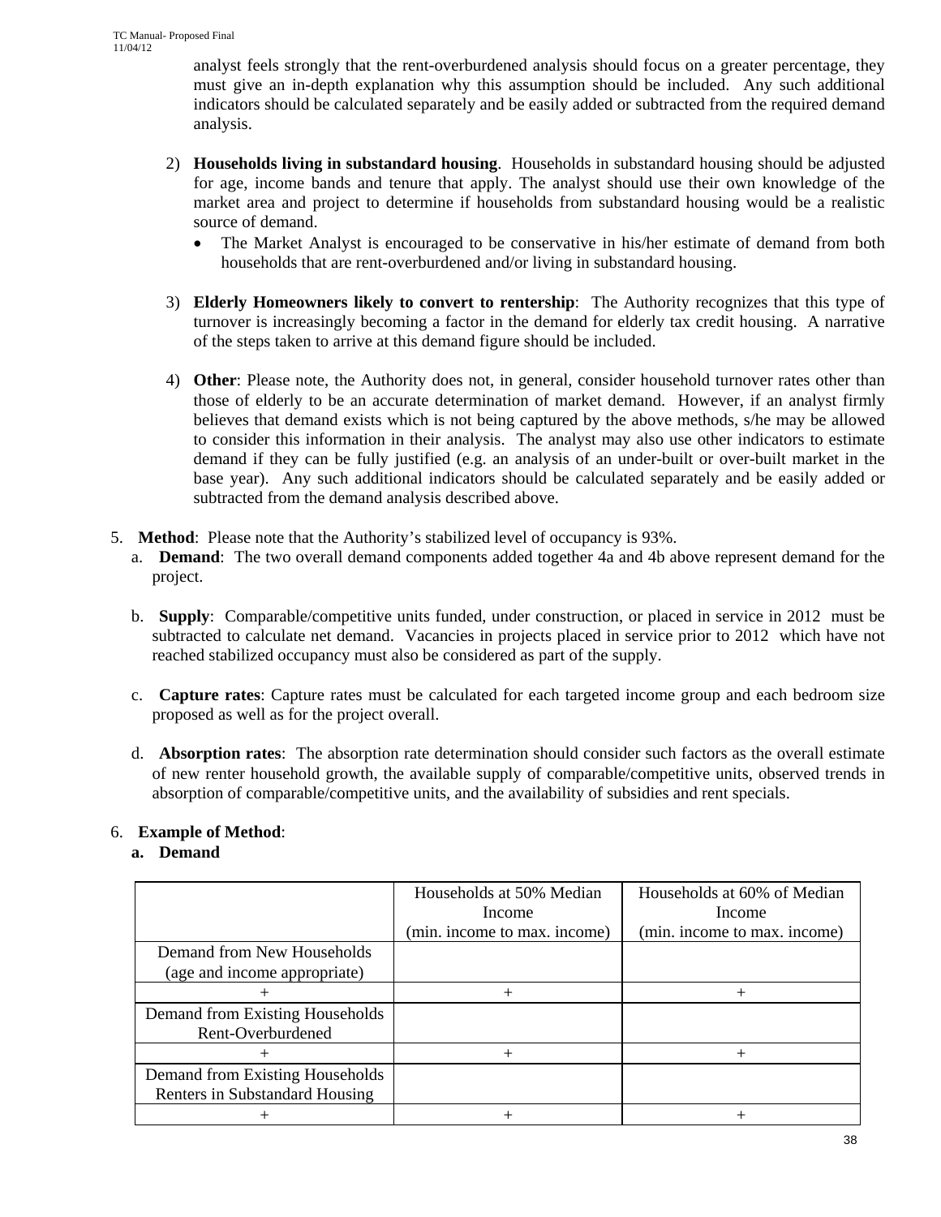analyst feels strongly that the rent-overburdened analysis should focus on a greater percentage, they must give an in-depth explanation why this assumption should be included. Any such additional indicators should be calculated separately and be easily added or subtracted from the required demand analysis.

2) **Households living in substandard housing**. Households in substandard housing should be adjusted for age, income bands and tenure that apply. The analyst should use their own knowledge of the market area and project to determine if households from substandard housing would be a realistic source of demand.
   - The Market Analyst is encouraged to be conservative in his/her estimate of demand from both households that are rent-overburdened and/or living in substandard housing.

3) **Elderly Homeowners likely to convert to rentership**: The Authority recognizes that this type of turnover is increasingly becoming a factor in the demand for elderly tax credit housing. A narrative of the steps taken to arrive at this demand figure should be included.

4) **Other**: Please note, the Authority does not, in general, consider household turnover rates other than those of elderly to be an accurate determination of market demand. However, if an analyst firmly believes that demand exists which is not being captured by the above methods, s/he may be allowed to consider this information in their analysis. The analyst may also use other indicators to estimate demand if they can be fully justified (e.g. an analysis of an under-built or over-built market in the base year). Any such additional indicators should be calculated separately and be easily added or subtracted from the demand analysis described above.

5. **Method**: Please note that the Authority's stabilized level of occupancy is 93%.
   a. **Demand**: The two overall demand components added together 4a and 4b above represent demand for the project.

   b. **Supply**: Comparable/competitive units funded, under construction, or placed in service in 2012 must be subtracted to calculate net demand. Vacancies in projects placed in service prior to 2012 which have not reached stabilized occupancy must also be considered as part of the supply.

   c. **Capture rates**: Capture rates must be calculated for each targeted income group and each bedroom size proposed as well as for the project overall.

   d. **Absorption rates**: The absorption rate determination should consider such factors as the overall estimate of new renter household growth, the available supply of comparable/competitive units, observed trends in absorption of comparable/competitive units, and the availability of subsidies and rent specials.

6. **Example of Method**:

   **a. Demand**

| | Households at 50% Median Income (min. income to max. income) | Households at 60% of Median Income (min. income to max. income) |
|---|---|---|
| Demand from New Households (age and income appropriate) | | |
| + | + | + |
| Demand from Existing Households Rent-Overburdened | | |
| + | + | + |
| Demand from Existing Households Renters in Substandard Housing | | |
| + | + | + |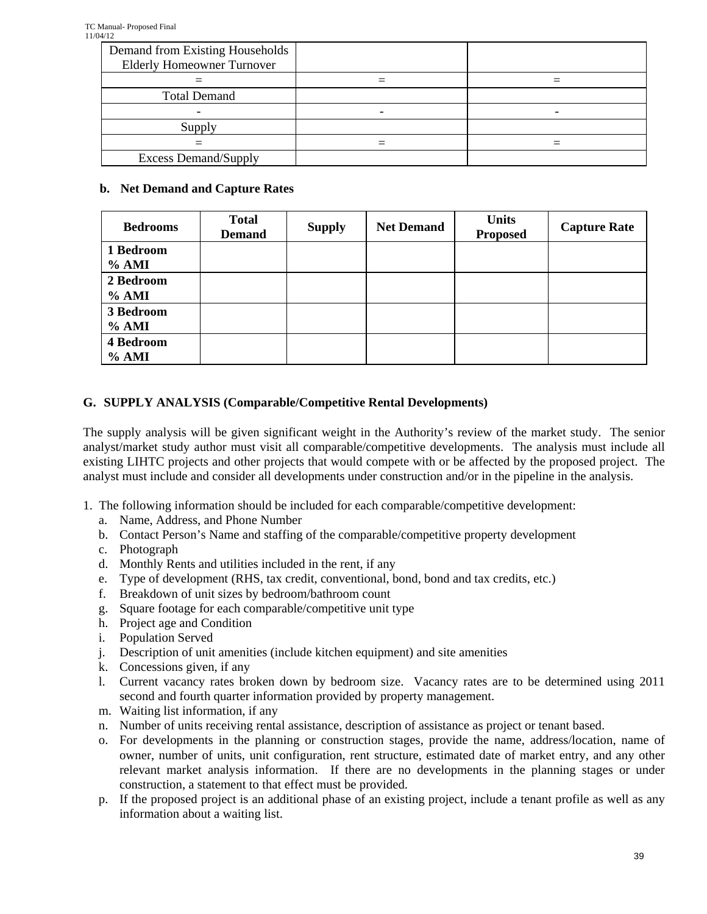| Demand from Existing Households Elderly Homeowner Turnover | | |
|---|---|---|
| = | = | = |
| Total Demand | | |
| - | - | - |
| Supply | | |
| = | = | = |
| Excess Demand/Supply | | |

**b. Net Demand and Capture Rates**

| Bedrooms | Total Demand | Supply | Net Demand | Units Proposed | Capture Rate |
|---|---|---|---|---|---|
| **1 Bedroom % AMI** | | | | | |
| **2 Bedroom % AMI** | | | | | |
| **3 Bedroom % AMI** | | | | | |
| **4 Bedroom % AMI** | | | | | |

## G. SUPPLY ANALYSIS (Comparable/Competitive Rental Developments)

The supply analysis will be given significant weight in the Authority's review of the market study. The senior analyst/market study author must visit all comparable/competitive developments. The analysis must include all existing LIHTC projects and other projects that would compete with or be affected by the proposed project. The analyst must include and consider all developments under construction and/or in the pipeline in the analysis.

1. The following information should be included for each comparable/competitive development:
   a. Name, Address, and Phone Number
   b. Contact Person's Name and staffing of the comparable/competitive property development
   c. Photograph
   d. Monthly Rents and utilities included in the rent, if any
   e. Type of development (RHS, tax credit, conventional, bond, bond and tax credits, etc.)
   f. Breakdown of unit sizes by bedroom/bathroom count
   g. Square footage for each comparable/competitive unit type
   h. Project age and Condition
   i. Population Served
   j. Description of unit amenities (include kitchen equipment) and site amenities
   k. Concessions given, if any
   l. Current vacancy rates broken down by bedroom size. Vacancy rates are to be determined using 2011 second and fourth quarter information provided by property management.
   m. Waiting list information, if any
   n. Number of units receiving rental assistance, description of assistance as project or tenant based.
   o. For developments in the planning or construction stages, provide the name, address/location, name of owner, number of units, unit configuration, rent structure, estimated date of market entry, and any other relevant market analysis information. If there are no developments in the planning stages or under construction, a statement to that effect must be provided.
   p. If the proposed project is an additional phase of an existing project, include a tenant profile as well as any information about a waiting list.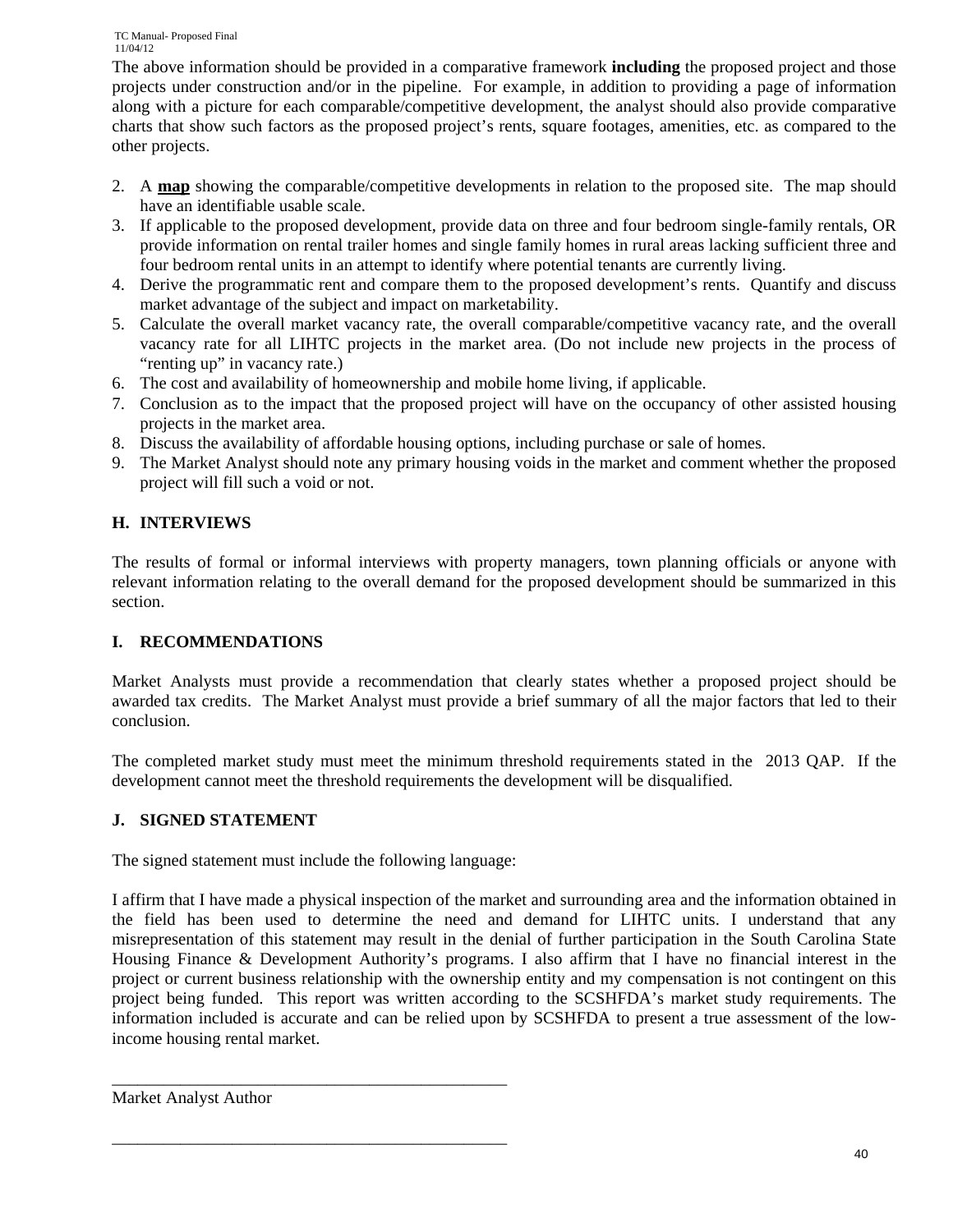The above information should be provided in a comparative framework **including** the proposed project and those projects under construction and/or in the pipeline. For example, in addition to providing a page of information along with a picture for each comparable/competitive development, the analyst should also provide comparative charts that show such factors as the proposed project's rents, square footages, amenities, etc. as compared to the other projects.

2. A **map** showing the comparable/competitive developments in relation to the proposed site. The map should have an identifiable usable scale.
3. If applicable to the proposed development, provide data on three and four bedroom single-family rentals, OR provide information on rental trailer homes and single family homes in rural areas lacking sufficient three and four bedroom rental units in an attempt to identify where potential tenants are currently living.
4. Derive the programmatic rent and compare them to the proposed development's rents. Quantify and discuss market advantage of the subject and impact on marketability.
5. Calculate the overall market vacancy rate, the overall comparable/competitive vacancy rate, and the overall vacancy rate for all LIHTC projects in the market area. (Do not include new projects in the process of "renting up" in vacancy rate.)
6. The cost and availability of homeownership and mobile home living, if applicable.
7. Conclusion as to the impact that the proposed project will have on the occupancy of other assisted housing projects in the market area.
8. Discuss the availability of affordable housing options, including purchase or sale of homes.
9. The Market Analyst should note any primary housing voids in the market and comment whether the proposed project will fill such a void or not.

## H. INTERVIEWS

The results of formal or informal interviews with property managers, town planning officials or anyone with relevant information relating to the overall demand for the proposed development should be summarized in this section.

## I. RECOMMENDATIONS

Market Analysts must provide a recommendation that clearly states whether a proposed project should be awarded tax credits. The Market Analyst must provide a brief summary of all the major factors that led to their conclusion.

The completed market study must meet the minimum threshold requirements stated in the 2013 QAP. If the development cannot meet the threshold requirements the development will be disqualified.

## J. SIGNED STATEMENT

The signed statement must include the following language:

I affirm that I have made a physical inspection of the market and surrounding area and the information obtained in the field has been used to determine the need and demand for LIHTC units. I understand that any misrepresentation of this statement may result in the denial of further participation in the South Carolina State Housing Finance & Development Authority's programs. I also affirm that I have no financial interest in the project or current business relationship with the ownership entity and my compensation is not contingent on this project being funded. This report was written according to the SCSHFDA's market study requirements. The information included is accurate and can be relied upon by SCSHFDA to present a true assessment of the low-income housing rental market.

\_\_\_\_\_\_\_\_\_\_\_\_\_\_\_\_\_\_\_\_\_\_\_\_\_\_\_\_\_\_\_\_\_\_\_\_\_\_\_\_\_\_\_\_\_\_\_\_

Market Analyst Author

\_\_\_\_\_\_\_\_\_\_\_\_\_\_\_\_\_\_\_\_\_\_\_\_\_\_\_\_\_\_\_\_\_\_\_\_\_\_\_\_\_\_\_\_\_\_\_\_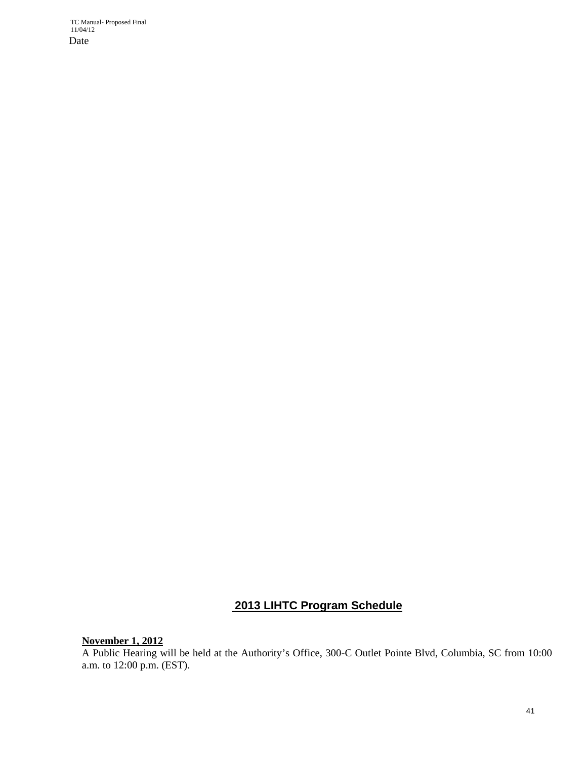Date

## 2013 LIHTC Program Schedule

**November 1, 2012**
A Public Hearing will be held at the Authority's Office, 300-C Outlet Pointe Blvd, Columbia, SC from 10:00 a.m. to 12:00 p.m. (EST).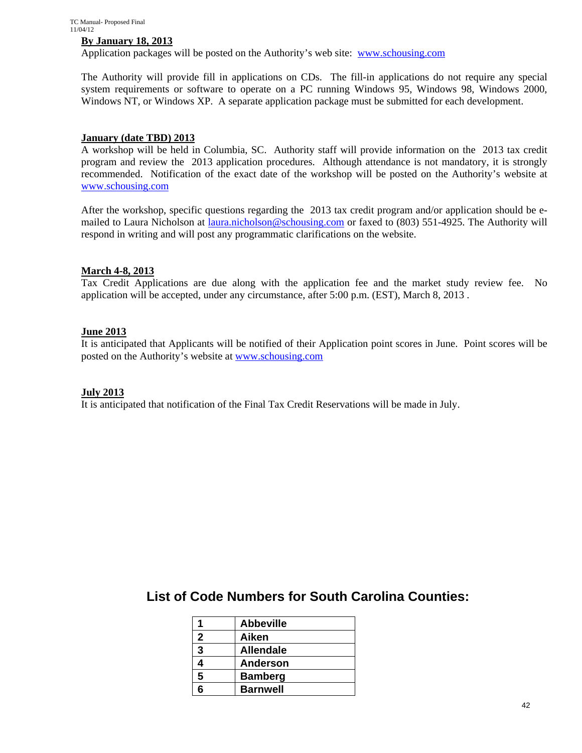**By January 18, 2013**

Application packages will be posted on the Authority's web site: www.schousing.com

The Authority will provide fill in applications on CDs. The fill-in applications do not require any special system requirements or software to operate on a PC running Windows 95, Windows 98, Windows 2000, Windows NT, or Windows XP. A separate application package must be submitted for each development.

**January (date TBD) 2013**

A workshop will be held in Columbia, SC. Authority staff will provide information on the 2013 tax credit program and review the 2013 application procedures. Although attendance is not mandatory, it is strongly recommended. Notification of the exact date of the workshop will be posted on the Authority's website at www.schousing.com

After the workshop, specific questions regarding the 2013 tax credit program and/or application should be e-mailed to Laura Nicholson at laura.nicholson@schousing.com or faxed to (803) 551-4925. The Authority will respond in writing and will post any programmatic clarifications on the website.

**March 4-8, 2013**

Tax Credit Applications are due along with the application fee and the market study review fee. No application will be accepted, under any circumstance, after 5:00 p.m. (EST), March 8, 2013 .

**June 2013**

It is anticipated that Applicants will be notified of their Application point scores in June. Point scores will be posted on the Authority's website at www.schousing.com

**July 2013**

It is anticipated that notification of the Final Tax Credit Reservations will be made in July.

## List of Code Numbers for South Carolina Counties:

| | |
|---|---|
| **1** | **Abbeville** |
| **2** | **Aiken** |
| **3** | **Allendale** |
| **4** | **Anderson** |
| **5** | **Bamberg** |
| **6** | **Barnwell** |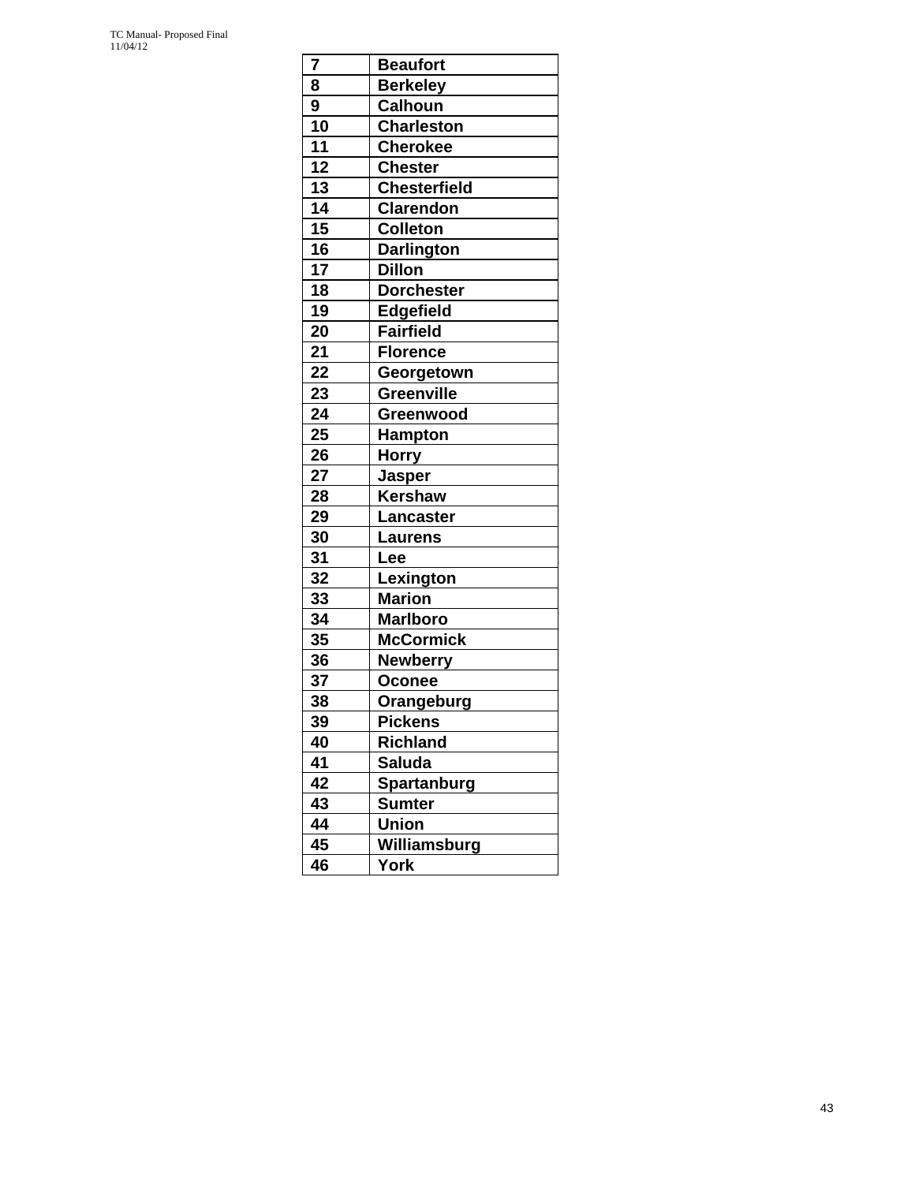| | |
|---|---|
| 7 | Beaufort |
| 8 | Berkeley |
| 9 | Calhoun |
| 10 | Charleston |
| 11 | Cherokee |
| 12 | Chester |
| 13 | Chesterfield |
| 14 | Clarendon |
| 15 | Colleton |
| 16 | Darlington |
| 17 | Dillon |
| 18 | Dorchester |
| 19 | Edgefield |
| 20 | Fairfield |
| 21 | Florence |
| 22 | Georgetown |
| 23 | Greenville |
| 24 | Greenwood |
| 25 | Hampton |
| 26 | Horry |
| 27 | Jasper |
| 28 | Kershaw |
| 29 | Lancaster |
| 30 | Laurens |
| 31 | Lee |
| 32 | Lexington |
| 33 | Marion |
| 34 | Marlboro |
| 35 | McCormick |
| 36 | Newberry |
| 37 | Oconee |
| 38 | Orangeburg |
| 39 | Pickens |
| 40 | Richland |
| 41 | Saluda |
| 42 | Spartanburg |
| 43 | Sumter |
| 44 | Union |
| 45 | Williamsburg |
| 46 | York |